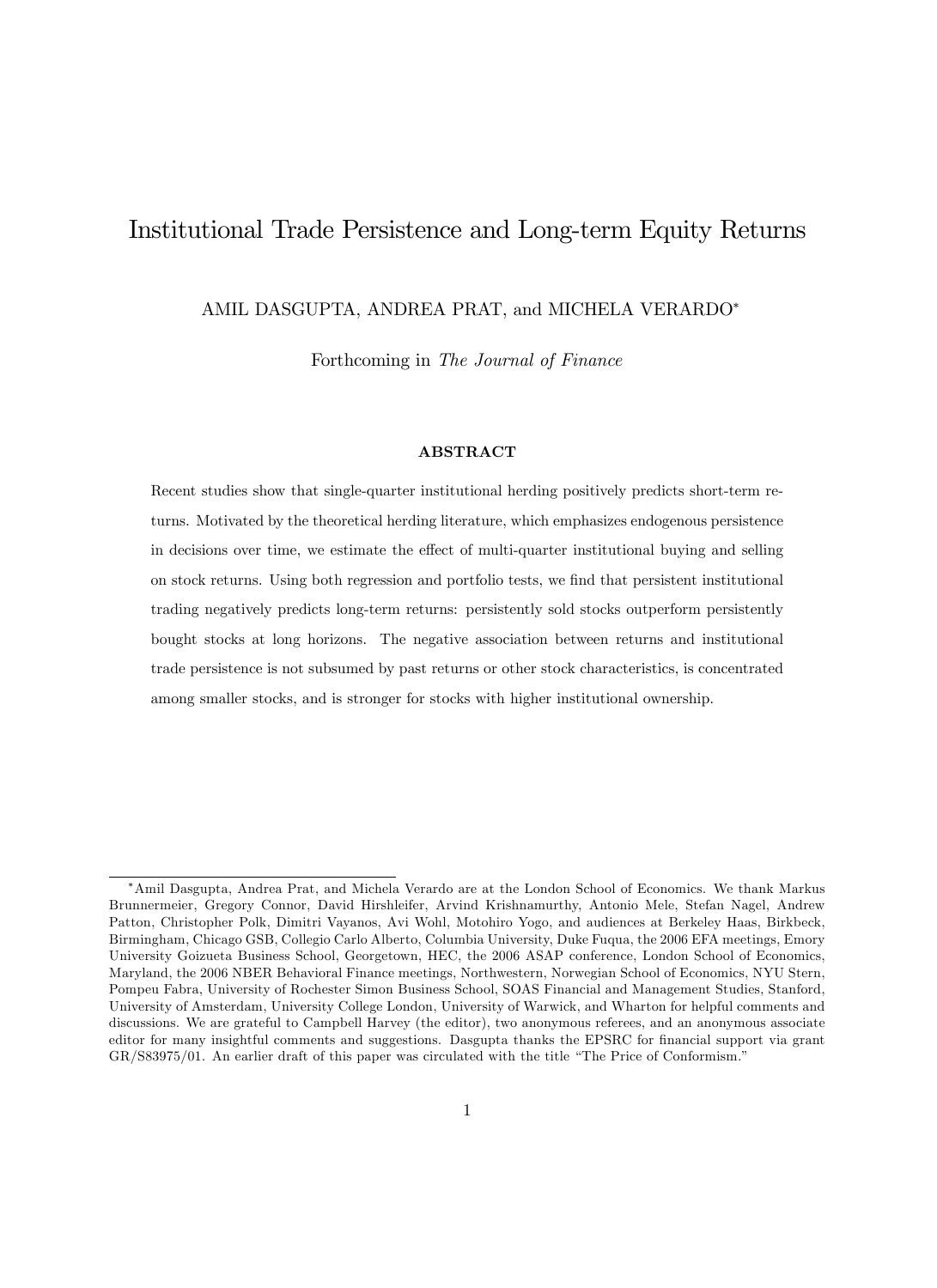# Institutional Trade Persistence and Long-term Equity Returns

AMIL DASGUPTA, ANDREA PRAT, and MICHELA VERARDO*

Forthcoming in *The Journal of Finance*

**ABSTRACT**

Recent studies show that single-quarter institutional herding positively predicts short-term returns. Motivated by the theoretical herding literature, which emphasizes endogenous persistence in decisions over time, we estimate the effect of multi-quarter institutional buying and selling on stock returns. Using both regression and portfolio tests, we find that persistent institutional trading negatively predicts long-term returns: persistently sold stocks outperform persistently bought stocks at long horizons. The negative association between returns and institutional trade persistence is not subsumed by past returns or other stock characteristics, is concentrated among smaller stocks, and is stronger for stocks with higher institutional ownership.

---

*Amil Dasgupta, Andrea Prat, and Michela Verardo are at the London School of Economics. We thank Markus Brunnermeier, Gregory Connor, David Hirshleifer, Arvind Krishnamurthy, Antonio Mele, Stefan Nagel, Andrew Patton, Christopher Polk, Dimitri Vayanos, Avi Wohl, Motohiro Yogo, and audiences at Berkeley Haas, Birkbeck, Birmingham, Chicago GSB, Collegio Carlo Alberto, Columbia University, Duke Fuqua, the 2006 EFA meetings, Emory University Goizueta Business School, Georgetown, HEC, the 2006 ASAP conference, London School of Economics, Maryland, the 2006 NBER Behavioral Finance meetings, Northwestern, Norwegian School of Economics, NYU Stern, Pompeu Fabra, University of Rochester Simon Business School, SOAS Financial and Management Studies, Stanford, University of Amsterdam, University College London, University of Warwick, and Wharton for helpful comments and discussions. We are grateful to Campbell Harvey (the editor), two anonymous referees, and an anonymous associate editor for many insightful comments and suggestions. Dasgupta thanks the EPSRC for financial support via grant GR/S83975/01. An earlier draft of this paper was circulated with the title "The Price of Conformism."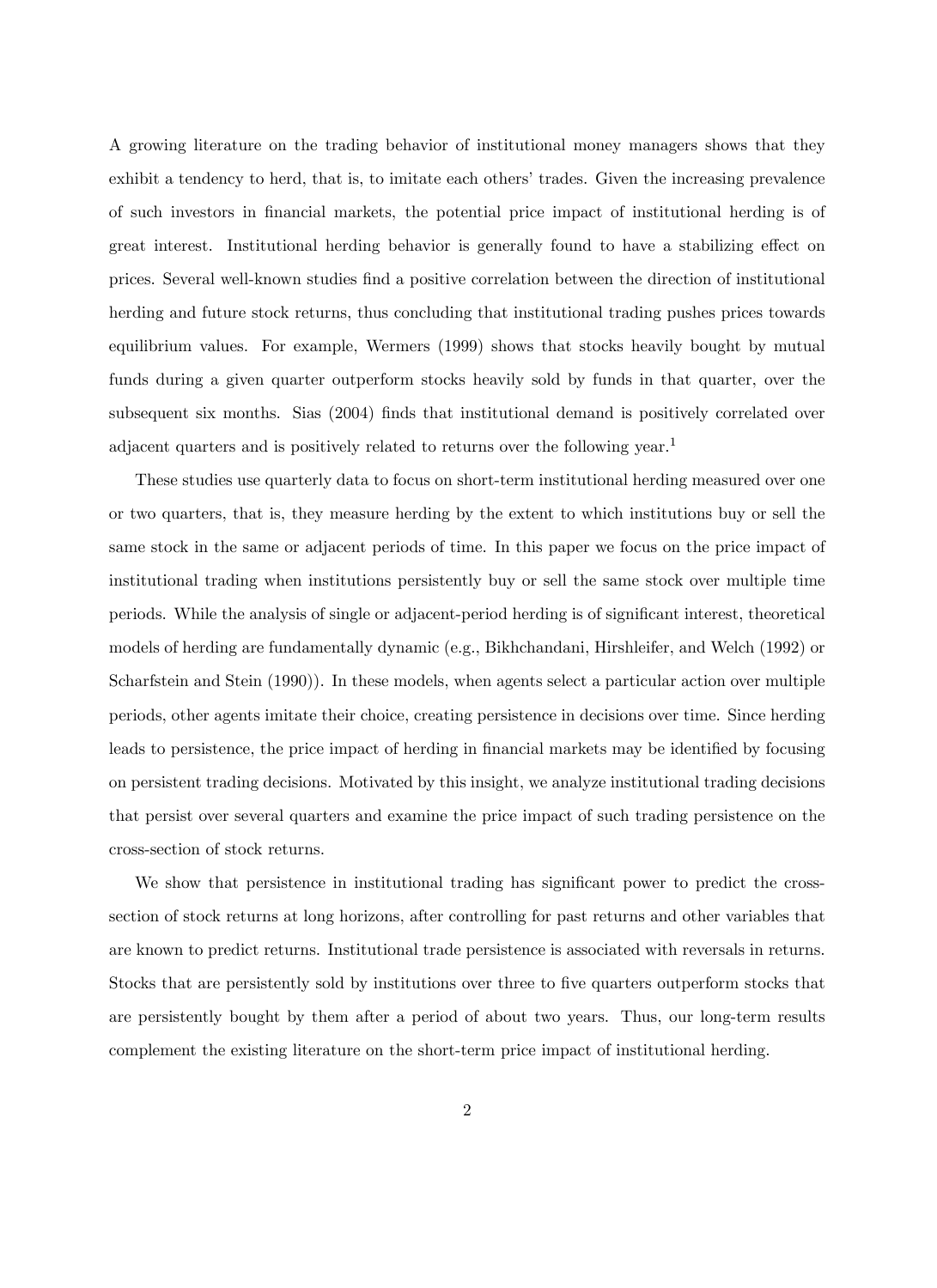A growing literature on the trading behavior of institutional money managers shows that they exhibit a tendency to herd, that is, to imitate each others' trades. Given the increasing prevalence of such investors in financial markets, the potential price impact of institutional herding is of great interest. Institutional herding behavior is generally found to have a stabilizing effect on prices. Several well-known studies find a positive correlation between the direction of institutional herding and future stock returns, thus concluding that institutional trading pushes prices towards equilibrium values. For example, Wermers (1999) shows that stocks heavily bought by mutual funds during a given quarter outperform stocks heavily sold by funds in that quarter, over the subsequent six months. Sias (2004) finds that institutional demand is positively correlated over adjacent quarters and is positively related to returns over the following year.[1]

These studies use quarterly data to focus on short-term institutional herding measured over one or two quarters, that is, they measure herding by the extent to which institutions buy or sell the same stock in the same or adjacent periods of time. In this paper we focus on the price impact of institutional trading when institutions persistently buy or sell the same stock over multiple time periods. While the analysis of single or adjacent-period herding is of significant interest, theoretical models of herding are fundamentally dynamic (e.g., Bikhchandani, Hirshleifer, and Welch (1992) or Scharfstein and Stein (1990)). In these models, when agents select a particular action over multiple periods, other agents imitate their choice, creating persistence in decisions over time. Since herding leads to persistence, the price impact of herding in financial markets may be identified by focusing on persistent trading decisions. Motivated by this insight, we analyze institutional trading decisions that persist over several quarters and examine the price impact of such trading persistence on the cross-section of stock returns.

We show that persistence in institutional trading has significant power to predict the cross-section of stock returns at long horizons, after controlling for past returns and other variables that are known to predict returns. Institutional trade persistence is associated with reversals in returns. Stocks that are persistently sold by institutions over three to five quarters outperform stocks that are persistently bought by them after a period of about two years. Thus, our long-term results complement the existing literature on the short-term price impact of institutional herding.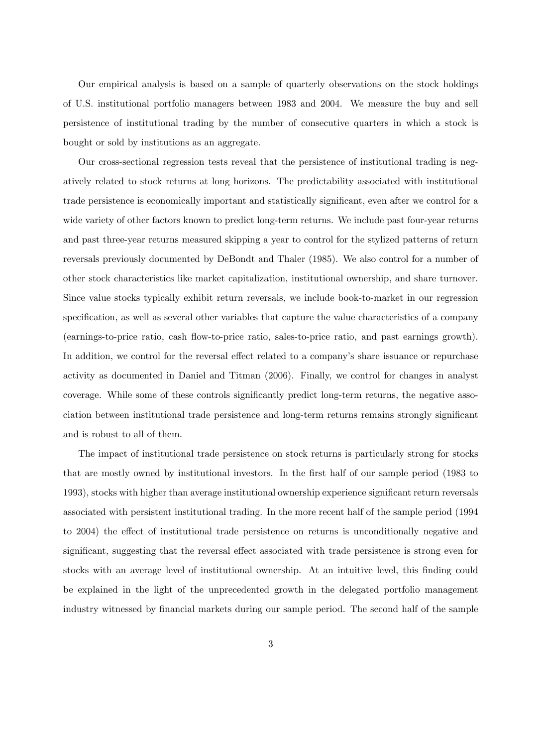Our empirical analysis is based on a sample of quarterly observations on the stock holdings of U.S. institutional portfolio managers between 1983 and 2004. We measure the buy and sell persistence of institutional trading by the number of consecutive quarters in which a stock is bought or sold by institutions as an aggregate.

Our cross-sectional regression tests reveal that the persistence of institutional trading is negatively related to stock returns at long horizons. The predictability associated with institutional trade persistence is economically important and statistically significant, even after we control for a wide variety of other factors known to predict long-term returns. We include past four-year returns and past three-year returns measured skipping a year to control for the stylized patterns of return reversals previously documented by DeBondt and Thaler (1985). We also control for a number of other stock characteristics like market capitalization, institutional ownership, and share turnover. Since value stocks typically exhibit return reversals, we include book-to-market in our regression specification, as well as several other variables that capture the value characteristics of a company (earnings-to-price ratio, cash flow-to-price ratio, sales-to-price ratio, and past earnings growth). In addition, we control for the reversal effect related to a company's share issuance or repurchase activity as documented in Daniel and Titman (2006). Finally, we control for changes in analyst coverage. While some of these controls significantly predict long-term returns, the negative association between institutional trade persistence and long-term returns remains strongly significant and is robust to all of them.

The impact of institutional trade persistence on stock returns is particularly strong for stocks that are mostly owned by institutional investors. In the first half of our sample period (1983 to 1993), stocks with higher than average institutional ownership experience significant return reversals associated with persistent institutional trading. In the more recent half of the sample period (1994 to 2004) the effect of institutional trade persistence on returns is unconditionally negative and significant, suggesting that the reversal effect associated with trade persistence is strong even for stocks with an average level of institutional ownership. At an intuitive level, this finding could be explained in the light of the unprecedented growth in the delegated portfolio management industry witnessed by financial markets during our sample period. The second half of the sample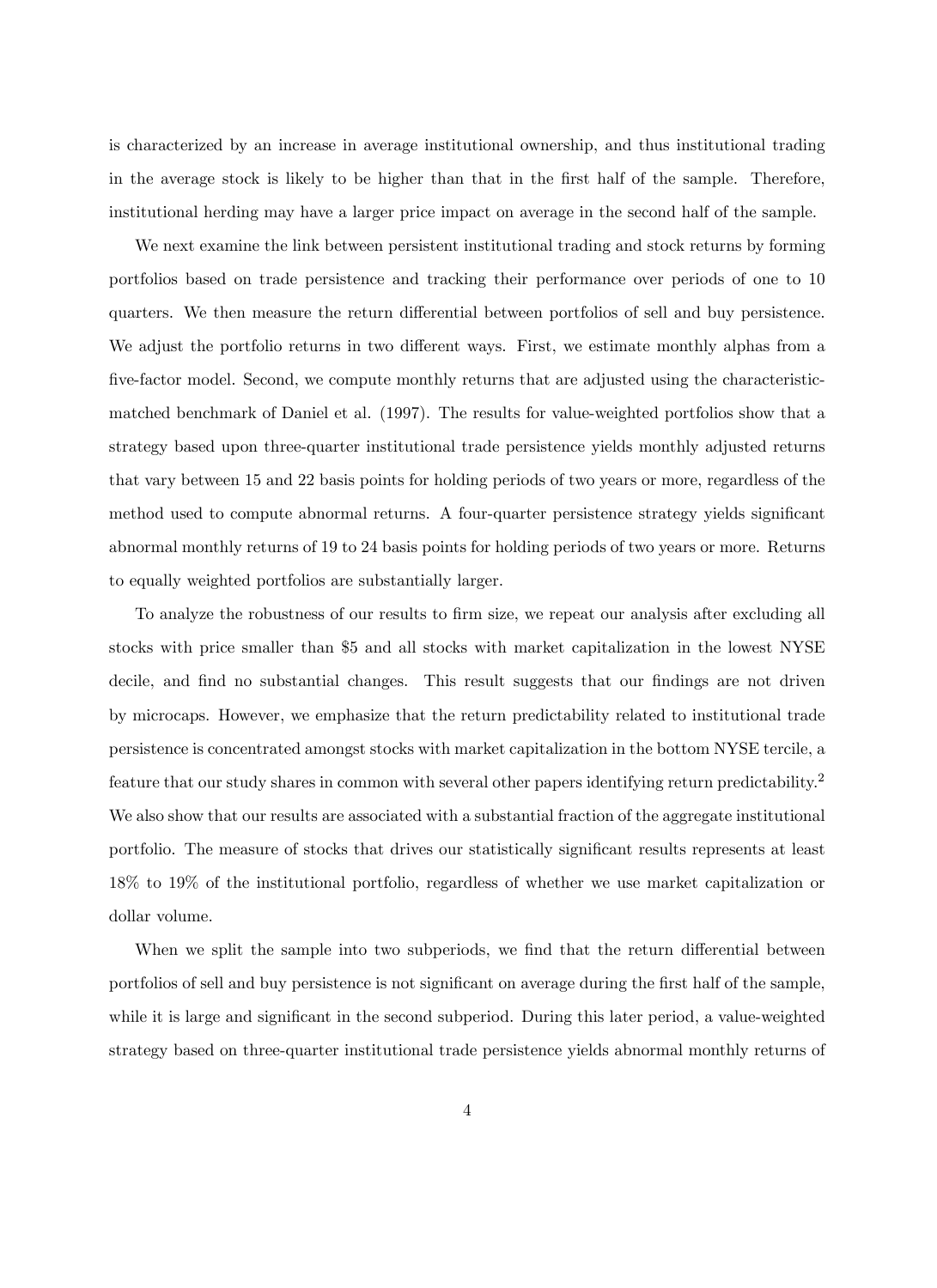is characterized by an increase in average institutional ownership, and thus institutional trading in the average stock is likely to be higher than that in the first half of the sample. Therefore, institutional herding may have a larger price impact on average in the second half of the sample.

We next examine the link between persistent institutional trading and stock returns by forming portfolios based on trade persistence and tracking their performance over periods of one to 10 quarters. We then measure the return differential between portfolios of sell and buy persistence. We adjust the portfolio returns in two different ways. First, we estimate monthly alphas from a five-factor model. Second, we compute monthly returns that are adjusted using the characteristic-matched benchmark of Daniel et al. (1997). The results for value-weighted portfolios show that a strategy based upon three-quarter institutional trade persistence yields monthly adjusted returns that vary between 15 and 22 basis points for holding periods of two years or more, regardless of the method used to compute abnormal returns. A four-quarter persistence strategy yields significant abnormal monthly returns of 19 to 24 basis points for holding periods of two years or more. Returns to equally weighted portfolios are substantially larger.

To analyze the robustness of our results to firm size, we repeat our analysis after excluding all stocks with price smaller than \$5 and all stocks with market capitalization in the lowest NYSE decile, and find no substantial changes. This result suggests that our findings are not driven by microcaps. However, we emphasize that the return predictability related to institutional trade persistence is concentrated amongst stocks with market capitalization in the bottom NYSE tercile, a feature that our study shares in common with several other papers identifying return predictability.[2] We also show that our results are associated with a substantial fraction of the aggregate institutional portfolio. The measure of stocks that drives our statistically significant results represents at least 18% to 19% of the institutional portfolio, regardless of whether we use market capitalization or dollar volume.

When we split the sample into two subperiods, we find that the return differential between portfolios of sell and buy persistence is not significant on average during the first half of the sample, while it is large and significant in the second subperiod. During this later period, a value-weighted strategy based on three-quarter institutional trade persistence yields abnormal monthly returns of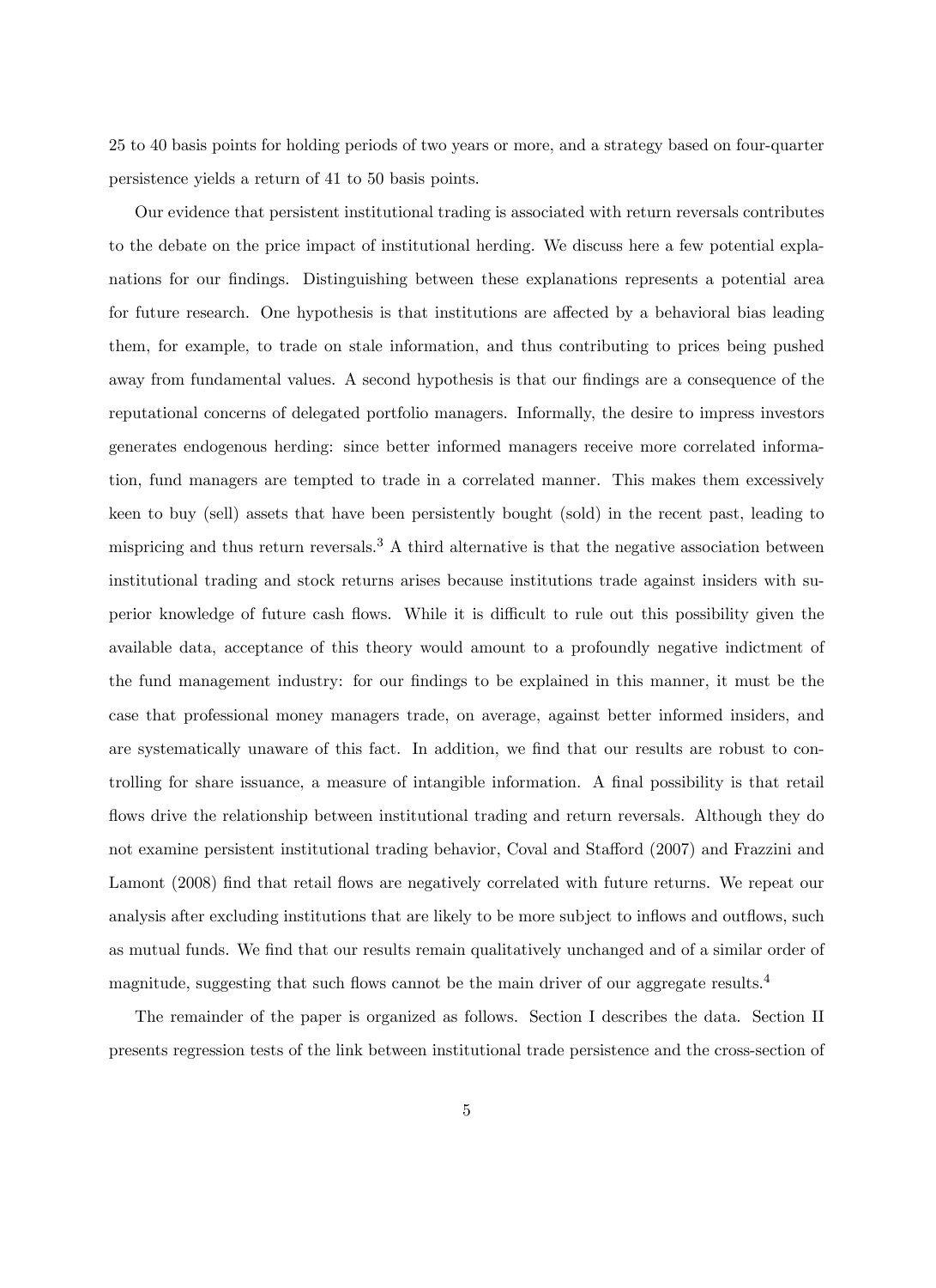25 to 40 basis points for holding periods of two years or more, and a strategy based on four-quarter persistence yields a return of 41 to 50 basis points.

Our evidence that persistent institutional trading is associated with return reversals contributes to the debate on the price impact of institutional herding. We discuss here a few potential explanations for our findings. Distinguishing between these explanations represents a potential area for future research. One hypothesis is that institutions are affected by a behavioral bias leading them, for example, to trade on stale information, and thus contributing to prices being pushed away from fundamental values. A second hypothesis is that our findings are a consequence of the reputational concerns of delegated portfolio managers. Informally, the desire to impress investors generates endogenous herding: since better informed managers receive more correlated information, fund managers are tempted to trade in a correlated manner. This makes them excessively keen to buy (sell) assets that have been persistently bought (sold) in the recent past, leading to mispricing and thus return reversals.[3] A third alternative is that the negative association between institutional trading and stock returns arises because institutions trade against insiders with superior knowledge of future cash flows. While it is difficult to rule out this possibility given the available data, acceptance of this theory would amount to a profoundly negative indictment of the fund management industry: for our findings to be explained in this manner, it must be the case that professional money managers trade, on average, against better informed insiders, and are systematically unaware of this fact. In addition, we find that our results are robust to controlling for share issuance, a measure of intangible information. A final possibility is that retail flows drive the relationship between institutional trading and return reversals. Although they do not examine persistent institutional trading behavior, Coval and Stafford (2007) and Frazzini and Lamont (2008) find that retail flows are negatively correlated with future returns. We repeat our analysis after excluding institutions that are likely to be more subject to inflows and outflows, such as mutual funds. We find that our results remain qualitatively unchanged and of a similar order of magnitude, suggesting that such flows cannot be the main driver of our aggregate results.[4]

The remainder of the paper is organized as follows. Section I describes the data. Section II presents regression tests of the link between institutional trade persistence and the cross-section of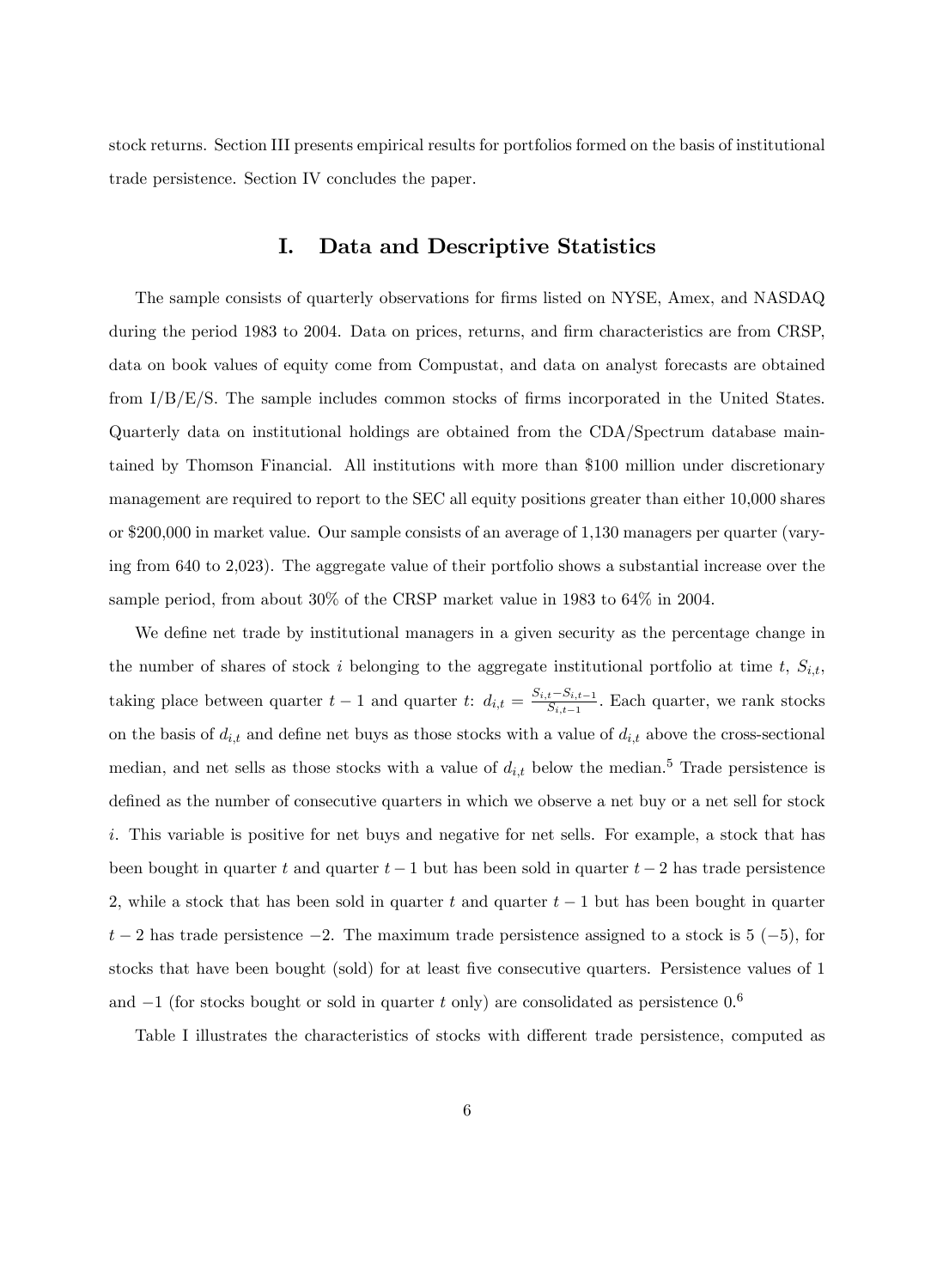stock returns. Section III presents empirical results for portfolios formed on the basis of institutional trade persistence. Section IV concludes the paper.

# I. Data and Descriptive Statistics

The sample consists of quarterly observations for firms listed on NYSE, Amex, and NASDAQ during the period 1983 to 2004. Data on prices, returns, and firm characteristics are from CRSP, data on book values of equity come from Compustat, and data on analyst forecasts are obtained from I/B/E/S. The sample includes common stocks of firms incorporated in the United States. Quarterly data on institutional holdings are obtained from the CDA/Spectrum database maintained by Thomson Financial. All institutions with more than \$100 million under discretionary management are required to report to the SEC all equity positions greater than either 10,000 shares or \$200,000 in market value. Our sample consists of an average of 1,130 managers per quarter (varying from 640 to 2,023). The aggregate value of their portfolio shows a substantial increase over the sample period, from about 30% of the CRSP market value in 1983 to 64% in 2004.

We define net trade by institutional managers in a given security as the percentage change in the number of shares of stock $i$ belonging to the aggregate institutional portfolio at time $t$, $S_{i,t}$, taking place between quarter $t-1$ and quarter $t$: $d_{i,t} = \frac{S_{i,t} - S_{i,t-1}}{S_{i,t-1}}$. Each quarter, we rank stocks on the basis of $d_{i,t}$ and define net buys as those stocks with a value of $d_{i,t}$ above the cross-sectional median, and net sells as those stocks with a value of $d_{i,t}$ below the median.[5] Trade persistence is defined as the number of consecutive quarters in which we observe a net buy or a net sell for stock $i$. This variable is positive for net buys and negative for net sells. For example, a stock that has been bought in quarter $t$ and quarter $t-1$ but has been sold in quarter $t-2$ has trade persistence 2, while a stock that has been sold in quarter $t$ and quarter $t-1$ but has been bought in quarter $t-2$ has trade persistence $-2$. The maximum trade persistence assigned to a stock is 5 ($-5$), for stocks that have been bought (sold) for at least five consecutive quarters. Persistence values of 1 and $-1$ (for stocks bought or sold in quarter $t$ only) are consolidated as persistence 0.[6]

Table I illustrates the characteristics of stocks with different trade persistence, computed as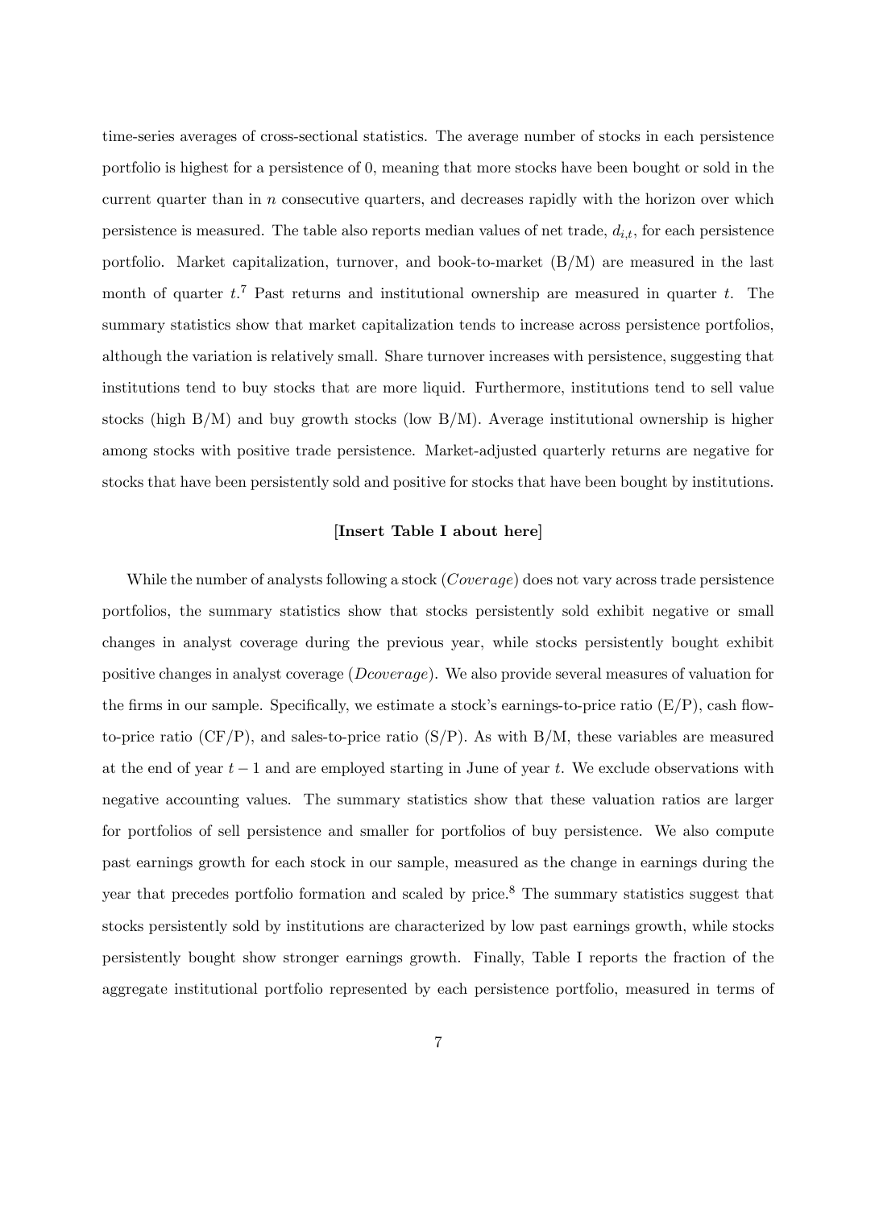time-series averages of cross-sectional statistics. The average number of stocks in each persistence portfolio is highest for a persistence of 0, meaning that more stocks have been bought or sold in the current quarter than in $n$ consecutive quarters, and decreases rapidly with the horizon over which persistence is measured. The table also reports median values of net trade, $d_{i,t}$, for each persistence portfolio. Market capitalization, turnover, and book-to-market (B/M) are measured in the last month of quarter $t$.[7] Past returns and institutional ownership are measured in quarter $t$. The summary statistics show that market capitalization tends to increase across persistence portfolios, although the variation is relatively small. Share turnover increases with persistence, suggesting that institutions tend to buy stocks that are more liquid. Furthermore, institutions tend to sell value stocks (high B/M) and buy growth stocks (low B/M). Average institutional ownership is higher among stocks with positive trade persistence. Market-adjusted quarterly returns are negative for stocks that have been persistently sold and positive for stocks that have been bought by institutions.

**[Insert Table I about here]**

While the number of analysts following a stock (*Coverage*) does not vary across trade persistence portfolios, the summary statistics show that stocks persistently sold exhibit negative or small changes in analyst coverage during the previous year, while stocks persistently bought exhibit positive changes in analyst coverage (*Dcoverage*). We also provide several measures of valuation for the firms in our sample. Specifically, we estimate a stock's earnings-to-price ratio (E/P), cash flow-to-price ratio (CF/P), and sales-to-price ratio (S/P). As with B/M, these variables are measured at the end of year $t-1$ and are employed starting in June of year $t$. We exclude observations with negative accounting values. The summary statistics show that these valuation ratios are larger for portfolios of sell persistence and smaller for portfolios of buy persistence. We also compute past earnings growth for each stock in our sample, measured as the change in earnings during the year that precedes portfolio formation and scaled by price.[8] The summary statistics suggest that stocks persistently sold by institutions are characterized by low past earnings growth, while stocks persistently bought show stronger earnings growth. Finally, Table I reports the fraction of the aggregate institutional portfolio represented by each persistence portfolio, measured in terms of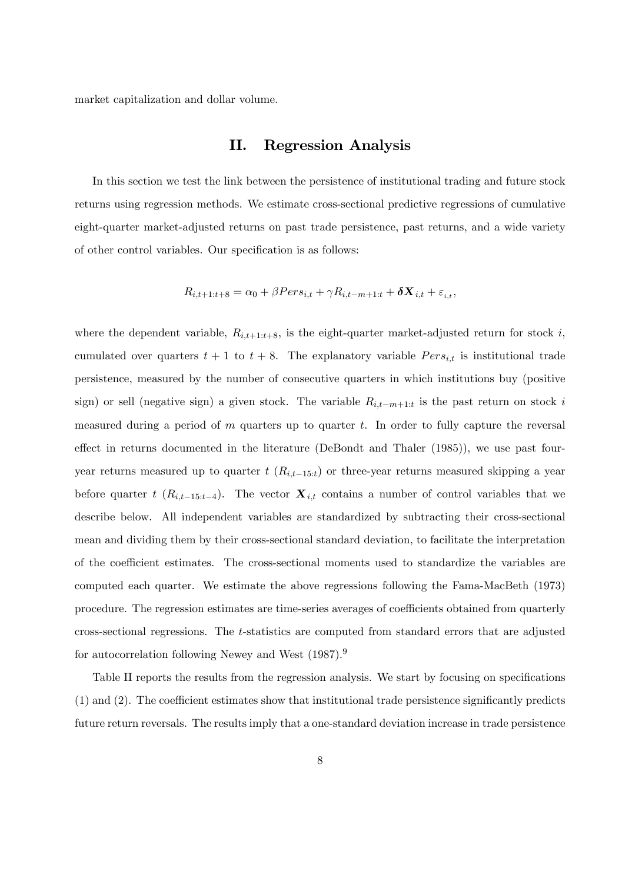market capitalization and dollar volume.

## II. Regression Analysis

In this section we test the link between the persistence of institutional trading and future stock returns using regression methods. We estimate cross-sectional predictive regressions of cumulative eight-quarter market-adjusted returns on past trade persistence, past returns, and a wide variety of other control variables. Our specification is as follows:

$$R_{i,t+1:t+8} = \alpha_0 + \beta Pers_{i,t} + \gamma R_{i,t-m+1:t} + \boldsymbol{\delta X}_{i,t} + \varepsilon_{i,t},$$

where the dependent variable, $R_{i,t+1:t+8}$, is the eight-quarter market-adjusted return for stock $i$, cumulated over quarters $t+1$ to $t+8$. The explanatory variable $Pers_{i,t}$ is institutional trade persistence, measured by the number of consecutive quarters in which institutions buy (positive sign) or sell (negative sign) a given stock. The variable $R_{i,t-m+1:t}$ is the past return on stock $i$ measured during a period of $m$ quarters up to quarter $t$. In order to fully capture the reversal effect in returns documented in the literature (DeBondt and Thaler (1985)), we use past four-year returns measured up to quarter $t$ ($R_{i,t-15:t}$) or three-year returns measured skipping a year before quarter $t$ ($R_{i,t-15:t-4}$). The vector $\boldsymbol{X}_{i,t}$ contains a number of control variables that we describe below. All independent variables are standardized by subtracting their cross-sectional mean and dividing them by their cross-sectional standard deviation, to facilitate the interpretation of the coefficient estimates. The cross-sectional moments used to standardize the variables are computed each quarter. We estimate the above regressions following the Fama-MacBeth (1973) procedure. The regression estimates are time-series averages of coefficients obtained from quarterly cross-sectional regressions. The $t$-statistics are computed from standard errors that are adjusted for autocorrelation following Newey and West (1987).[9]

Table II reports the results from the regression analysis. We start by focusing on specifications (1) and (2). The coefficient estimates show that institutional trade persistence significantly predicts future return reversals. The results imply that a one-standard deviation increase in trade persistence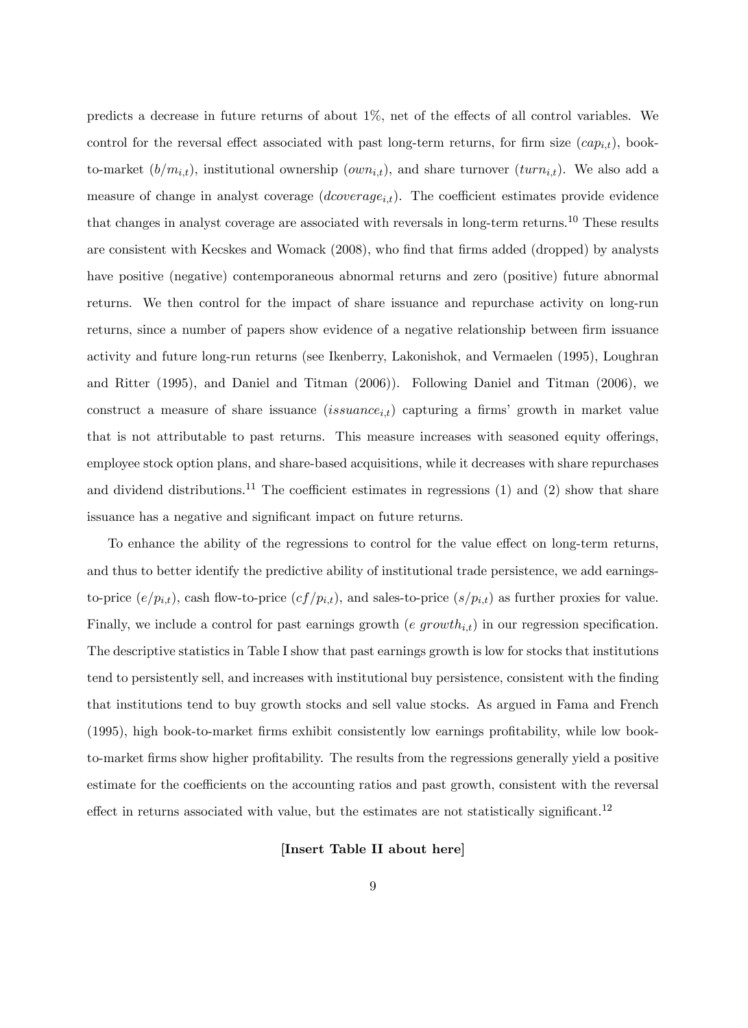predicts a decrease in future returns of about 1%, net of the effects of all control variables. We control for the reversal effect associated with past long-term returns, for firm size ($cap_{i,t}$), book-to-market ($b/m_{i,t}$), institutional ownership ($own_{i,t}$), and share turnover ($turn_{i,t}$). We also add a measure of change in analyst coverage ($dcoverage_{i,t}$). The coefficient estimates provide evidence that changes in analyst coverage are associated with reversals in long-term returns.[10] These results are consistent with Kecskes and Womack (2008), who find that firms added (dropped) by analysts have positive (negative) contemporaneous abnormal returns and zero (positive) future abnormal returns. We then control for the impact of share issuance and repurchase activity on long-run returns, since a number of papers show evidence of a negative relationship between firm issuance activity and future long-run returns (see Ikenberry, Lakonishok, and Vermaelen (1995), Loughran and Ritter (1995), and Daniel and Titman (2006)). Following Daniel and Titman (2006), we construct a measure of share issuance ($issuance_{i,t}$) capturing a firms' growth in market value that is not attributable to past returns. This measure increases with seasoned equity offerings, employee stock option plans, and share-based acquisitions, while it decreases with share repurchases and dividend distributions.[11] The coefficient estimates in regressions (1) and (2) show that share issuance has a negative and significant impact on future returns.

To enhance the ability of the regressions to control for the value effect on long-term returns, and thus to better identify the predictive ability of institutional trade persistence, we add earnings-to-price ($e/p_{i,t}$), cash flow-to-price ($cf/p_{i,t}$), and sales-to-price ($s/p_{i,t}$) as further proxies for value. Finally, we include a control for past earnings growth ($e\ growth_{i,t}$) in our regression specification. The descriptive statistics in Table I show that past earnings growth is low for stocks that institutions tend to persistently sell, and increases with institutional buy persistence, consistent with the finding that institutions tend to buy growth stocks and sell value stocks. As argued in Fama and French (1995), high book-to-market firms exhibit consistently low earnings profitability, while low book-to-market firms show higher profitability. The results from the regressions generally yield a positive estimate for the coefficients on the accounting ratios and past growth, consistent with the reversal effect in returns associated with value, but the estimates are not statistically significant.[12]

**[Insert Table II about here]**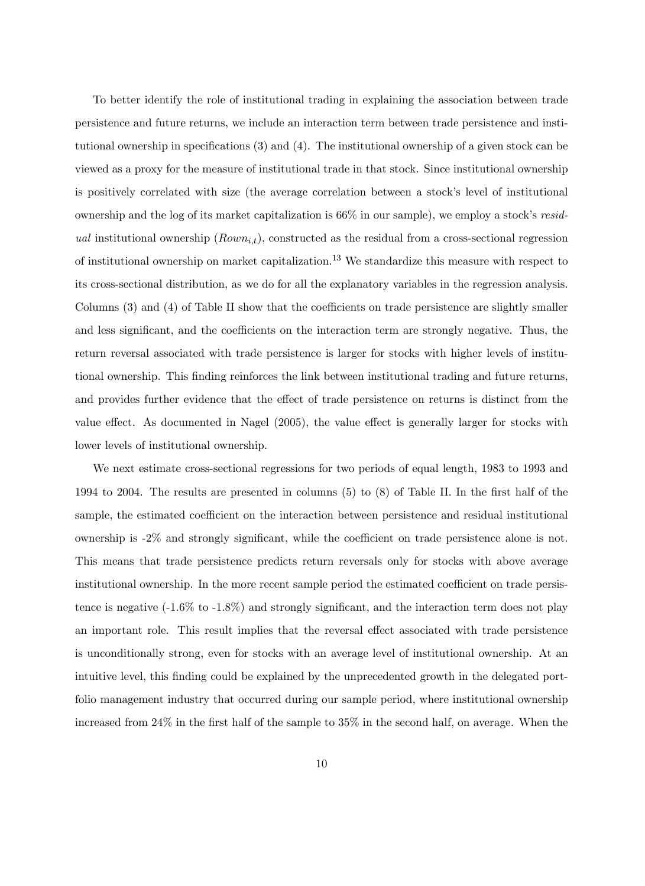To better identify the role of institutional trading in explaining the association between trade persistence and future returns, we include an interaction term between trade persistence and institutional ownership in specifications (3) and (4). The institutional ownership of a given stock can be viewed as a proxy for the measure of institutional trade in that stock. Since institutional ownership is positively correlated with size (the average correlation between a stock's level of institutional ownership and the log of its market capitalization is 66% in our sample), we employ a stock's *residual* institutional ownership ($Rown_{i,t}$), constructed as the residual from a cross-sectional regression of institutional ownership on market capitalization.[13] We standardize this measure with respect to its cross-sectional distribution, as we do for all the explanatory variables in the regression analysis. Columns (3) and (4) of Table II show that the coefficients on trade persistence are slightly smaller and less significant, and the coefficients on the interaction term are strongly negative. Thus, the return reversal associated with trade persistence is larger for stocks with higher levels of institutional ownership. This finding reinforces the link between institutional trading and future returns, and provides further evidence that the effect of trade persistence on returns is distinct from the value effect. As documented in Nagel (2005), the value effect is generally larger for stocks with lower levels of institutional ownership.

We next estimate cross-sectional regressions for two periods of equal length, 1983 to 1993 and 1994 to 2004. The results are presented in columns (5) to (8) of Table II. In the first half of the sample, the estimated coefficient on the interaction between persistence and residual institutional ownership is -2% and strongly significant, while the coefficient on trade persistence alone is not. This means that trade persistence predicts return reversals only for stocks with above average institutional ownership. In the more recent sample period the estimated coefficient on trade persistence is negative (-1.6% to -1.8%) and strongly significant, and the interaction term does not play an important role. This result implies that the reversal effect associated with trade persistence is unconditionally strong, even for stocks with an average level of institutional ownership. At an intuitive level, this finding could be explained by the unprecedented growth in the delegated portfolio management industry that occurred during our sample period, where institutional ownership increased from 24% in the first half of the sample to 35% in the second half, on average. When the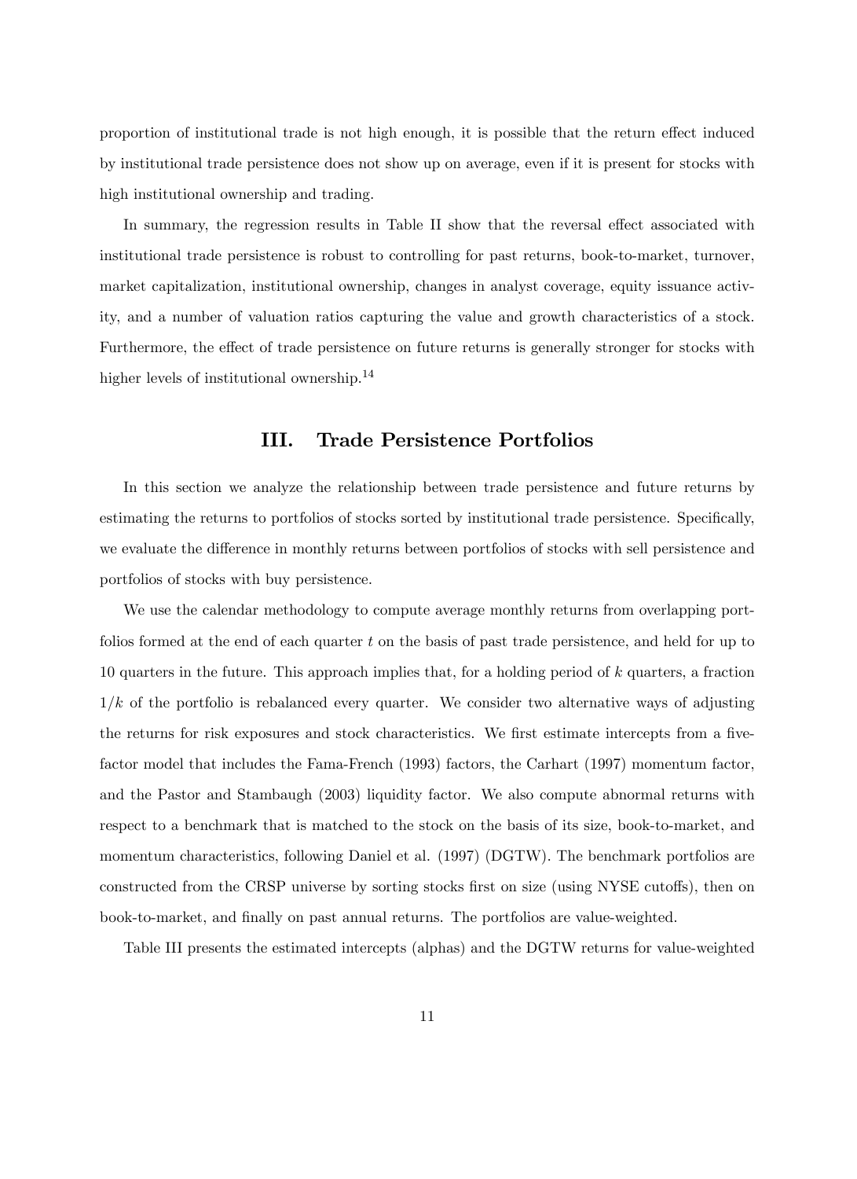proportion of institutional trade is not high enough, it is possible that the return effect induced by institutional trade persistence does not show up on average, even if it is present for stocks with high institutional ownership and trading.

In summary, the regression results in Table II show that the reversal effect associated with institutional trade persistence is robust to controlling for past returns, book-to-market, turnover, market capitalization, institutional ownership, changes in analyst coverage, equity issuance activity, and a number of valuation ratios capturing the value and growth characteristics of a stock. Furthermore, the effect of trade persistence on future returns is generally stronger for stocks with higher levels of institutional ownership.[14]

## III. Trade Persistence Portfolios

In this section we analyze the relationship between trade persistence and future returns by estimating the returns to portfolios of stocks sorted by institutional trade persistence. Specifically, we evaluate the difference in monthly returns between portfolios of stocks with sell persistence and portfolios of stocks with buy persistence.

We use the calendar methodology to compute average monthly returns from overlapping portfolios formed at the end of each quarter $t$ on the basis of past trade persistence, and held for up to 10 quarters in the future. This approach implies that, for a holding period of $k$ quarters, a fraction $1/k$ of the portfolio is rebalanced every quarter. We consider two alternative ways of adjusting the returns for risk exposures and stock characteristics. We first estimate intercepts from a five-factor model that includes the Fama-French (1993) factors, the Carhart (1997) momentum factor, and the Pastor and Stambaugh (2003) liquidity factor. We also compute abnormal returns with respect to a benchmark that is matched to the stock on the basis of its size, book-to-market, and momentum characteristics, following Daniel et al. (1997) (DGTW). The benchmark portfolios are constructed from the CRSP universe by sorting stocks first on size (using NYSE cutoffs), then on book-to-market, and finally on past annual returns. The portfolios are value-weighted.

Table III presents the estimated intercepts (alphas) and the DGTW returns for value-weighted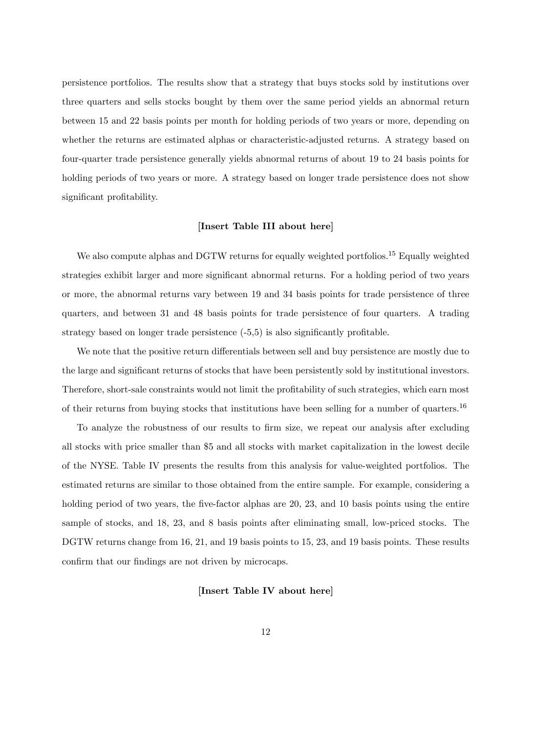persistence portfolios. The results show that a strategy that buys stocks sold by institutions over three quarters and sells stocks bought by them over the same period yields an abnormal return between 15 and 22 basis points per month for holding periods of two years or more, depending on whether the returns are estimated alphas or characteristic-adjusted returns. A strategy based on four-quarter trade persistence generally yields abnormal returns of about 19 to 24 basis points for holding periods of two years or more. A strategy based on longer trade persistence does not show significant profitability.

**[Insert Table III about here]**

We also compute alphas and DGTW returns for equally weighted portfolios.[15] Equally weighted strategies exhibit larger and more significant abnormal returns. For a holding period of two years or more, the abnormal returns vary between 19 and 34 basis points for trade persistence of three quarters, and between 31 and 48 basis points for trade persistence of four quarters. A trading strategy based on longer trade persistence (-5,5) is also significantly profitable.

We note that the positive return differentials between sell and buy persistence are mostly due to the large and significant returns of stocks that have been persistently sold by institutional investors. Therefore, short-sale constraints would not limit the profitability of such strategies, which earn most of their returns from buying stocks that institutions have been selling for a number of quarters.[16]

To analyze the robustness of our results to firm size, we repeat our analysis after excluding all stocks with price smaller than $5 and all stocks with market capitalization in the lowest decile of the NYSE. Table IV presents the results from this analysis for value-weighted portfolios. The estimated returns are similar to those obtained from the entire sample. For example, considering a holding period of two years, the five-factor alphas are 20, 23, and 10 basis points using the entire sample of stocks, and 18, 23, and 8 basis points after eliminating small, low-priced stocks. The DGTW returns change from 16, 21, and 19 basis points to 15, 23, and 19 basis points. These results confirm that our findings are not driven by microcaps.

**[Insert Table IV about here]**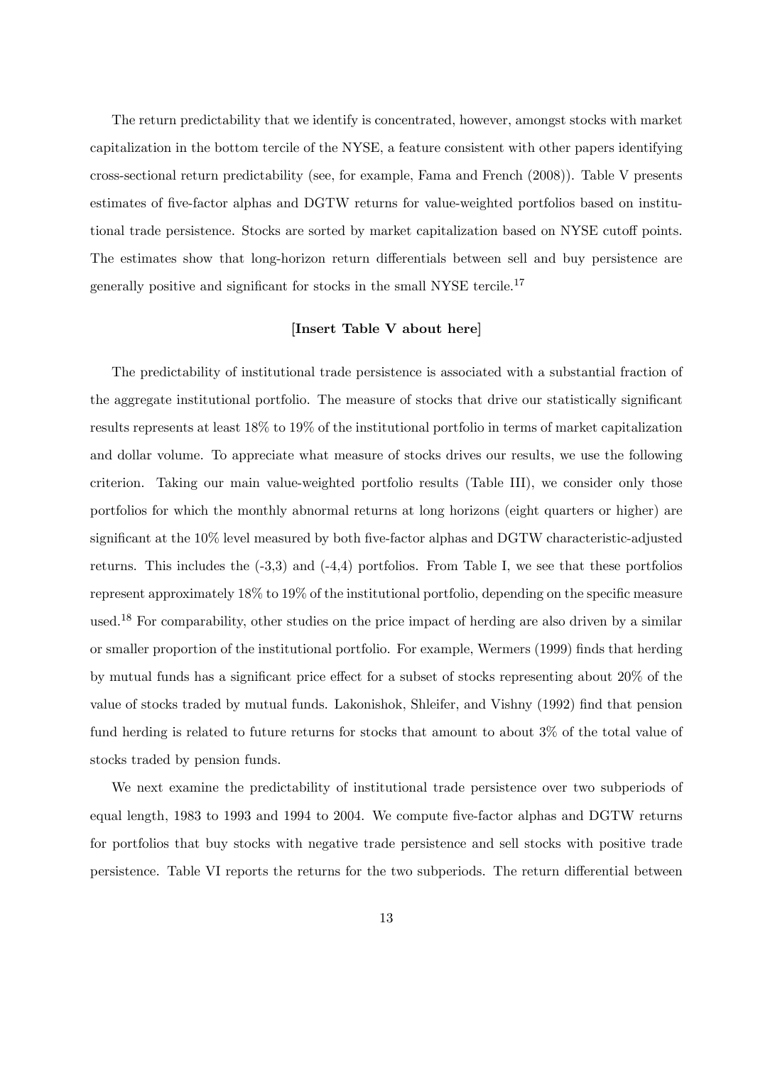The return predictability that we identify is concentrated, however, amongst stocks with market capitalization in the bottom tercile of the NYSE, a feature consistent with other papers identifying cross-sectional return predictability (see, for example, Fama and French (2008)). Table V presents estimates of five-factor alphas and DGTW returns for value-weighted portfolios based on institutional trade persistence. Stocks are sorted by market capitalization based on NYSE cutoff points. The estimates show that long-horizon return differentials between sell and buy persistence are generally positive and significant for stocks in the small NYSE tercile.[17]

**[Insert Table V about here]**

The predictability of institutional trade persistence is associated with a substantial fraction of the aggregate institutional portfolio. The measure of stocks that drive our statistically significant results represents at least 18% to 19% of the institutional portfolio in terms of market capitalization and dollar volume. To appreciate what measure of stocks drives our results, we use the following criterion. Taking our main value-weighted portfolio results (Table III), we consider only those portfolios for which the monthly abnormal returns at long horizons (eight quarters or higher) are significant at the 10% level measured by both five-factor alphas and DGTW characteristic-adjusted returns. This includes the (-3,3) and (-4,4) portfolios. From Table I, we see that these portfolios represent approximately 18% to 19% of the institutional portfolio, depending on the specific measure used.[18] For comparability, other studies on the price impact of herding are also driven by a similar or smaller proportion of the institutional portfolio. For example, Wermers (1999) finds that herding by mutual funds has a significant price effect for a subset of stocks representing about 20% of the value of stocks traded by mutual funds. Lakonishok, Shleifer, and Vishny (1992) find that pension fund herding is related to future returns for stocks that amount to about 3% of the total value of stocks traded by pension funds.

We next examine the predictability of institutional trade persistence over two subperiods of equal length, 1983 to 1993 and 1994 to 2004. We compute five-factor alphas and DGTW returns for portfolios that buy stocks with negative trade persistence and sell stocks with positive trade persistence. Table VI reports the returns for the two subperiods. The return differential between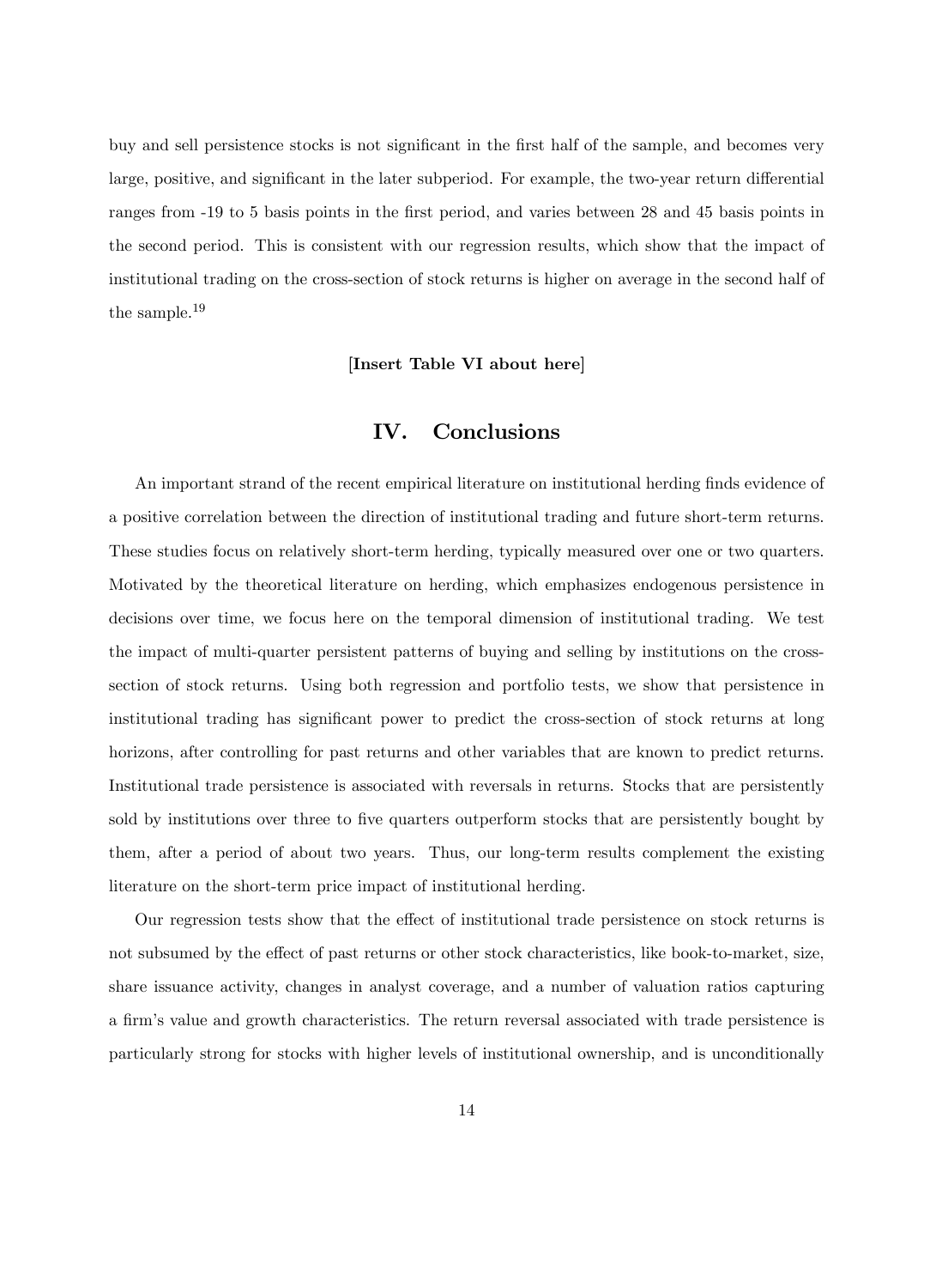buy and sell persistence stocks is not significant in the first half of the sample, and becomes very large, positive, and significant in the later subperiod. For example, the two-year return differential ranges from -19 to 5 basis points in the first period, and varies between 28 and 45 basis points in the second period. This is consistent with our regression results, which show that the impact of institutional trading on the cross-section of stock returns is higher on average in the second half of the sample.[19]

[**Insert Table VI about here**]

# IV. Conclusions

An important strand of the recent empirical literature on institutional herding finds evidence of a positive correlation between the direction of institutional trading and future short-term returns. These studies focus on relatively short-term herding, typically measured over one or two quarters. Motivated by the theoretical literature on herding, which emphasizes endogenous persistence in decisions over time, we focus here on the temporal dimension of institutional trading. We test the impact of multi-quarter persistent patterns of buying and selling by institutions on the cross-section of stock returns. Using both regression and portfolio tests, we show that persistence in institutional trading has significant power to predict the cross-section of stock returns at long horizons, after controlling for past returns and other variables that are known to predict returns. Institutional trade persistence is associated with reversals in returns. Stocks that are persistently sold by institutions over three to five quarters outperform stocks that are persistently bought by them, after a period of about two years. Thus, our long-term results complement the existing literature on the short-term price impact of institutional herding.

Our regression tests show that the effect of institutional trade persistence on stock returns is not subsumed by the effect of past returns or other stock characteristics, like book-to-market, size, share issuance activity, changes in analyst coverage, and a number of valuation ratios capturing a firm's value and growth characteristics. The return reversal associated with trade persistence is particularly strong for stocks with higher levels of institutional ownership, and is unconditionally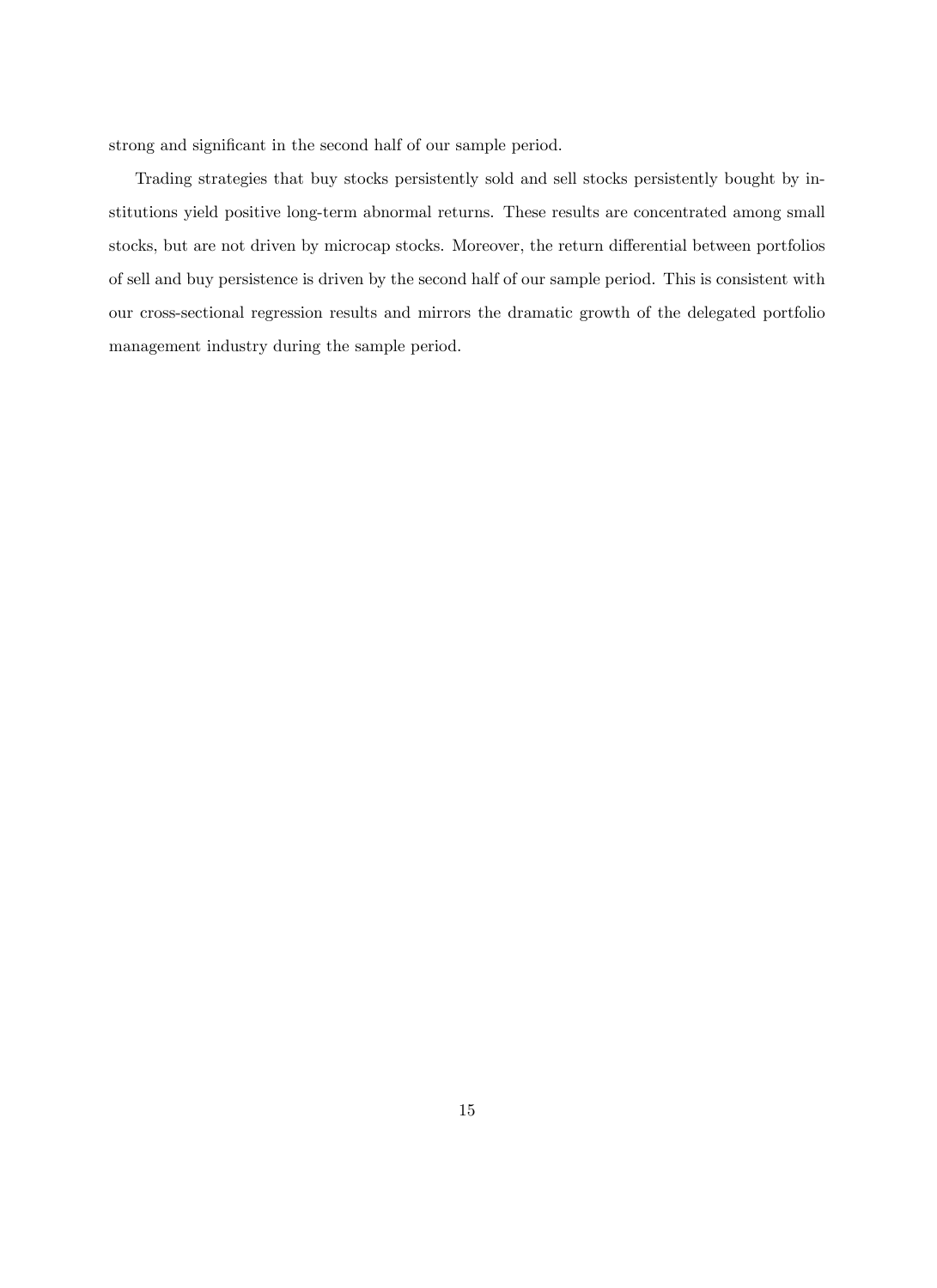strong and significant in the second half of our sample period.

Trading strategies that buy stocks persistently sold and sell stocks persistently bought by institutions yield positive long-term abnormal returns. These results are concentrated among small stocks, but are not driven by microcap stocks. Moreover, the return differential between portfolios of sell and buy persistence is driven by the second half of our sample period. This is consistent with our cross-sectional regression results and mirrors the dramatic growth of the delegated portfolio management industry during the sample period.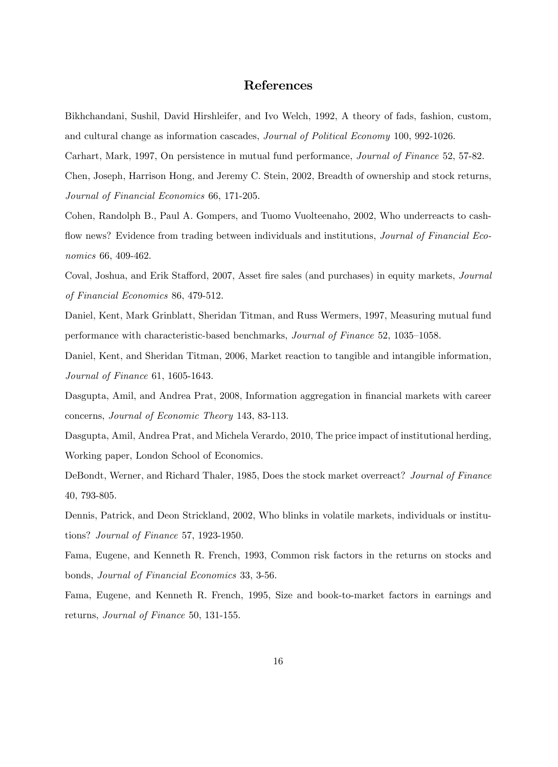# References

Bikhchandani, Sushil, David Hirshleifer, and Ivo Welch, 1992, A theory of fads, fashion, custom, and cultural change as information cascades, *Journal of Political Economy* 100, 992-1026.

Carhart, Mark, 1997, On persistence in mutual fund performance, *Journal of Finance* 52, 57-82.

Chen, Joseph, Harrison Hong, and Jeremy C. Stein, 2002, Breadth of ownership and stock returns, *Journal of Financial Economics* 66, 171-205.

Cohen, Randolph B., Paul A. Gompers, and Tuomo Vuolteenaho, 2002, Who underreacts to cash-flow news? Evidence from trading between individuals and institutions, *Journal of Financial Economics* 66, 409-462.

Coval, Joshua, and Erik Stafford, 2007, Asset fire sales (and purchases) in equity markets, *Journal of Financial Economics* 86, 479-512.

Daniel, Kent, Mark Grinblatt, Sheridan Titman, and Russ Wermers, 1997, Measuring mutual fund performance with characteristic-based benchmarks, *Journal of Finance* 52, 1035–1058.

Daniel, Kent, and Sheridan Titman, 2006, Market reaction to tangible and intangible information, *Journal of Finance* 61, 1605-1643.

Dasgupta, Amil, and Andrea Prat, 2008, Information aggregation in financial markets with career concerns, *Journal of Economic Theory* 143, 83-113.

Dasgupta, Amil, Andrea Prat, and Michela Verardo, 2010, The price impact of institutional herding, Working paper, London School of Economics.

DeBondt, Werner, and Richard Thaler, 1985, Does the stock market overreact? *Journal of Finance* 40, 793-805.

Dennis, Patrick, and Deon Strickland, 2002, Who blinks in volatile markets, individuals or institutions? *Journal of Finance* 57, 1923-1950.

Fama, Eugene, and Kenneth R. French, 1993, Common risk factors in the returns on stocks and bonds, *Journal of Financial Economics* 33, 3-56.

Fama, Eugene, and Kenneth R. French, 1995, Size and book-to-market factors in earnings and returns, *Journal of Finance* 50, 131-155.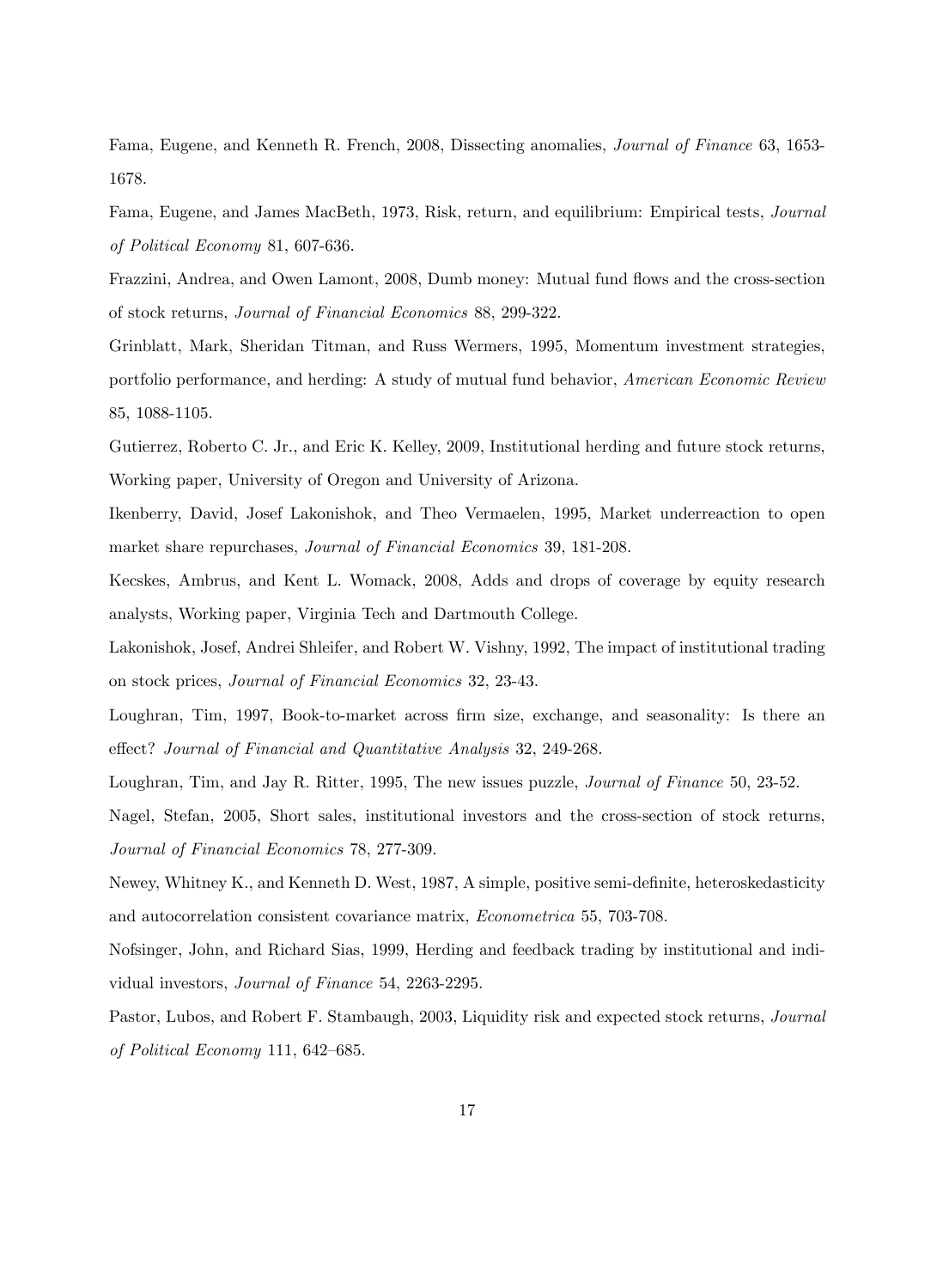Fama, Eugene, and Kenneth R. French, 2008, Dissecting anomalies, *Journal of Finance* 63, 1653-1678.

Fama, Eugene, and James MacBeth, 1973, Risk, return, and equilibrium: Empirical tests, *Journal of Political Economy* 81, 607-636.

Frazzini, Andrea, and Owen Lamont, 2008, Dumb money: Mutual fund flows and the cross-section of stock returns, *Journal of Financial Economics* 88, 299-322.

Grinblatt, Mark, Sheridan Titman, and Russ Wermers, 1995, Momentum investment strategies, portfolio performance, and herding: A study of mutual fund behavior, *American Economic Review* 85, 1088-1105.

Gutierrez, Roberto C. Jr., and Eric K. Kelley, 2009, Institutional herding and future stock returns, Working paper, University of Oregon and University of Arizona.

Ikenberry, David, Josef Lakonishok, and Theo Vermaelen, 1995, Market underreaction to open market share repurchases, *Journal of Financial Economics* 39, 181-208.

Kecskes, Ambrus, and Kent L. Womack, 2008, Adds and drops of coverage by equity research analysts, Working paper, Virginia Tech and Dartmouth College.

Lakonishok, Josef, Andrei Shleifer, and Robert W. Vishny, 1992, The impact of institutional trading on stock prices, *Journal of Financial Economics* 32, 23-43.

Loughran, Tim, 1997, Book-to-market across firm size, exchange, and seasonality: Is there an effect? *Journal of Financial and Quantitative Analysis* 32, 249-268.

Loughran, Tim, and Jay R. Ritter, 1995, The new issues puzzle, *Journal of Finance* 50, 23-52.

Nagel, Stefan, 2005, Short sales, institutional investors and the cross-section of stock returns, *Journal of Financial Economics* 78, 277-309.

Newey, Whitney K., and Kenneth D. West, 1987, A simple, positive semi-definite, heteroskedasticity and autocorrelation consistent covariance matrix, *Econometrica* 55, 703-708.

Nofsinger, John, and Richard Sias, 1999, Herding and feedback trading by institutional and individual investors, *Journal of Finance* 54, 2263-2295.

Pastor, Lubos, and Robert F. Stambaugh, 2003, Liquidity risk and expected stock returns, *Journal of Political Economy* 111, 642–685.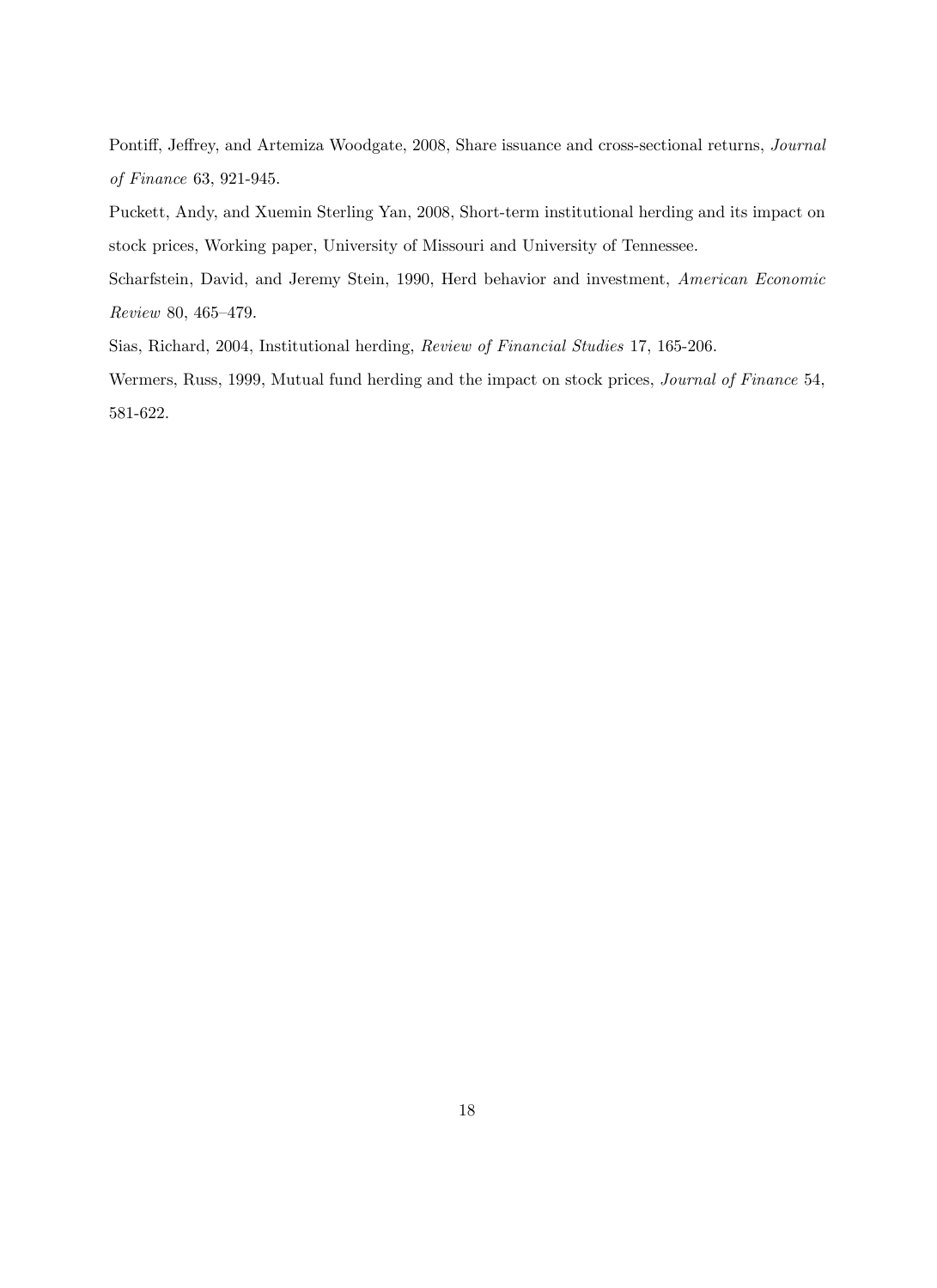Pontiff, Jeffrey, and Artemiza Woodgate, 2008, Share issuance and cross-sectional returns, *Journal of Finance* 63, 921-945.

Puckett, Andy, and Xuemin Sterling Yan, 2008, Short-term institutional herding and its impact on stock prices, Working paper, University of Missouri and University of Tennessee.

Scharfstein, David, and Jeremy Stein, 1990, Herd behavior and investment, *American Economic Review* 80, 465–479.

Sias, Richard, 2004, Institutional herding, *Review of Financial Studies* 17, 165-206.

Wermers, Russ, 1999, Mutual fund herding and the impact on stock prices, *Journal of Finance* 54, 581-622.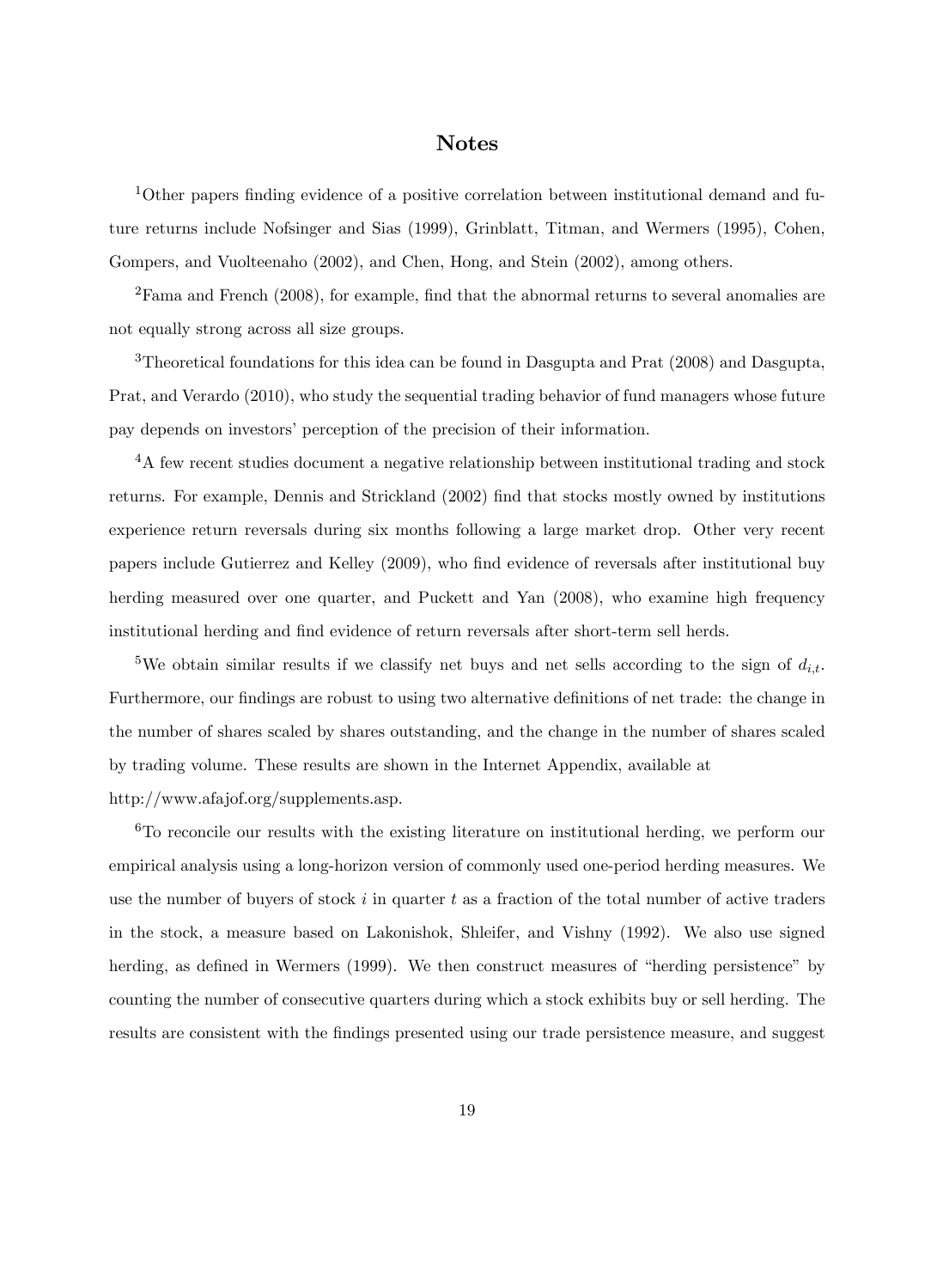# Notes

[1]Other papers finding evidence of a positive correlation between institutional demand and future returns include Nofsinger and Sias (1999), Grinblatt, Titman, and Wermers (1995), Cohen, Gompers, and Vuolteenaho (2002), and Chen, Hong, and Stein (2002), among others.

[2]Fama and French (2008), for example, find that the abnormal returns to several anomalies are not equally strong across all size groups.

[3]Theoretical foundations for this idea can be found in Dasgupta and Prat (2008) and Dasgupta, Prat, and Verardo (2010), who study the sequential trading behavior of fund managers whose future pay depends on investors' perception of the precision of their information.

[4]A few recent studies document a negative relationship between institutional trading and stock returns. For example, Dennis and Strickland (2002) find that stocks mostly owned by institutions experience return reversals during six months following a large market drop. Other very recent papers include Gutierrez and Kelley (2009), who find evidence of reversals after institutional buy herding measured over one quarter, and Puckett and Yan (2008), who examine high frequency institutional herding and find evidence of return reversals after short-term sell herds.

[5]We obtain similar results if we classify net buys and net sells according to the sign of $d_{i,t}$. Furthermore, our findings are robust to using two alternative definitions of net trade: the change in the number of shares scaled by shares outstanding, and the change in the number of shares scaled by trading volume. These results are shown in the Internet Appendix, available at http://www.afajof.org/supplements.asp.

[6]To reconcile our results with the existing literature on institutional herding, we perform our empirical analysis using a long-horizon version of commonly used one-period herding measures. We use the number of buyers of stock $i$ in quarter $t$ as a fraction of the total number of active traders in the stock, a measure based on Lakonishok, Shleifer, and Vishny (1992). We also use signed herding, as defined in Wermers (1999). We then construct measures of "herding persistence" by counting the number of consecutive quarters during which a stock exhibits buy or sell herding. The results are consistent with the findings presented using our trade persistence measure, and suggest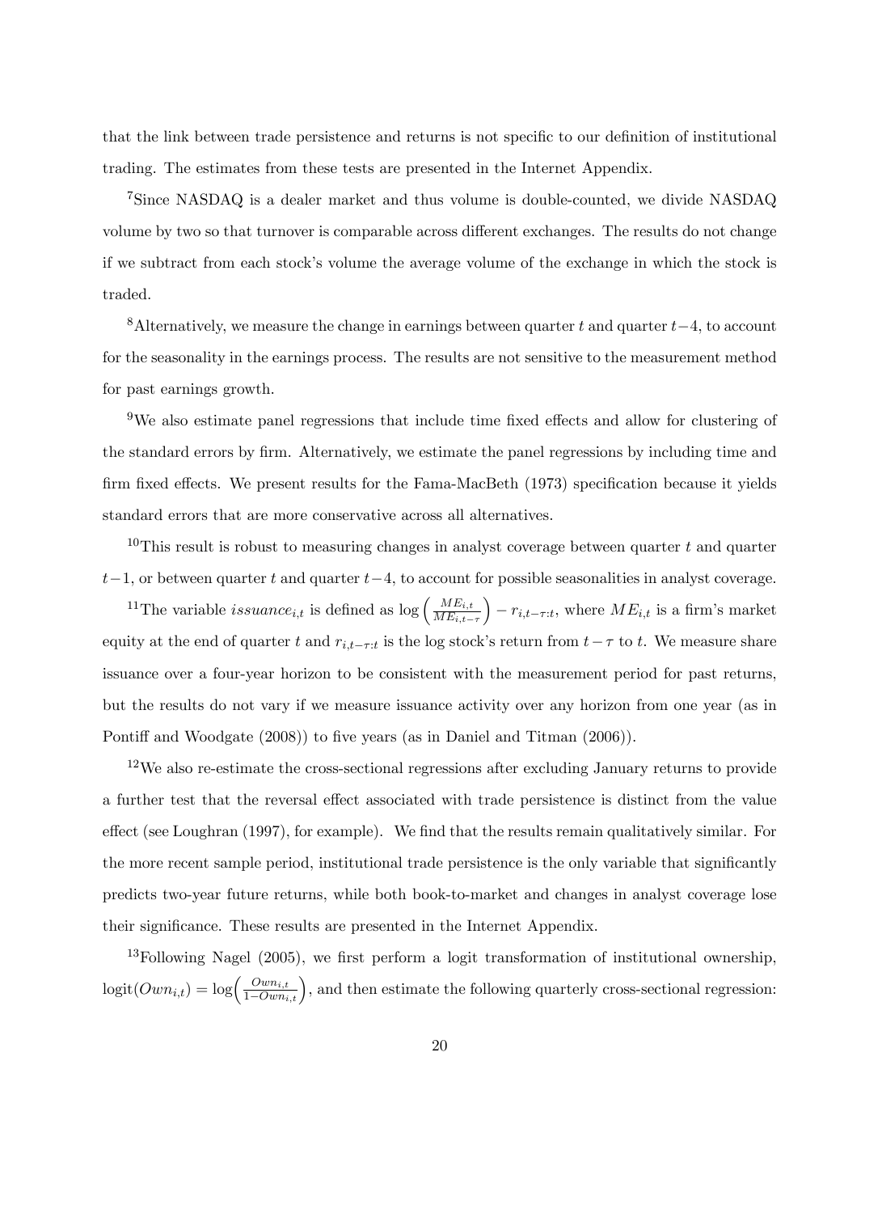that the link between trade persistence and returns is not specific to our definition of institutional trading. The estimates from these tests are presented in the Internet Appendix.

[7]Since NASDAQ is a dealer market and thus volume is double-counted, we divide NASDAQ volume by two so that turnover is comparable across different exchanges. The results do not change if we subtract from each stock's volume the average volume of the exchange in which the stock is traded.

[8]Alternatively, we measure the change in earnings between quarter $t$ and quarter $t-4$, to account for the seasonality in the earnings process. The results are not sensitive to the measurement method for past earnings growth.

[9]We also estimate panel regressions that include time fixed effects and allow for clustering of the standard errors by firm. Alternatively, we estimate the panel regressions by including time and firm fixed effects. We present results for the Fama-MacBeth (1973) specification because it yields standard errors that are more conservative across all alternatives.

[10]This result is robust to measuring changes in analyst coverage between quarter $t$ and quarter $t-1$, or between quarter $t$ and quarter $t-4$, to account for possible seasonalities in analyst coverage.

[11]The variable $issuance_{i,t}$ is defined as $\log\left(\frac{ME_{i,t}}{ME_{i,t-\tau}}\right) - r_{i,t-\tau:t}$, where $ME_{i,t}$ is a firm's market equity at the end of quarter $t$ and $r_{i,t-\tau:t}$ is the log stock's return from $t-\tau$ to $t$. We measure share issuance over a four-year horizon to be consistent with the measurement period for past returns, but the results do not vary if we measure issuance activity over any horizon from one year (as in Pontiff and Woodgate (2008)) to five years (as in Daniel and Titman (2006)).

[12]We also re-estimate the cross-sectional regressions after excluding January returns to provide a further test that the reversal effect associated with trade persistence is distinct from the value effect (see Loughran (1997), for example). We find that the results remain qualitatively similar. For the more recent sample period, institutional trade persistence is the only variable that significantly predicts two-year future returns, while both book-to-market and changes in analyst coverage lose their significance. These results are presented in the Internet Appendix.

[13]Following Nagel (2005), we first perform a logit transformation of institutional ownership, $\text{logit}(Own_{i,t}) = \log\left(\frac{Own_{i,t}}{1-Own_{i,t}}\right)$, and then estimate the following quarterly cross-sectional regression: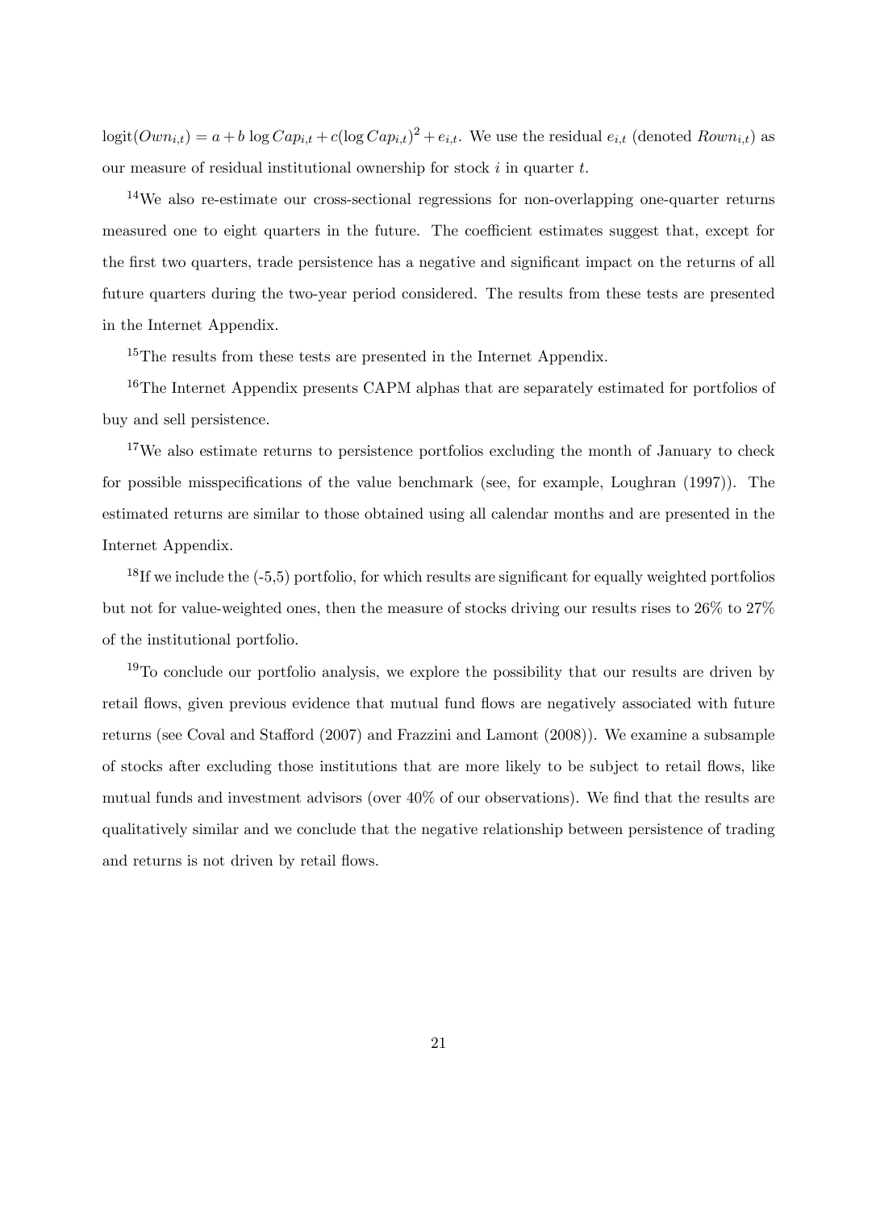$\text{logit}(Own_{i,t}) = a + b \log Cap_{i,t} + c(\log Cap_{i,t})^2 + e_{i,t}$. We use the residual $e_{i,t}$ (denoted $Rown_{i,t}$) as our measure of residual institutional ownership for stock $i$ in quarter $t$.

[14]We also re-estimate our cross-sectional regressions for non-overlapping one-quarter returns measured one to eight quarters in the future. The coefficient estimates suggest that, except for the first two quarters, trade persistence has a negative and significant impact on the returns of all future quarters during the two-year period considered. The results from these tests are presented in the Internet Appendix.

[15]The results from these tests are presented in the Internet Appendix.

[16]The Internet Appendix presents CAPM alphas that are separately estimated for portfolios of buy and sell persistence.

[17]We also estimate returns to persistence portfolios excluding the month of January to check for possible misspecifications of the value benchmark (see, for example, Loughran (1997)). The estimated returns are similar to those obtained using all calendar months and are presented in the Internet Appendix.

[18]If we include the (-5,5) portfolio, for which results are significant for equally weighted portfolios but not for value-weighted ones, then the measure of stocks driving our results rises to 26% to 27% of the institutional portfolio.

[19]To conclude our portfolio analysis, we explore the possibility that our results are driven by retail flows, given previous evidence that mutual fund flows are negatively associated with future returns (see Coval and Stafford (2007) and Frazzini and Lamont (2008)). We examine a subsample of stocks after excluding those institutions that are more likely to be subject to retail flows, like mutual funds and investment advisors (over 40% of our observations). We find that the results are qualitatively similar and we conclude that the negative relationship between persistence of trading and returns is not driven by retail flows.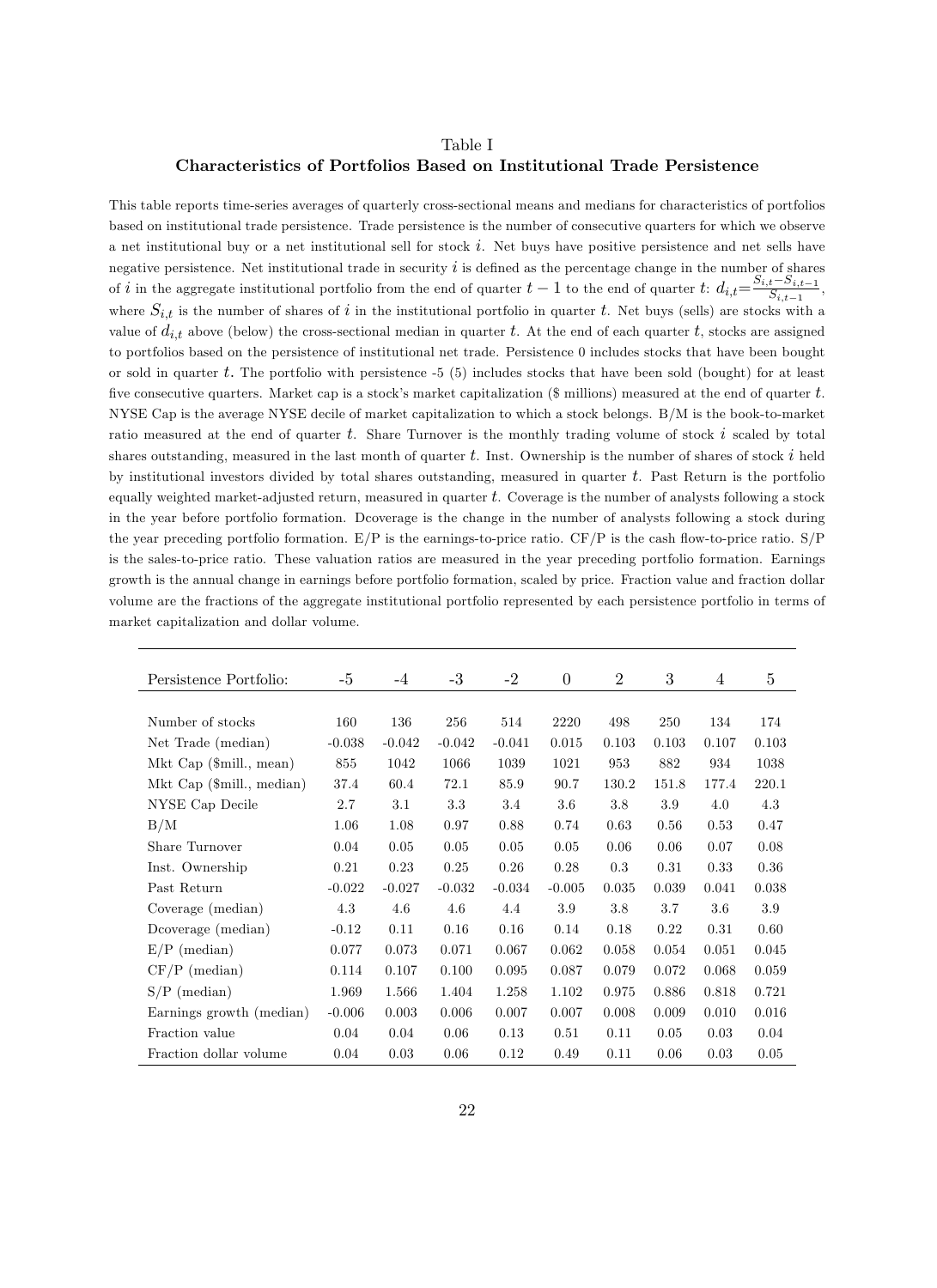Table I

**Characteristics of Portfolios Based on Institutional Trade Persistence**

This table reports time-series averages of quarterly cross-sectional means and medians for characteristics of portfolios based on institutional trade persistence. Trade persistence is the number of consecutive quarters for which we observe a net institutional buy or a net institutional sell for stock $i$. Net buys have positive persistence and net sells have negative persistence. Net institutional trade in security $i$ is defined as the percentage change in the number of shares of $i$ in the aggregate institutional portfolio from the end of quarter $t-1$ to the end of quarter $t$: $d_{i,t}=\frac{S_{i,t}-S_{i,t-1}}{S_{i,t-1}}$, where $S_{i,t}$ is the number of shares of $i$ in the institutional portfolio in quarter $t$. Net buys (sells) are stocks with a value of $d_{i,t}$ above (below) the cross-sectional median in quarter $t$. At the end of each quarter $t$, stocks are assigned to portfolios based on the persistence of institutional net trade. Persistence 0 includes stocks that have been bought or sold in quarter $t$. The portfolio with persistence -5 (5) includes stocks that have been sold (bought) for at least five consecutive quarters. Market cap is a stock's market capitalization ($ millions) measured at the end of quarter $t$. NYSE Cap is the average NYSE decile of market capitalization to which a stock belongs. B/M is the book-to-market ratio measured at the end of quarter $t$. Share Turnover is the monthly trading volume of stock $i$ scaled by total shares outstanding, measured in the last month of quarter $t$. Inst. Ownership is the number of shares of stock $i$ held by institutional investors divided by total shares outstanding, measured in quarter $t$. Past Return is the portfolio equally weighted market-adjusted return, measured in quarter $t$. Coverage is the number of analysts following a stock in the year before portfolio formation. Dcoverage is the change in the number of analysts following a stock during the year preceding portfolio formation. E/P is the earnings-to-price ratio. CF/P is the cash flow-to-price ratio. S/P is the sales-to-price ratio. These valuation ratios are measured in the year preceding portfolio formation. Earnings growth is the annual change in earnings before portfolio formation, scaled by price. Fraction value and fraction dollar volume are the fractions of the aggregate institutional portfolio represented by each persistence portfolio in terms of market capitalization and dollar volume.

| Persistence Portfolio: | -5 | -4 | -3 | -2 | 0 | 2 | 3 | 4 | 5 |
|---|---|---|---|---|---|---|---|---|---|
| Number of stocks | 160 | 136 | 256 | 514 | 2220 | 498 | 250 | 134 | 174 |
| Net Trade (median) | -0.038 | -0.042 | -0.042 | -0.041 | 0.015 | 0.103 | 0.103 | 0.107 | 0.103 |
| Mkt Cap ($mill., mean) | 855 | 1042 | 1066 | 1039 | 1021 | 953 | 882 | 934 | 1038 |
| Mkt Cap ($mill., median) | 37.4 | 60.4 | 72.1 | 85.9 | 90.7 | 130.2 | 151.8 | 177.4 | 220.1 |
| NYSE Cap Decile | 2.7 | 3.1 | 3.3 | 3.4 | 3.6 | 3.8 | 3.9 | 4.0 | 4.3 |
| B/M | 1.06 | 1.08 | 0.97 | 0.88 | 0.74 | 0.63 | 0.56 | 0.53 | 0.47 |
| Share Turnover | 0.04 | 0.05 | 0.05 | 0.05 | 0.05 | 0.06 | 0.06 | 0.07 | 0.08 |
| Inst. Ownership | 0.21 | 0.23 | 0.25 | 0.26 | 0.28 | 0.3 | 0.31 | 0.33 | 0.36 |
| Past Return | -0.022 | -0.027 | -0.032 | -0.034 | -0.005 | 0.035 | 0.039 | 0.041 | 0.038 |
| Coverage (median) | 4.3 | 4.6 | 4.6 | 4.4 | 3.9 | 3.8 | 3.7 | 3.6 | 3.9 |
| Dcoverage (median) | -0.12 | 0.11 | 0.16 | 0.16 | 0.14 | 0.18 | 0.22 | 0.31 | 0.60 |
| E/P (median) | 0.077 | 0.073 | 0.071 | 0.067 | 0.062 | 0.058 | 0.054 | 0.051 | 0.045 |
| CF/P (median) | 0.114 | 0.107 | 0.100 | 0.095 | 0.087 | 0.079 | 0.072 | 0.068 | 0.059 |
| S/P (median) | 1.969 | 1.566 | 1.404 | 1.258 | 1.102 | 0.975 | 0.886 | 0.818 | 0.721 |
| Earnings growth (median) | -0.006 | 0.003 | 0.006 | 0.007 | 0.007 | 0.008 | 0.009 | 0.010 | 0.016 |
| Fraction value | 0.04 | 0.04 | 0.06 | 0.13 | 0.51 | 0.11 | 0.05 | 0.03 | 0.04 |
| Fraction dollar volume | 0.04 | 0.03 | 0.06 | 0.12 | 0.49 | 0.11 | 0.06 | 0.03 | 0.05 |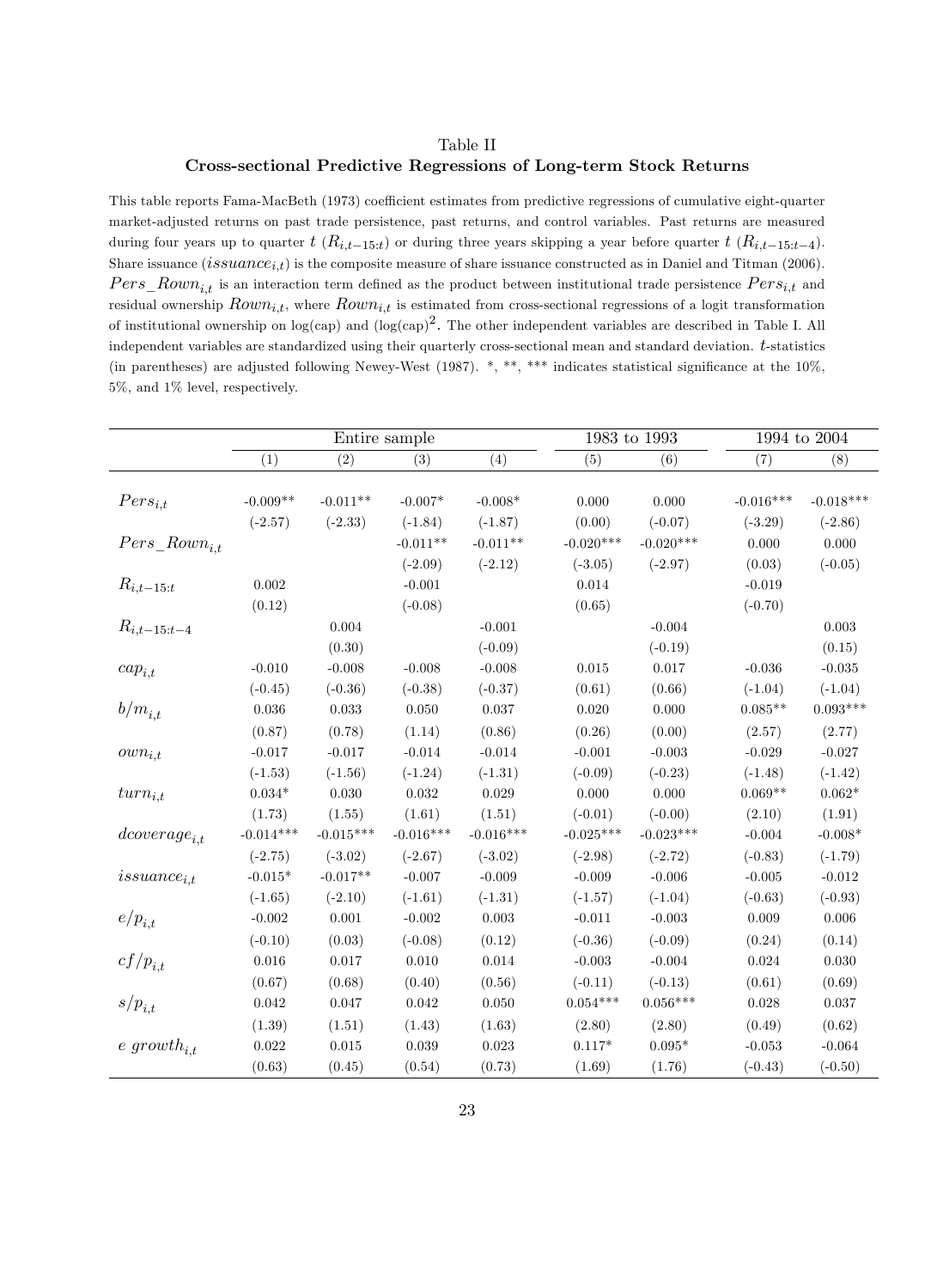Table II

**Cross-sectional Predictive Regressions of Long-term Stock Returns**

This table reports Fama-MacBeth (1973) coefficient estimates from predictive regressions of cumulative eight-quarter market-adjusted returns on past trade persistence, past returns, and control variables. Past returns are measured during four years up to quarter $t$ ($R_{i,t-15:t}$) or during three years skipping a year before quarter $t$ ($R_{i,t-15:t-4}$). Share issuance ($issuance_{i,t}$) is the composite measure of share issuance constructed as in Daniel and Titman (2006). $Pers\_Rown_{i,t}$ is an interaction term defined as the product between institutional trade persistence $Pers_{i,t}$ and residual ownership $Rown_{i,t}$, where $Rown_{i,t}$ is estimated from cross-sectional regressions of a logit transformation of institutional ownership on log(cap) and $(\log(\text{cap}))^2$. The other independent variables are described in Table I. All independent variables are standardized using their quarterly cross-sectional mean and standard deviation. $t$-statistics (in parentheses) are adjusted following Newey-West (1987). *, **, *** indicates statistical significance at the 10%, 5%, and 1% level, respectively.

| | Entire sample | | | | 1983 to 1993 | | 1994 to 2004 | |
|---|---|---|---|---|---|---|---|---|
| | (1) | (2) | (3) | (4) | (5) | (6) | (7) | (8) |
| $Pers_{i,t}$ | -0.009** | -0.011** | -0.007* | -0.008* | 0.000 | 0.000 | -0.016*** | -0.018*** |
| | (-2.57) | (-2.33) | (-1.84) | (-1.87) | (0.00) | (-0.07) | (-3.29) | (-2.86) |
| $Pers\_Rown_{i,t}$ | | | -0.011** | -0.011** | -0.020*** | -0.020*** | 0.000 | 0.000 |
| | | | (-2.09) | (-2.12) | (-3.05) | (-2.97) | (0.03) | (-0.05) |
| $R_{i,t-15:t}$ | 0.002 | | -0.001 | | 0.014 | | -0.019 | |
| | (0.12) | | (-0.08) | | (0.65) | | (-0.70) | |
| $R_{i,t-15:t-4}$ | | 0.004 | | -0.001 | | -0.004 | | 0.003 |
| | | (0.30) | | (-0.09) | | (-0.19) | | (0.15) |
| $cap_{i,t}$ | -0.010 | -0.008 | -0.008 | -0.008 | 0.015 | 0.017 | -0.036 | -0.035 |
| | (-0.45) | (-0.36) | (-0.38) | (-0.37) | (0.61) | (0.66) | (-1.04) | (-1.04) |
| $b/m_{i,t}$ | 0.036 | 0.033 | 0.050 | 0.037 | 0.020 | 0.000 | 0.085** | 0.093*** |
| | (0.87) | (0.78) | (1.14) | (0.86) | (0.26) | (0.00) | (2.57) | (2.77) |
| $own_{i,t}$ | -0.017 | -0.017 | -0.014 | -0.014 | -0.001 | -0.003 | -0.029 | -0.027 |
| | (-1.53) | (-1.56) | (-1.24) | (-1.31) | (-0.09) | (-0.23) | (-1.48) | (-1.42) |
| $turn_{i,t}$ | 0.034* | 0.030 | 0.032 | 0.029 | 0.000 | 0.000 | 0.069** | 0.062* |
| | (1.73) | (1.55) | (1.61) | (1.51) | (-0.01) | (-0.00) | (2.10) | (1.91) |
| $dcoverage_{i,t}$ | -0.014*** | -0.015*** | -0.016*** | -0.016*** | -0.025*** | -0.023*** | -0.004 | -0.008* |
| | (-2.75) | (-3.02) | (-2.67) | (-3.02) | (-2.98) | (-2.72) | (-0.83) | (-1.79) |
| $issuance_{i,t}$ | -0.015* | -0.017** | -0.007 | -0.009 | -0.009 | -0.006 | -0.005 | -0.012 |
| | (-1.65) | (-2.10) | (-1.61) | (-1.31) | (-1.57) | (-1.04) | (-0.63) | (-0.93) |
| $e/p_{i,t}$ | -0.002 | 0.001 | -0.002 | 0.003 | -0.011 | -0.003 | 0.009 | 0.006 |
| | (-0.10) | (0.03) | (-0.08) | (0.12) | (-0.36) | (-0.09) | (0.24) | (0.14) |
| $cf/p_{i,t}$ | 0.016 | 0.017 | 0.010 | 0.014 | -0.003 | -0.004 | 0.024 | 0.030 |
| | (0.67) | (0.68) | (0.40) | (0.56) | (-0.11) | (-0.13) | (0.61) | (0.69) |
| $s/p_{i,t}$ | 0.042 | 0.047 | 0.042 | 0.050 | 0.054*** | 0.056*** | 0.028 | 0.037 |
| | (1.39) | (1.51) | (1.43) | (1.63) | (2.80) | (2.80) | (0.49) | (0.62) |
| $e\ growth_{i,t}$ | 0.022 | 0.015 | 0.039 | 0.023 | 0.117* | 0.095* | -0.053 | -0.064 |
| | (0.63) | (0.45) | (0.54) | (0.73) | (1.69) | (1.76) | (-0.43) | (-0.50) |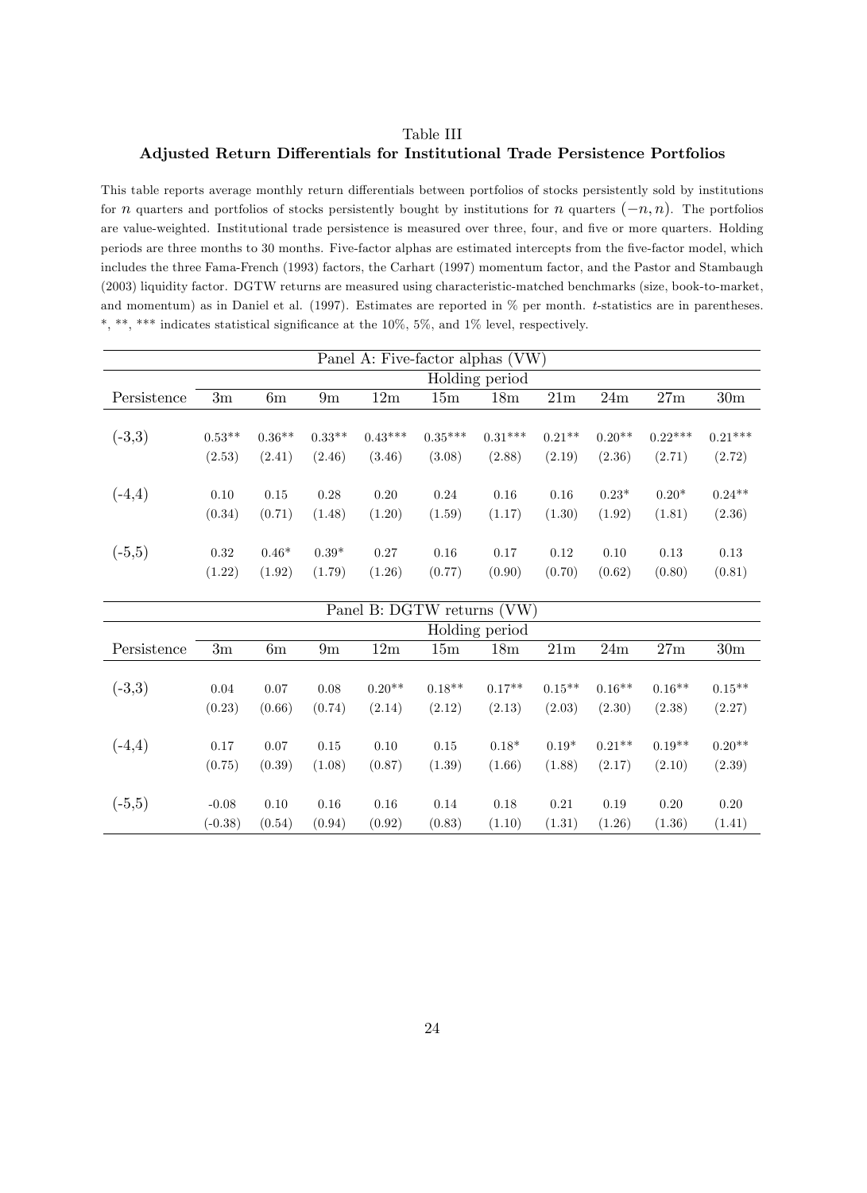Table III

**Adjusted Return Differentials for Institutional Trade Persistence Portfolios**

This table reports average monthly return differentials between portfolios of stocks persistently sold by institutions for $n$ quarters and portfolios of stocks persistently bought by institutions for $n$ quarters $(-n, n)$. The portfolios are value-weighted. Institutional trade persistence is measured over three, four, and five or more quarters. Holding periods are three months to 30 months. Five-factor alphas are estimated intercepts from the five-factor model, which includes the three Fama-French (1993) factors, the Carhart (1997) momentum factor, and the Pastor and Stambaugh (2003) liquidity factor. DGTW returns are measured using characteristic-matched benchmarks (size, book-to-market, and momentum) as in Daniel et al. (1997). Estimates are reported in % per month. $t$-statistics are in parentheses. *, **, *** indicates statistical significance at the 10%, 5%, and 1% level, respectively.

| Panel A: Five-factor alphas (VW) | | | | | | | | | | |
|---|---|---|---|---|---|---|---|---|---|---|
| | Holding period | | | | | | | | | |
| Persistence | 3m | 6m | 9m | 12m | 15m | 18m | 21m | 24m | 27m | 30m |
| (-3,3) | 0.53** | 0.36** | 0.33** | 0.43*** | 0.35*** | 0.31*** | 0.21** | 0.20** | 0.22*** | 0.21*** |
| | (2.53) | (2.41) | (2.46) | (3.46) | (3.08) | (2.88) | (2.19) | (2.36) | (2.71) | (2.72) |
| (-4,4) | 0.10 | 0.15 | 0.28 | 0.20 | 0.24 | 0.16 | 0.16 | 0.23* | 0.20* | 0.24** |
| | (0.34) | (0.71) | (1.48) | (1.20) | (1.59) | (1.17) | (1.30) | (1.92) | (1.81) | (2.36) |
| (-5,5) | 0.32 | 0.46* | 0.39* | 0.27 | 0.16 | 0.17 | 0.12 | 0.10 | 0.13 | 0.13 |
| | (1.22) | (1.92) | (1.79) | (1.26) | (0.77) | (0.90) | (0.70) | (0.62) | (0.80) | (0.81) |

| Panel B: DGTW returns (VW) | | | | | | | | | | |
|---|---|---|---|---|---|---|---|---|---|---|
| | Holding period | | | | | | | | | |
| Persistence | 3m | 6m | 9m | 12m | 15m | 18m | 21m | 24m | 27m | 30m |
| (-3,3) | 0.04 | 0.07 | 0.08 | 0.20** | 0.18** | 0.17** | 0.15** | 0.16** | 0.16** | 0.15** |
| | (0.23) | (0.66) | (0.74) | (2.14) | (2.12) | (2.13) | (2.03) | (2.30) | (2.38) | (2.27) |
| (-4,4) | 0.17 | 0.07 | 0.15 | 0.10 | 0.15 | 0.18* | 0.19* | 0.21** | 0.19** | 0.20** |
| | (0.75) | (0.39) | (1.08) | (0.87) | (1.39) | (1.66) | (1.88) | (2.17) | (2.10) | (2.39) |
| (-5,5) | -0.08 | 0.10 | 0.16 | 0.16 | 0.14 | 0.18 | 0.21 | 0.19 | 0.20 | 0.20 |
| | (-0.38) | (0.54) | (0.94) | (0.92) | (0.83) | (1.10) | (1.31) | (1.26) | (1.36) | (1.41) |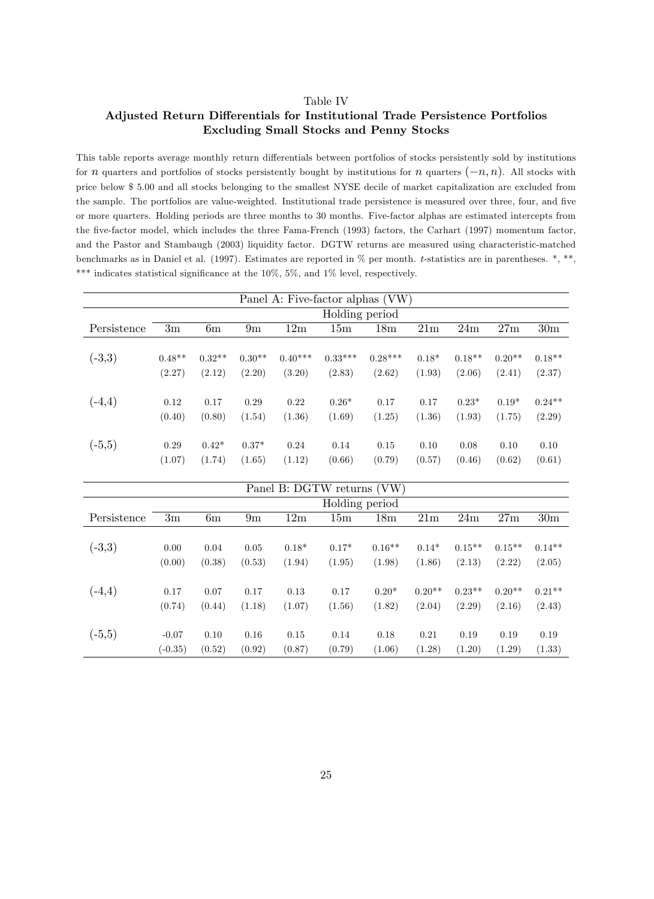Table IV

**Adjusted Return Differentials for Institutional Trade Persistence Portfolios Excluding Small Stocks and Penny Stocks**

This table reports average monthly return differentials between portfolios of stocks persistently sold by institutions for $n$ quarters and portfolios of stocks persistently bought by institutions for $n$ quarters $(-n, n)$. All stocks with price below $ 5.00 and all stocks belonging to the smallest NYSE decile of market capitalization are excluded from the sample. The portfolios are value-weighted. Institutional trade persistence is measured over three, four, and five or more quarters. Holding periods are three months to 30 months. Five-factor alphas are estimated intercepts from the five-factor model, which includes the three Fama-French (1993) factors, the Carhart (1997) momentum factor, and the Pastor and Stambaugh (2003) liquidity factor. DGTW returns are measured using characteristic-matched benchmarks as in Daniel et al. (1997). Estimates are reported in % per month. $t$-statistics are in parentheses. *, **, *** indicates statistical significance at the 10%, 5%, and 1% level, respectively.

| Panel A: Five-factor alphas (VW) | | | | | | | | | | |
|---|---|---|---|---|---|---|---|---|---|---|
| | Holding period | | | | | | | | | |
| Persistence | 3m | 6m | 9m | 12m | 15m | 18m | 21m | 24m | 27m | 30m |
| (-3,3) | 0.48** | 0.32** | 0.30** | 0.40*** | 0.33*** | 0.28*** | 0.18* | 0.18** | 0.20** | 0.18** |
| | (2.27) | (2.12) | (2.20) | (3.20) | (2.83) | (2.62) | (1.93) | (2.06) | (2.41) | (2.37) |
| (-4,4) | 0.12 | 0.17 | 0.29 | 0.22 | 0.26* | 0.17 | 0.17 | 0.23* | 0.19* | 0.24** |
| | (0.40) | (0.80) | (1.54) | (1.36) | (1.69) | (1.25) | (1.36) | (1.93) | (1.75) | (2.29) |
| (-5,5) | 0.29 | 0.42* | 0.37* | 0.24 | 0.14 | 0.15 | 0.10 | 0.08 | 0.10 | 0.10 |
| | (1.07) | (1.74) | (1.65) | (1.12) | (0.66) | (0.79) | (0.57) | (0.46) | (0.62) | (0.61) |

| Panel B: DGTW returns (VW) | | | | | | | | | | |
|---|---|---|---|---|---|---|---|---|---|---|
| | Holding period | | | | | | | | | |
| Persistence | 3m | 6m | 9m | 12m | 15m | 18m | 21m | 24m | 27m | 30m |
| (-3,3) | 0.00 | 0.04 | 0.05 | 0.18* | 0.17* | 0.16** | 0.14* | 0.15** | 0.15** | 0.14** |
| | (0.00) | (0.38) | (0.53) | (1.94) | (1.95) | (1.98) | (1.86) | (2.13) | (2.22) | (2.05) |
| (-4,4) | 0.17 | 0.07 | 0.17 | 0.13 | 0.17 | 0.20* | 0.20** | 0.23** | 0.20** | 0.21** |
| | (0.74) | (0.44) | (1.18) | (1.07) | (1.56) | (1.82) | (2.04) | (2.29) | (2.16) | (2.43) |
| (-5,5) | -0.07 | 0.10 | 0.16 | 0.15 | 0.14 | 0.18 | 0.21 | 0.19 | 0.19 | 0.19 |
| | (-0.35) | (0.52) | (0.92) | (0.87) | (0.79) | (1.06) | (1.28) | (1.20) | (1.29) | (1.33) |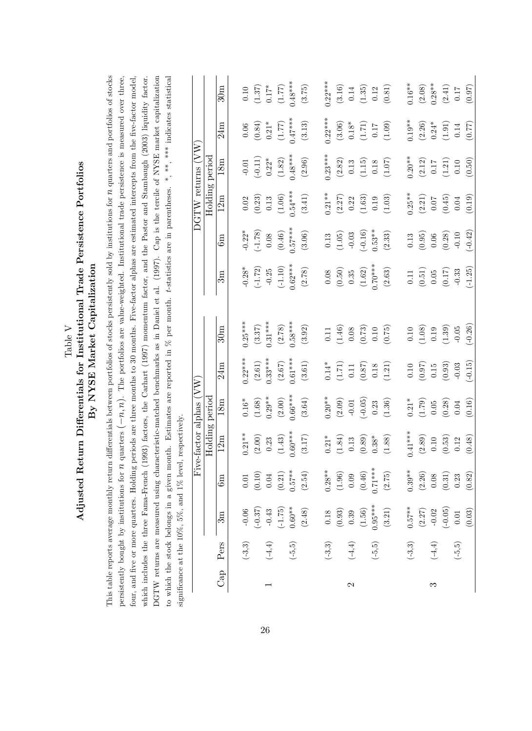# Table V

## Adjusted Return Differentials for Institutional Trade Persistence Portfolios By NYSE Market Capitalization

This table reports average monthly return differentials between portfolios of stocks persistently sold by institutions for $n$ quarters and portfolios of stocks persistently bought by institutions for $n$ quarters $(-n, n)$. The portfolios are value-weighted. Institutional trade persistence is measured over three, four, and five or more quarters. Holding periods are three months to 30 months. Five-factor alphas are estimated intercepts from the five-factor model, which includes the three Fama-French (1993) factors, the Carhart (1997) momentum factor, and the Pastor and Stambaugh (2003) liquidity factor. DGTW returns are measured using characteristic-matched benchmarks as in Daniel et al. (1997). Cap is the tercile of NYSE market capitalization to which the stock belongs in a given month. Estimates are reported in % per month. $t$-statistics are in parentheses. *, **, *** indicates statistical significance at the 10%, 5%, and 1% level, respectively.

| | | Five-factor alphas (VW) | | | | | | DGTW returns (VW) | | | | | |
|---|---|---|---|---|---|---|---|---|---|---|---|---|---|
| | | Holding period | | | | | | Holding period | | | | | |
| Cap | Pers | 3m | 6m | 12m | 18m | 24m | 30m | 3m | 6m | 12m | 18m | 24m | 30m |
| 1 | (-3,3) | -0.06 | 0.01 | 0.21** | 0.16* | 0.22*** | 0.25*** | -0.28* | -0.22* | 0.02 | -0.01 | 0.06 | 0.10 |
| | | (-0.37) | (0.10) | (2.00) | (1.68) | (2.61) | (3.37) | (-1.72) | (-1.78) | (0.23) | (-0.11) | (0.84) | (1.37) |
| | (-4,4) | -0.43 | 0.04 | 0.23 | 0.29** | 0.33*** | 0.31*** | -0.25 | 0.08 | 0.13 | 0.22* | 0.21* | 0.17* |
| | | (-1.75) | (0.21) | (1.43) | (2.00) | (2.67) | (2.78) | (-1.10) | (0.46) | (1.06) | (1.82) | (1.77) | (1.77) |
| | (-5,5) | 0.60** | 0.57** | 0.60*** | 0.66*** | 0.61*** | 0.58*** | 0.62*** | 0.57*** | 0.54*** | 0.48*** | 0.47*** | 0.48*** |
| | | (2.48) | (2.54) | (3.17) | (3.64) | (3.61) | (3.92) | (2.78) | (3.06) | (3.41) | (2.96) | (3.13) | (3.75) |
| 2 | (-3,3) | 0.18 | 0.28** | 0.21* | 0.20** | 0.14* | 0.11 | 0.08 | 0.13 | 0.21** | 0.23*** | 0.22*** | 0.22*** |
| | | (0.93) | (1.96) | (1.84) | (2.09) | (1.71) | (1.46) | (0.50) | (1.05) | (2.27) | (2.82) | (3.06) | (3.16) |
| | (-4,4) | 0.39 | 0.09 | 0.13 | -0.01 | 0.11 | 0.08 | 0.35 | -0.03 | 0.22 | 0.13 | 0.18* | 0.14 |
| | | (1.56) | (0.46) | (0.89) | (-0.05) | (0.87) | (0.73) | (1.62) | (-0.16) | (1.63) | (1.15) | (1.71) | (1.35) |
| | (-5,5) | 0.95*** | 0.71*** | 0.38* | 0.23 | 0.18 | 0.10 | 0.70*** | 0.53** | 0.19 | 0.18 | 0.17 | 0.12 |
| | | (3.21) | (2.75) | (1.88) | (1.36) | (1.21) | (0.75) | (2.63) | (2.33) | (1.03) | (1.07) | (1.09) | (0.81) |
| 3 | (-3,3) | 0.57** | 0.39** | 0.41*** | 0.21* | 0.10 | 0.10 | 0.11 | 0.13 | 0.25** | 0.20** | 0.19** | 0.16** |
| | | (2.27) | (2.26) | (2.89) | (1.79) | (0.97) | (1.08) | (0.51) | (0.95) | (2.21) | (2.12) | (2.26) | (2.08) |
| | (-4,4) | -0.02 | 0.08 | 0.10 | 0.05 | 0.15 | 0.19 | 0.05 | 0.06 | 0.07 | 0.17 | 0.24* | 0.28** |
| | | (-0.05) | (0.31) | (0.53) | (0.28) | (0.93) | (1.39) | (0.17) | (0.28) | (0.45) | (1.21) | (1.91) | (2.41) |
| | (-5,5) | 0.01 | 0.23 | 0.12 | 0.04 | -0.03 | -0.05 | -0.33 | -0.10 | 0.04 | 0.10 | 0.14 | 0.17 |
| | | (0.03) | (0.82) | (0.48) | (0.16) | (-0.15) | (-0.26) | (-1.25) | (-0.42) | (0.19) | (0.50) | (0.77) | (0.97) |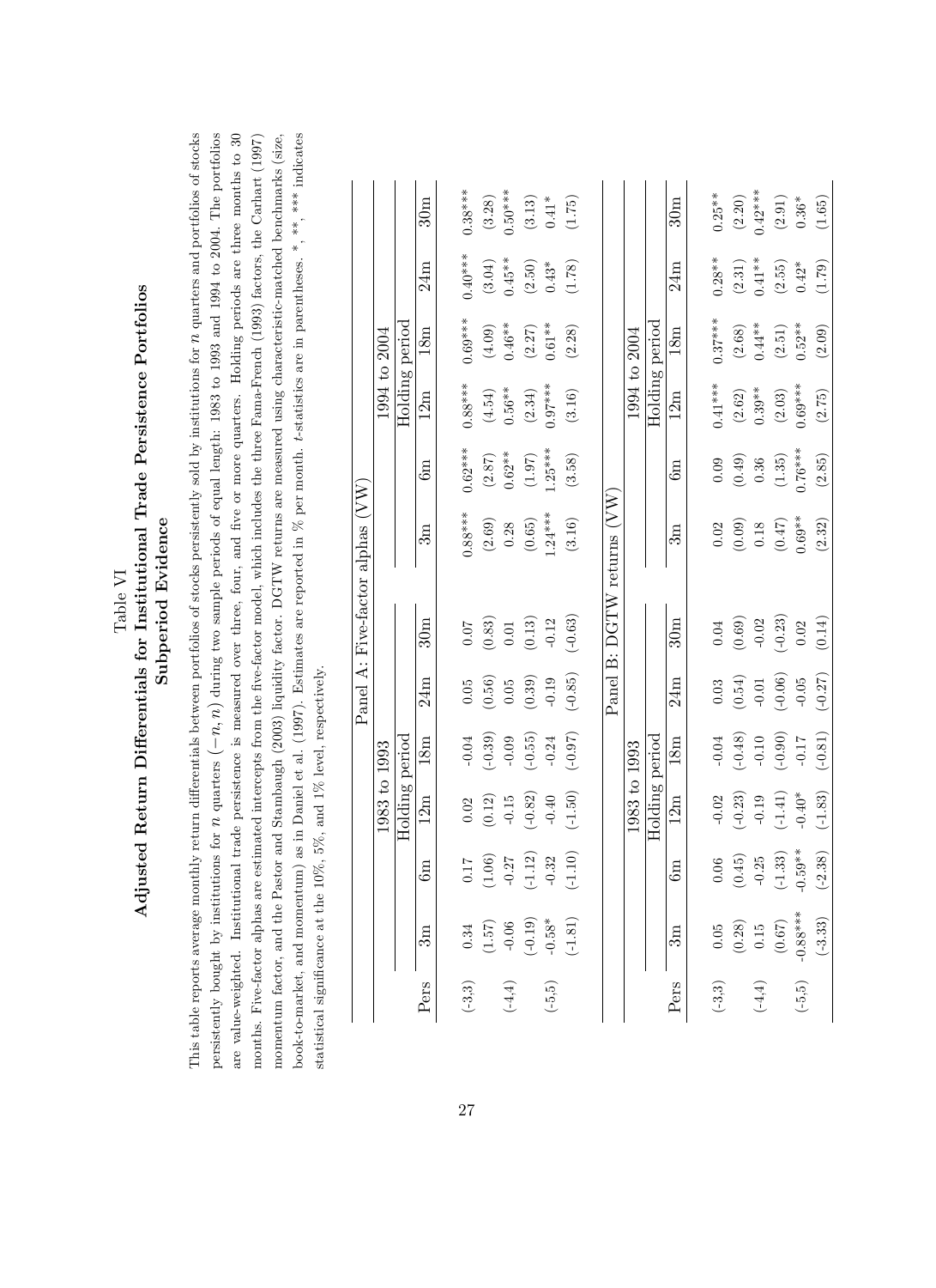# Table VI
## Adjusted Return Differentials for Institutional Trade Persistence Portfolios
### Subperiod Evidence

This table reports average monthly return differentials between portfolios of stocks persistently sold by institutions for $n$ quarters and portfolios of stocks persistently bought by institutions for $n$ quarters $(-n, n)$ during two sample periods of equal length: 1983 to 1993 and 1994 to 2004. The portfolios are value-weighted. Institutional trade persistence is measured over three, four, and five or more quarters. Holding periods are three months to 30 months. Five-factor alphas are estimated intercepts from the five-factor model, which includes the three Fama-French (1993) factors, the Carhart (1997) momentum factor, and the Pastor and Stambaugh (2003) liquidity factor. DGTW returns are measured using characteristic-matched benchmarks (size, book-to-market, and momentum) as in Daniel et al. (1997). Estimates are reported in % per month. $t$-statistics are in parentheses. *, **, *** indicates statistical significance at the 10%, 5%, and 1% level, respectively.

**Panel A: Five-factor alphas (VW)**

| | 1983 to 1993 | | | | | | 1994 to 2004 | | | | | |
|---|---|---|---|---|---|---|---|---|---|---|---|---|
| | Holding period | | | | | | Holding period | | | | | |
| Pers | 3m | 6m | 12m | 18m | 24m | 30m | 3m | 6m | 12m | 18m | 24m | 30m |
| (-3,3) | 0.34 | 0.17 | 0.02 | -0.04 | 0.05 | 0.07 | 0.88*** | 0.62*** | 0.88*** | 0.69*** | 0.40*** | 0.38*** |
| | (1.57) | (1.06) | (0.12) | (-0.39) | (0.56) | (0.83) | (2.69) | (2.87) | (4.54) | (4.09) | (3.04) | (3.28) |
| (-4,4) | -0.06 | -0.27 | -0.15 | -0.09 | 0.05 | 0.01 | 0.28 | 0.62** | 0.56** | 0.46** | 0.45** | 0.50*** |
| | (-0.19) | (-1.12) | (-0.82) | (-0.55) | (0.39) | (0.13) | (0.65) | (1.97) | (2.34) | (2.27) | (2.50) | (3.13) |
| (-5,5) | -0.58* | -0.32 | -0.40 | -0.24 | -0.19 | -0.12 | 1.24*** | 1.25*** | 0.97*** | 0.61** | 0.43* | 0.41* |
| | (-1.81) | (-1.10) | (-1.50) | (-0.97) | (-0.85) | (-0.63) | (3.16) | (3.58) | (3.16) | (2.28) | (1.78) | (1.75) |

**Panel B: DGTW returns (VW)**

| | 1983 to 1993 | | | | | | 1994 to 2004 | | | | | |
|---|---|---|---|---|---|---|---|---|---|---|---|---|
| | Holding period | | | | | | Holding period | | | | | |
| Pers | 3m | 6m | 12m | 18m | 24m | 30m | 3m | 6m | 12m | 18m | 24m | 30m |
| (-3,3) | 0.05 | 0.06 | -0.02 | -0.04 | 0.03 | 0.04 | 0.02 | 0.09 | 0.41*** | 0.37*** | 0.28** | 0.25** |
| | (0.28) | (0.45) | (-0.23) | (-0.48) | (0.54) | (0.69) | (0.09) | (0.49) | (2.62) | (2.68) | (2.31) | (2.20) |
| (-4,4) | 0.15 | -0.25 | -0.19 | -0.10 | -0.01 | -0.02 | 0.18 | 0.36 | 0.39** | 0.44** | 0.41** | 0.42*** |
| | (0.67) | (-1.33) | (-1.41) | (-0.90) | (-0.06) | (-0.23) | (0.47) | (1.35) | (2.03) | (2.51) | (2.55) | (2.91) |
| (-5,5) | -0.88*** | -0.59** | -0.40* | -0.17 | -0.05 | 0.02 | 0.69** | 0.76*** | 0.69*** | 0.52** | 0.42* | 0.36* |
| | (-3.33) | (-2.38) | (-1.83) | (-0.81) | (-0.27) | (0.14) | (2.32) | (2.85) | (2.75) | (2.09) | (1.79) | (1.65) |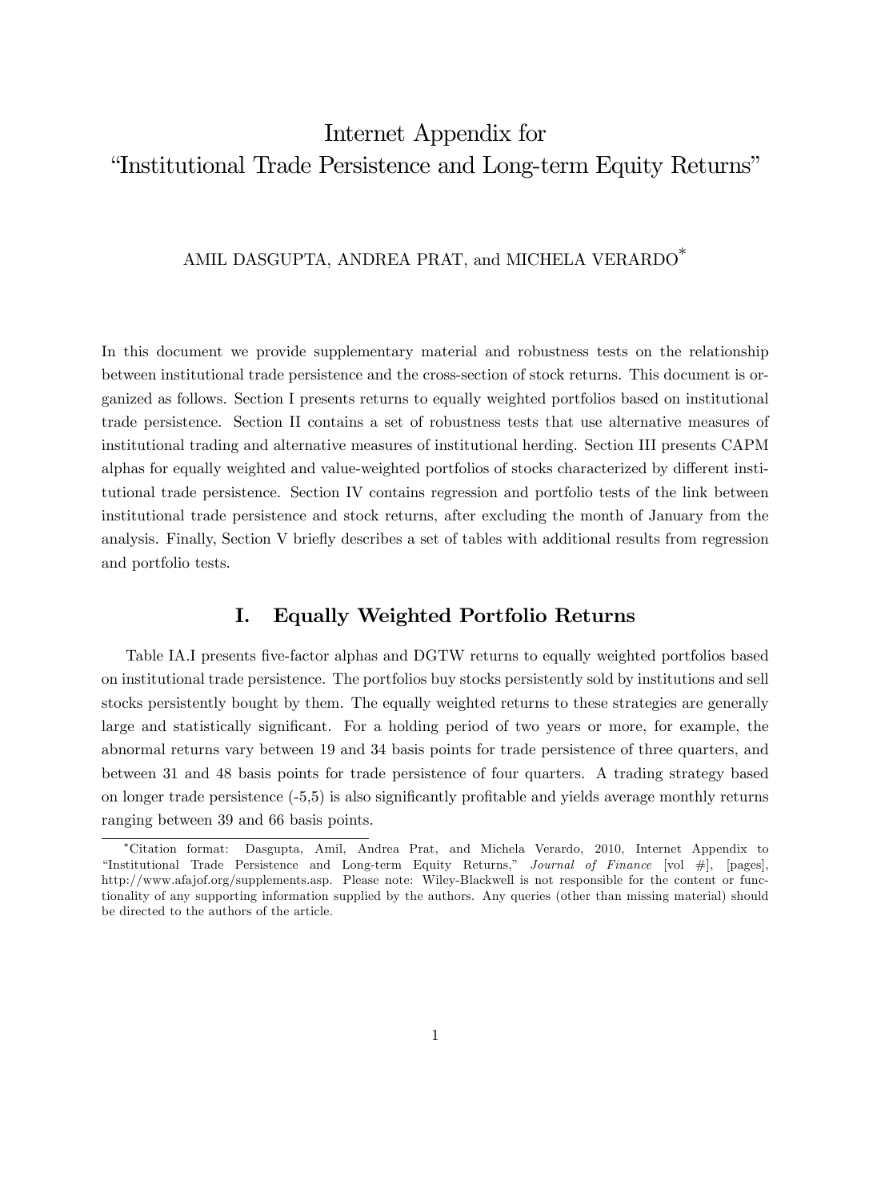# Internet Appendix for "Institutional Trade Persistence and Long-term Equity Returns"

AMIL DASGUPTA, ANDREA PRAT, and MICHELA VERARDO*

In this document we provide supplementary material and robustness tests on the relationship between institutional trade persistence and the cross-section of stock returns. This document is organized as follows. Section I presents returns to equally weighted portfolios based on institutional trade persistence. Section II contains a set of robustness tests that use alternative measures of institutional trading and alternative measures of institutional herding. Section III presents CAPM alphas for equally weighted and value-weighted portfolios of stocks characterized by different institutional trade persistence. Section IV contains regression and portfolio tests of the link between institutional trade persistence and stock returns, after excluding the month of January from the analysis. Finally, Section V briefly describes a set of tables with additional results from regression and portfolio tests.

## I. Equally Weighted Portfolio Returns

Table IA.I presents five-factor alphas and DGTW returns to equally weighted portfolios based on institutional trade persistence. The portfolios buy stocks persistently sold by institutions and sell stocks persistently bought by them. The equally weighted returns to these strategies are generally large and statistically significant. For a holding period of two years or more, for example, the abnormal returns vary between 19 and 34 basis points for trade persistence of three quarters, and between 31 and 48 basis points for trade persistence of four quarters. A trading strategy based on longer trade persistence (-5,5) is also significantly profitable and yields average monthly returns ranging between 39 and 66 basis points.

*Citation format: Dasgupta, Amil, Andrea Prat, and Michela Verardo, 2010, Internet Appendix to "Institutional Trade Persistence and Long-term Equity Returns," *Journal of Finance* [vol #], [pages], http://www.afajof.org/supplements.asp. Please note: Wiley-Blackwell is not responsible for the content or functionality of any supporting information supplied by the authors. Any queries (other than missing material) should be directed to the authors of the article.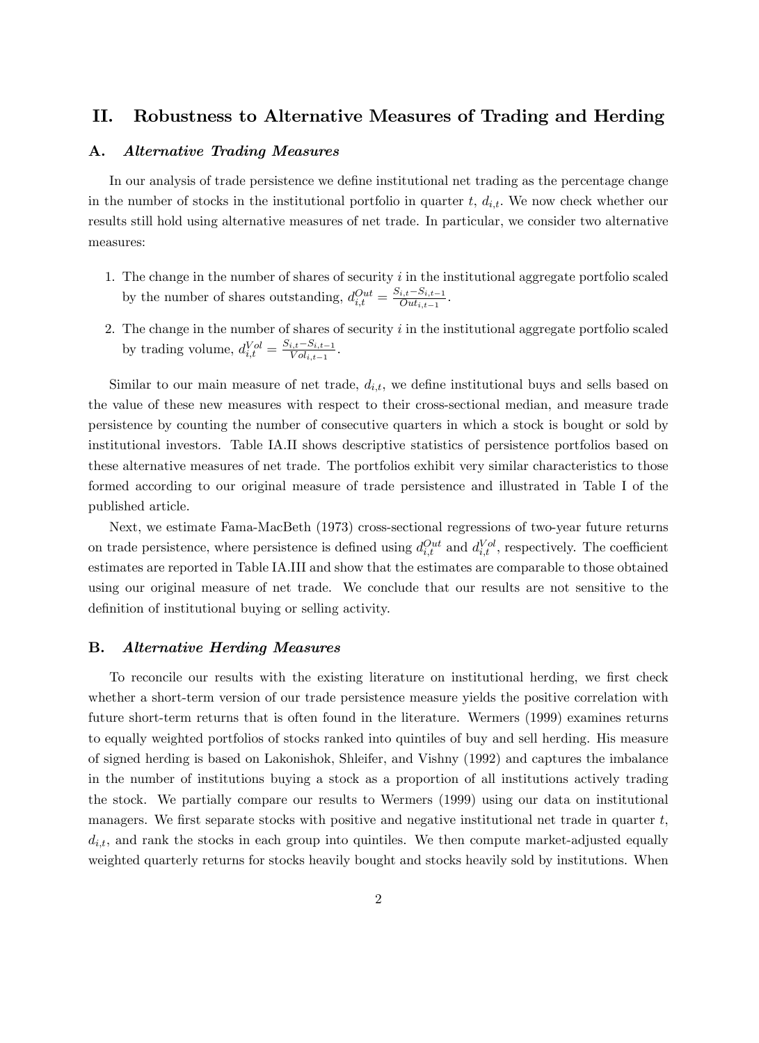## II. Robustness to Alternative Measures of Trading and Herding

### A. *Alternative Trading Measures*

In our analysis of trade persistence we define institutional net trading as the percentage change in the number of stocks in the institutional portfolio in quarter $t$, $d_{i,t}$. We now check whether our results still hold using alternative measures of net trade. In particular, we consider two alternative measures:

1. The change in the number of shares of security $i$ in the institutional aggregate portfolio scaled by the number of shares outstanding, $d_{i,t}^{Out} = \frac{S_{i,t} - S_{i,t-1}}{Out_{i,t-1}}$.
2. The change in the number of shares of security $i$ in the institutional aggregate portfolio scaled by trading volume, $d_{i,t}^{Vol} = \frac{S_{i,t} - S_{i,t-1}}{Vol_{i,t-1}}$.

Similar to our main measure of net trade, $d_{i,t}$, we define institutional buys and sells based on the value of these new measures with respect to their cross-sectional median, and measure trade persistence by counting the number of consecutive quarters in which a stock is bought or sold by institutional investors. Table IA.II shows descriptive statistics of persistence portfolios based on these alternative measures of net trade. The portfolios exhibit very similar characteristics to those formed according to our original measure of trade persistence and illustrated in Table I of the published article.

Next, we estimate Fama-MacBeth (1973) cross-sectional regressions of two-year future returns on trade persistence, where persistence is defined using $d_{i,t}^{Out}$ and $d_{i,t}^{Vol}$, respectively. The coefficient estimates are reported in Table IA.III and show that the estimates are comparable to those obtained using our original measure of net trade. We conclude that our results are not sensitive to the definition of institutional buying or selling activity.

### B. *Alternative Herding Measures*

To reconcile our results with the existing literature on institutional herding, we first check whether a short-term version of our trade persistence measure yields the positive correlation with future short-term returns that is often found in the literature. Wermers (1999) examines returns to equally weighted portfolios of stocks ranked into quintiles of buy and sell herding. His measure of signed herding is based on Lakonishok, Shleifer, and Vishny (1992) and captures the imbalance in the number of institutions buying a stock as a proportion of all institutions actively trading the stock. We partially compare our results to Wermers (1999) using our data on institutional managers. We first separate stocks with positive and negative institutional net trade in quarter $t$, $d_{i,t}$, and rank the stocks in each group into quintiles. We then compute market-adjusted equally weighted quarterly returns for stocks heavily bought and stocks heavily sold by institutions. When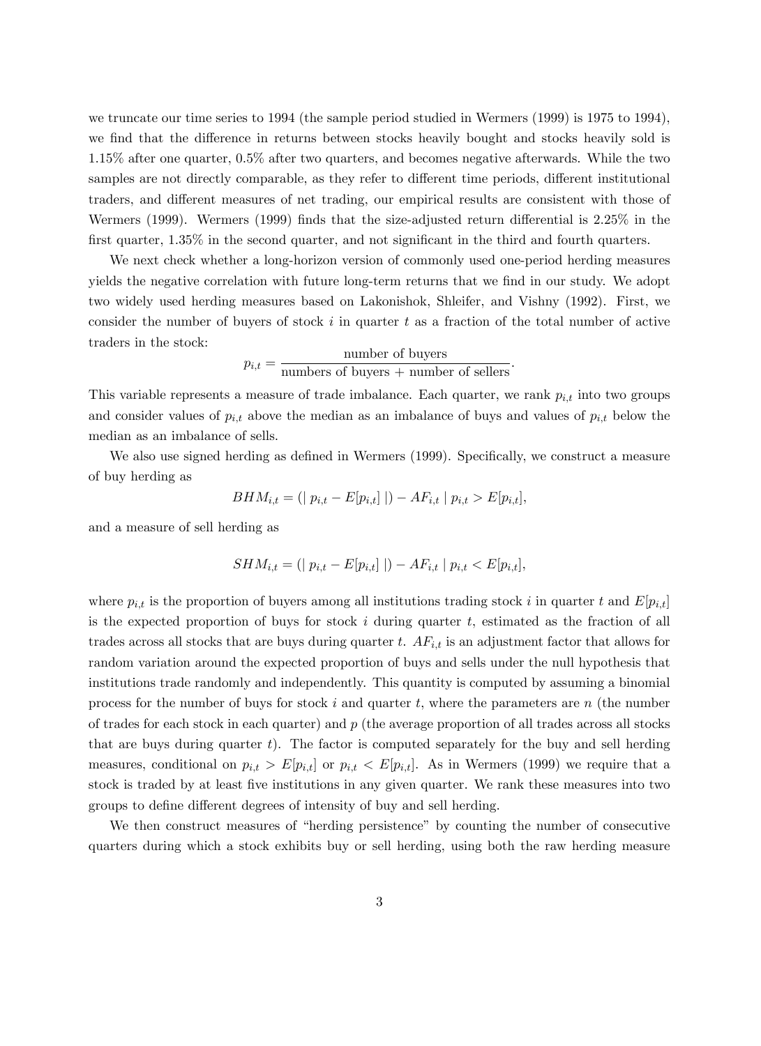we truncate our time series to 1994 (the sample period studied in Wermers (1999) is 1975 to 1994), we find that the difference in returns between stocks heavily bought and stocks heavily sold is 1.15% after one quarter, 0.5% after two quarters, and becomes negative afterwards. While the two samples are not directly comparable, as they refer to different time periods, different institutional traders, and different measures of net trading, our empirical results are consistent with those of Wermers (1999). Wermers (1999) finds that the size-adjusted return differential is 2.25% in the first quarter, 1.35% in the second quarter, and not significant in the third and fourth quarters.

We next check whether a long-horizon version of commonly used one-period herding measures yields the negative correlation with future long-term returns that we find in our study. We adopt two widely used herding measures based on Lakonishok, Shleifer, and Vishny (1992). First, we consider the number of buyers of stock $i$ in quarter $t$ as a fraction of the total number of active traders in the stock:

$$p_{i,t} = \frac{\text{number of buyers}}{\text{numbers of buyers + number of sellers}}.$$

This variable represents a measure of trade imbalance. Each quarter, we rank $p_{i,t}$ into two groups and consider values of $p_{i,t}$ above the median as an imbalance of buys and values of $p_{i,t}$ below the median as an imbalance of sells.

We also use signed herding as defined in Wermers (1999). Specifically, we construct a measure of buy herding as

$$BHM_{i,t} = (\mid p_{i,t} - E[p_{i,t}] \mid) - AF_{i,t} \mid p_{i,t} > E[p_{i,t}],$$

and a measure of sell herding as

$$SHM_{i,t} = (\mid p_{i,t} - E[p_{i,t}] \mid) - AF_{i,t} \mid p_{i,t} < E[p_{i,t}],$$

where $p_{i,t}$ is the proportion of buyers among all institutions trading stock $i$ in quarter $t$ and $E[p_{i,t}]$ is the expected proportion of buys for stock $i$ during quarter $t$, estimated as the fraction of all trades across all stocks that are buys during quarter $t$. $AF_{i,t}$ is an adjustment factor that allows for random variation around the expected proportion of buys and sells under the null hypothesis that institutions trade randomly and independently. This quantity is computed by assuming a binomial process for the number of buys for stock $i$ and quarter $t$, where the parameters are $n$ (the number of trades for each stock in each quarter) and $p$ (the average proportion of all trades across all stocks that are buys during quarter $t$). The factor is computed separately for the buy and sell herding measures, conditional on $p_{i,t} > E[p_{i,t}]$ or $p_{i,t} < E[p_{i,t}]$. As in Wermers (1999) we require that a stock is traded by at least five institutions in any given quarter. We rank these measures into two groups to define different degrees of intensity of buy and sell herding.

We then construct measures of "herding persistence" by counting the number of consecutive quarters during which a stock exhibits buy or sell herding, using both the raw herding measure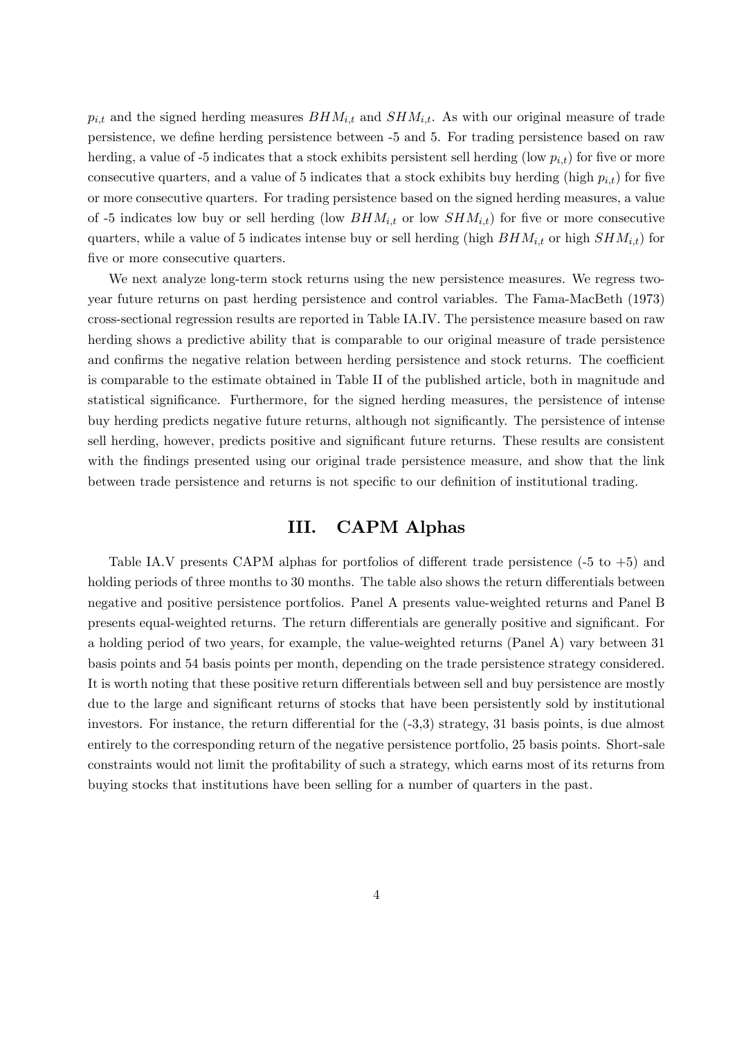$p_{i,t}$ and the signed herding measures $BHM_{i,t}$ and $SHM_{i,t}$. As with our original measure of trade persistence, we define herding persistence between -5 and 5. For trading persistence based on raw herding, a value of -5 indicates that a stock exhibits persistent sell herding (low $p_{i,t}$) for five or more consecutive quarters, and a value of 5 indicates that a stock exhibits buy herding (high $p_{i,t}$) for five or more consecutive quarters. For trading persistence based on the signed herding measures, a value of -5 indicates low buy or sell herding (low $BHM_{i,t}$ or low $SHM_{i,t}$) for five or more consecutive quarters, while a value of 5 indicates intense buy or sell herding (high $BHM_{i,t}$ or high $SHM_{i,t}$) for five or more consecutive quarters.

We next analyze long-term stock returns using the new persistence measures. We regress two-year future returns on past herding persistence and control variables. The Fama-MacBeth (1973) cross-sectional regression results are reported in Table IA.IV. The persistence measure based on raw herding shows a predictive ability that is comparable to our original measure of trade persistence and confirms the negative relation between herding persistence and stock returns. The coefficient is comparable to the estimate obtained in Table II of the published article, both in magnitude and statistical significance. Furthermore, for the signed herding measures, the persistence of intense buy herding predicts negative future returns, although not significantly. The persistence of intense sell herding, however, predicts positive and significant future returns. These results are consistent with the findings presented using our original trade persistence measure, and show that the link between trade persistence and returns is not specific to our definition of institutional trading.

## III. CAPM Alphas

Table IA.V presents CAPM alphas for portfolios of different trade persistence (-5 to +5) and holding periods of three months to 30 months. The table also shows the return differentials between negative and positive persistence portfolios. Panel A presents value-weighted returns and Panel B presents equal-weighted returns. The return differentials are generally positive and significant. For a holding period of two years, for example, the value-weighted returns (Panel A) vary between 31 basis points and 54 basis points per month, depending on the trade persistence strategy considered. It is worth noting that these positive return differentials between sell and buy persistence are mostly due to the large and significant returns of stocks that have been persistently sold by institutional investors. For instance, the return differential for the (-3,3) strategy, 31 basis points, is due almost entirely to the corresponding return of the negative persistence portfolio, 25 basis points. Short-sale constraints would not limit the profitability of such a strategy, which earns most of its returns from buying stocks that institutions have been selling for a number of quarters in the past.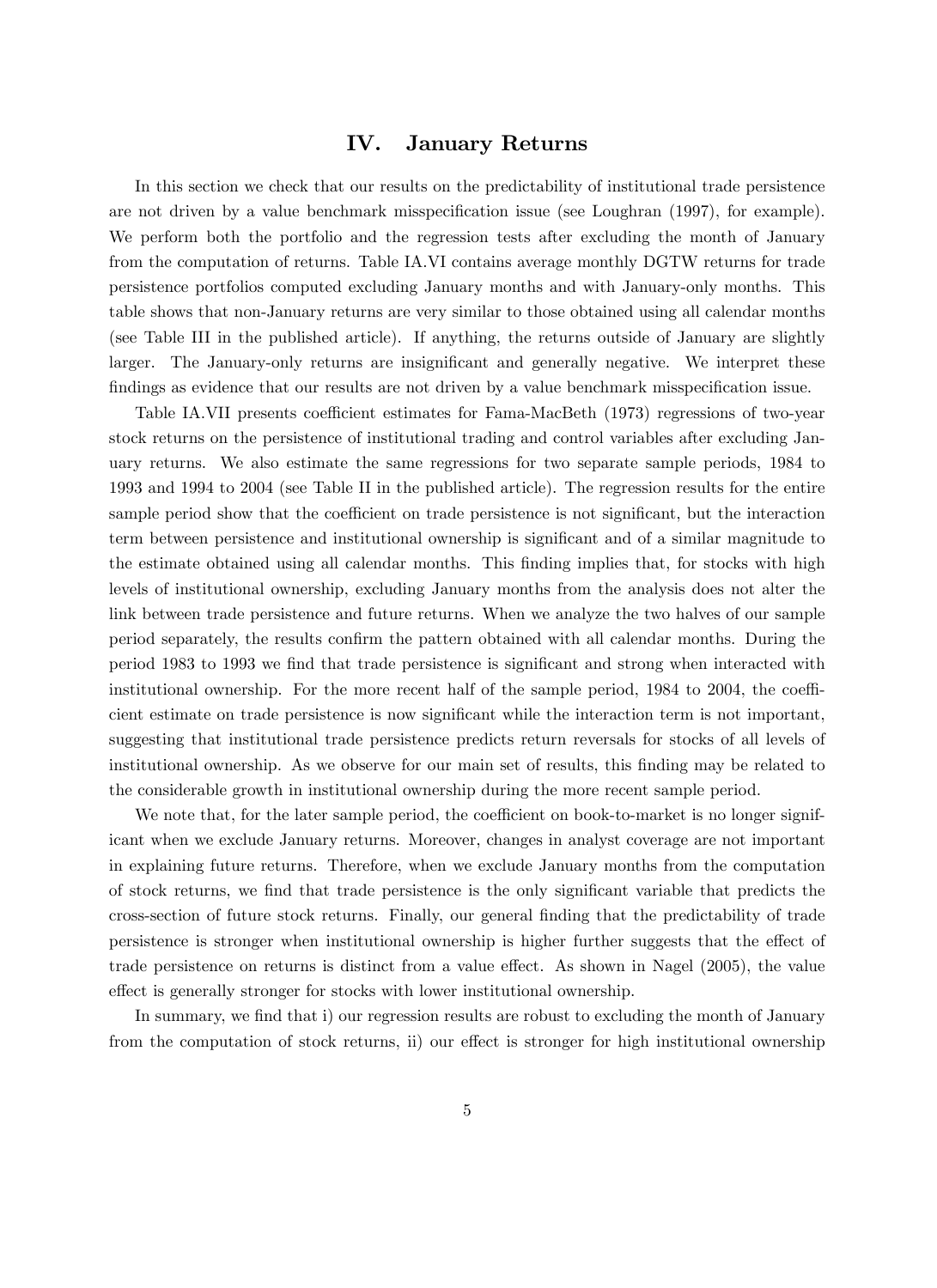## IV. January Returns

In this section we check that our results on the predictability of institutional trade persistence are not driven by a value benchmark misspecification issue (see Loughran (1997), for example). We perform both the portfolio and the regression tests after excluding the month of January from the computation of returns. Table IA.VI contains average monthly DGTW returns for trade persistence portfolios computed excluding January months and with January-only months. This table shows that non-January returns are very similar to those obtained using all calendar months (see Table III in the published article). If anything, the returns outside of January are slightly larger. The January-only returns are insignificant and generally negative. We interpret these findings as evidence that our results are not driven by a value benchmark misspecification issue.

Table IA.VII presents coefficient estimates for Fama-MacBeth (1973) regressions of two-year stock returns on the persistence of institutional trading and control variables after excluding January returns. We also estimate the same regressions for two separate sample periods, 1984 to 1993 and 1994 to 2004 (see Table II in the published article). The regression results for the entire sample period show that the coefficient on trade persistence is not significant, but the interaction term between persistence and institutional ownership is significant and of a similar magnitude to the estimate obtained using all calendar months. This finding implies that, for stocks with high levels of institutional ownership, excluding January months from the analysis does not alter the link between trade persistence and future returns. When we analyze the two halves of our sample period separately, the results confirm the pattern obtained with all calendar months. During the period 1983 to 1993 we find that trade persistence is significant and strong when interacted with institutional ownership. For the more recent half of the sample period, 1984 to 2004, the coefficient estimate on trade persistence is now significant while the interaction term is not important, suggesting that institutional trade persistence predicts return reversals for stocks of all levels of institutional ownership. As we observe for our main set of results, this finding may be related to the considerable growth in institutional ownership during the more recent sample period.

We note that, for the later sample period, the coefficient on book-to-market is no longer significant when we exclude January returns. Moreover, changes in analyst coverage are not important in explaining future returns. Therefore, when we exclude January months from the computation of stock returns, we find that trade persistence is the only significant variable that predicts the cross-section of future stock returns. Finally, our general finding that the predictability of trade persistence is stronger when institutional ownership is higher further suggests that the effect of trade persistence on returns is distinct from a value effect. As shown in Nagel (2005), the value effect is generally stronger for stocks with lower institutional ownership.

In summary, we find that i) our regression results are robust to excluding the month of January from the computation of stock returns, ii) our effect is stronger for high institutional ownership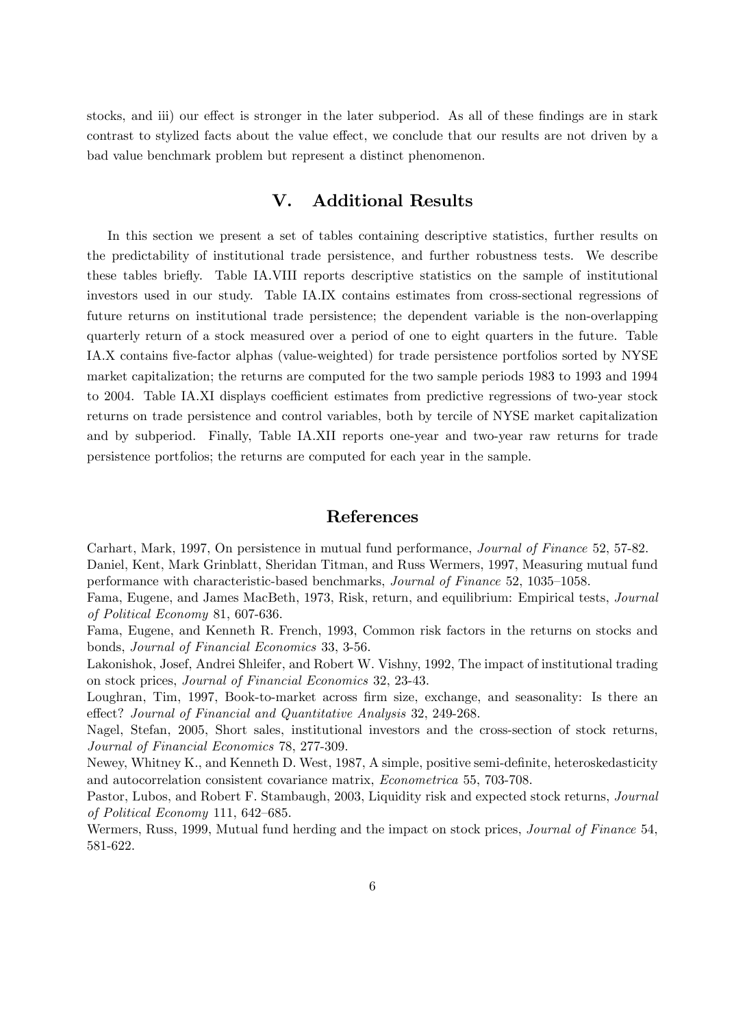stocks, and iii) our effect is stronger in the later subperiod. As all of these findings are in stark contrast to stylized facts about the value effect, we conclude that our results are not driven by a bad value benchmark problem but represent a distinct phenomenon.

## V. Additional Results

In this section we present a set of tables containing descriptive statistics, further results on the predictability of institutional trade persistence, and further robustness tests. We describe these tables briefly. Table IA.VIII reports descriptive statistics on the sample of institutional investors used in our study. Table IA.IX contains estimates from cross-sectional regressions of future returns on institutional trade persistence; the dependent variable is the non-overlapping quarterly return of a stock measured over a period of one to eight quarters in the future. Table IA.X contains five-factor alphas (value-weighted) for trade persistence portfolios sorted by NYSE market capitalization; the returns are computed for the two sample periods 1983 to 1993 and 1994 to 2004. Table IA.XI displays coefficient estimates from predictive regressions of two-year stock returns on trade persistence and control variables, both by tercile of NYSE market capitalization and by subperiod. Finally, Table IA.XII reports one-year and two-year raw returns for trade persistence portfolios; the returns are computed for each year in the sample.

## References

Carhart, Mark, 1997, On persistence in mutual fund performance, *Journal of Finance* 52, 57-82.

Daniel, Kent, Mark Grinblatt, Sheridan Titman, and Russ Wermers, 1997, Measuring mutual fund performance with characteristic-based benchmarks, *Journal of Finance* 52, 1035–1058.

Fama, Eugene, and James MacBeth, 1973, Risk, return, and equilibrium: Empirical tests, *Journal of Political Economy* 81, 607-636.

Fama, Eugene, and Kenneth R. French, 1993, Common risk factors in the returns on stocks and bonds, *Journal of Financial Economics* 33, 3-56.

Lakonishok, Josef, Andrei Shleifer, and Robert W. Vishny, 1992, The impact of institutional trading on stock prices, *Journal of Financial Economics* 32, 23-43.

Loughran, Tim, 1997, Book-to-market across firm size, exchange, and seasonality: Is there an effect? *Journal of Financial and Quantitative Analysis* 32, 249-268.

Nagel, Stefan, 2005, Short sales, institutional investors and the cross-section of stock returns, *Journal of Financial Economics* 78, 277-309.

Newey, Whitney K., and Kenneth D. West, 1987, A simple, positive semi-definite, heteroskedasticity and autocorrelation consistent covariance matrix, *Econometrica* 55, 703-708.

Pastor, Lubos, and Robert F. Stambaugh, 2003, Liquidity risk and expected stock returns, *Journal of Political Economy* 111, 642–685.

Wermers, Russ, 1999, Mutual fund herding and the impact on stock prices, *Journal of Finance* 54, 581-622.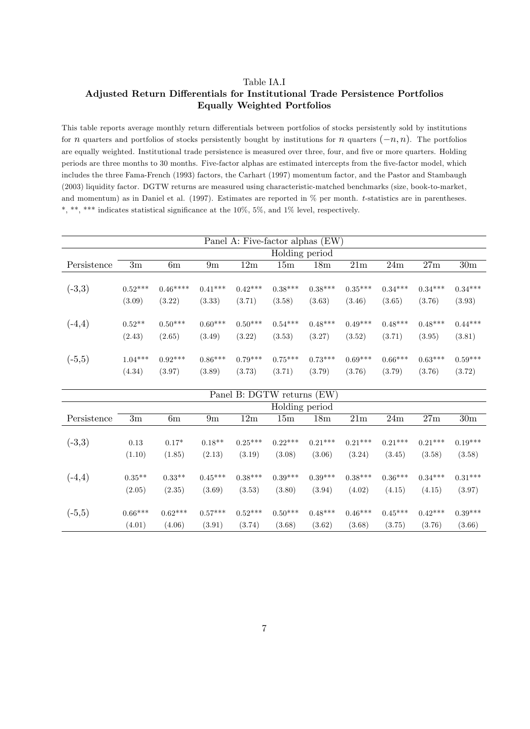Table IA.I

**Adjusted Return Differentials for Institutional Trade Persistence Portfolios Equally Weighted Portfolios**

This table reports average monthly return differentials between portfolios of stocks persistently sold by institutions for $n$ quarters and portfolios of stocks persistently bought by institutions for $n$ quarters $(-n, n)$. The portfolios are equally weighted. Institutional trade persistence is measured over three, four, and five or more quarters. Holding periods are three months to 30 months. Five-factor alphas are estimated intercepts from the five-factor model, which includes the three Fama-French (1993) factors, the Carhart (1997) momentum factor, and the Pastor and Stambaugh (2003) liquidity factor. DGTW returns are measured using characteristic-matched benchmarks (size, book-to-market, and momentum) as in Daniel et al. (1997). Estimates are reported in % per month. $t$-statistics are in parentheses. *, **, *** indicates statistical significance at the 10%, 5%, and 1% level, respectively.

Panel A: Five-factor alphas (EW)

| | Holding period | | | | | | | | | |
|---|---|---|---|---|---|---|---|---|---|---|
| Persistence | 3m | 6m | 9m | 12m | 15m | 18m | 21m | 24m | 27m | 30m |
| (-3,3) | 0.52*** | 0.46**** | 0.41*** | 0.42*** | 0.38*** | 0.38*** | 0.35*** | 0.34*** | 0.34*** | 0.34*** |
| | (3.09) | (3.22) | (3.33) | (3.71) | (3.58) | (3.63) | (3.46) | (3.65) | (3.76) | (3.93) |
| (-4,4) | 0.52** | 0.50*** | 0.60*** | 0.50*** | 0.54*** | 0.48*** | 0.49*** | 0.48*** | 0.48*** | 0.44*** |
| | (2.43) | (2.65) | (3.49) | (3.22) | (3.53) | (3.27) | (3.52) | (3.71) | (3.95) | (3.81) |
| (-5,5) | 1.04*** | 0.92*** | 0.86*** | 0.79*** | 0.75*** | 0.73*** | 0.69*** | 0.66*** | 0.63*** | 0.59*** |
| | (4.34) | (3.97) | (3.89) | (3.73) | (3.71) | (3.79) | (3.76) | (3.79) | (3.76) | (3.72) |

Panel B: DGTW returns (EW)

| | Holding period | | | | | | | | | |
|---|---|---|---|---|---|---|---|---|---|---|
| Persistence | 3m | 6m | 9m | 12m | 15m | 18m | 21m | 24m | 27m | 30m |
| (-3,3) | 0.13 | 0.17* | 0.18** | 0.25*** | 0.22*** | 0.21*** | 0.21*** | 0.21*** | 0.21*** | 0.19*** |
| | (1.10) | (1.85) | (2.13) | (3.19) | (3.08) | (3.06) | (3.24) | (3.45) | (3.58) | (3.58) |
| (-4,4) | 0.35** | 0.33** | 0.45*** | 0.38*** | 0.39*** | 0.39*** | 0.38*** | 0.36*** | 0.34*** | 0.31*** |
| | (2.05) | (2.35) | (3.69) | (3.53) | (3.80) | (3.94) | (4.02) | (4.15) | (4.15) | (3.97) |
| (-5,5) | 0.66*** | 0.62*** | 0.57*** | 0.52*** | 0.50*** | 0.48*** | 0.46*** | 0.45*** | 0.42*** | 0.39*** |
| | (4.01) | (4.06) | (3.91) | (3.74) | (3.68) | (3.62) | (3.68) | (3.75) | (3.76) | (3.66) |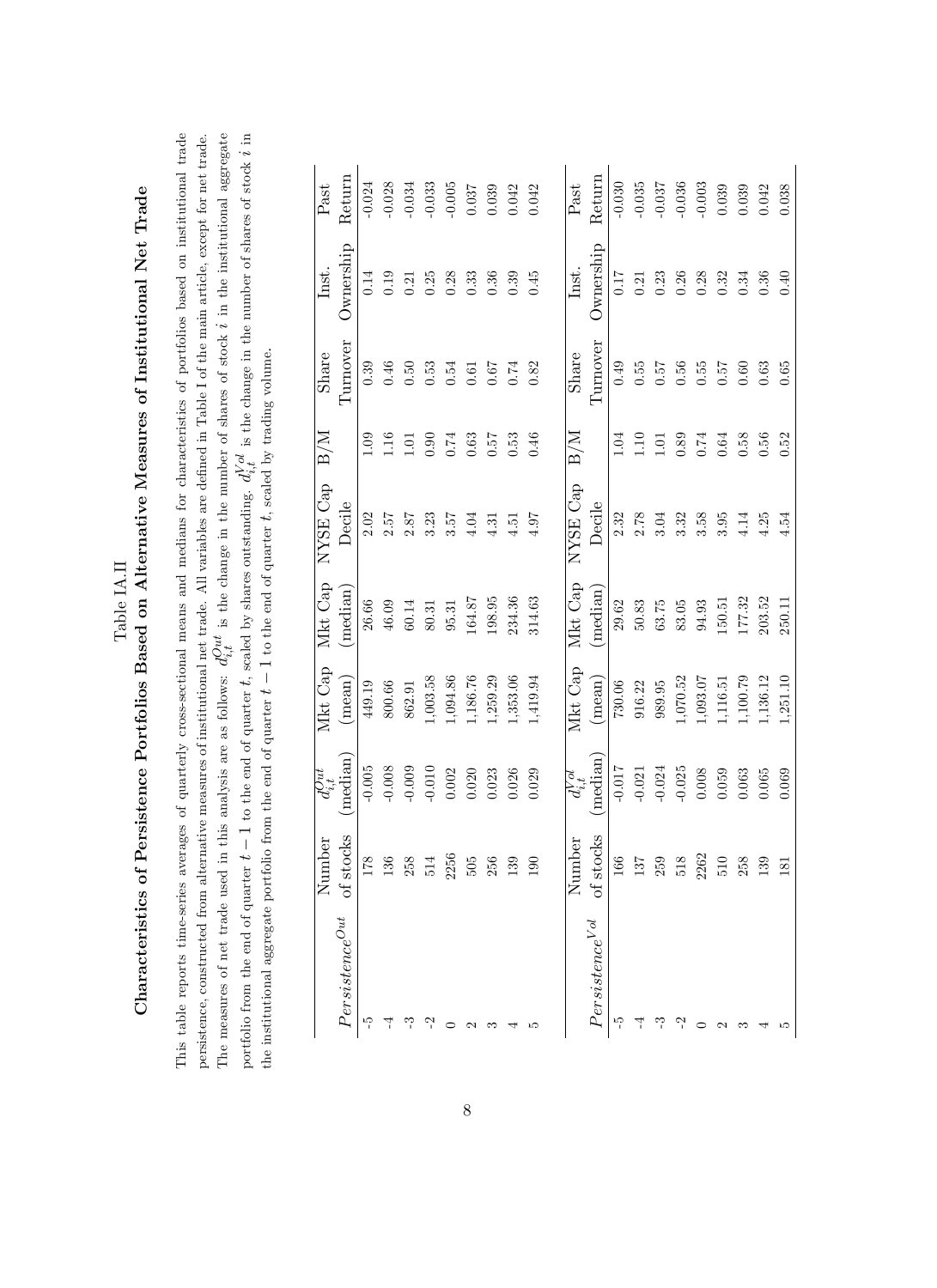# Table IA.II

## Characteristics of Persistence Portfolios Based on Alternative Measures of Institutional Net Trade

This table reports time-series averages of quarterly cross-sectional means and medians for characteristics of portfolios based on institutional trade persistence, constructed from alternative measures of institutional net trade. All variables are defined in Table I of the main article, except for net trade. The measures of net trade used in this analysis are as follows: $d_{i,t}^{Out}$ is the change in the number of shares of stock $i$ in the institutional aggregate portfolio from the end of quarter $t-1$ to the end of quarter $t$, scaled by shares outstanding. $d_{i,t}^{Vol}$ is the change in the number of shares of stock $i$ in the institutional aggregate portfolio from the end of quarter $t-1$ to the end of quarter $t$, scaled by trading volume.

| $Persistence^{Out}$ | Number of stocks | $d_{i,t}^{Out}$ (median) | Mkt Cap (mean) | Mkt Cap (median) | NYSE Cap Decile | B/M | Share Turnover | Inst. Ownership | Past Return |
|---|---|---|---|---|---|---|---|---|---|
| -5 | 178 | -0.005 | 449.19 | 26.66 | 2.02 | 1.09 | 0.39 | 0.14 | -0.024 |
| -4 | 136 | -0.008 | 800.66 | 46.09 | 2.57 | 1.16 | 0.46 | 0.19 | -0.028 |
| -3 | 258 | -0.009 | 862.91 | 60.14 | 2.87 | 1.01 | 0.50 | 0.21 | -0.034 |
| -2 | 514 | -0.010 | 1,003.58 | 80.31 | 3.23 | 0.90 | 0.53 | 0.25 | -0.033 |
| 0 | 2256 | 0.002 | 1,094.86 | 95.31 | 3.57 | 0.74 | 0.54 | 0.28 | -0.005 |
| 2 | 505 | 0.020 | 1,186.76 | 164.87 | 4.04 | 0.63 | 0.61 | 0.33 | 0.037 |
| 3 | 256 | 0.023 | 1,259.29 | 198.95 | 4.31 | 0.57 | 0.67 | 0.36 | 0.039 |
| 4 | 139 | 0.026 | 1,353.06 | 234.36 | 4.51 | 0.53 | 0.74 | 0.39 | 0.042 |
| 5 | 190 | 0.029 | 1,419.94 | 314.63 | 4.97 | 0.46 | 0.82 | 0.45 | 0.042 |

| $Persistence^{Vol}$ | Number of stocks | $d_{i,t}^{Vol}$ (median) | Mkt Cap (mean) | Mkt Cap (median) | NYSE Cap Decile | B/M | Share Turnover | Inst. Ownership | Past Return |
|---|---|---|---|---|---|---|---|---|---|
| -5 | 166 | -0.017 | 730.06 | 29.62 | 2.32 | 1.04 | 0.49 | 0.17 | -0.030 |
| -4 | 137 | -0.021 | 916.22 | 50.83 | 2.78 | 1.10 | 0.55 | 0.21 | -0.035 |
| -3 | 259 | -0.024 | 989.95 | 63.75 | 3.04 | 1.01 | 0.57 | 0.23 | -0.037 |
| -2 | 518 | -0.025 | 1,070.52 | 83.05 | 3.32 | 0.89 | 0.56 | 0.26 | -0.036 |
| 0 | 2262 | 0.008 | 1,093.07 | 94.93 | 3.58 | 0.74 | 0.55 | 0.28 | -0.003 |
| 2 | 510 | 0.059 | 1,116.51 | 150.51 | 3.95 | 0.64 | 0.57 | 0.32 | 0.039 |
| 3 | 258 | 0.063 | 1,100.79 | 177.32 | 4.14 | 0.58 | 0.60 | 0.34 | 0.039 |
| 4 | 139 | 0.065 | 1,136.12 | 203.52 | 4.25 | 0.56 | 0.63 | 0.36 | 0.042 |
| 5 | 181 | 0.069 | 1,251.10 | 250.11 | 4.54 | 0.52 | 0.65 | 0.40 | 0.038 |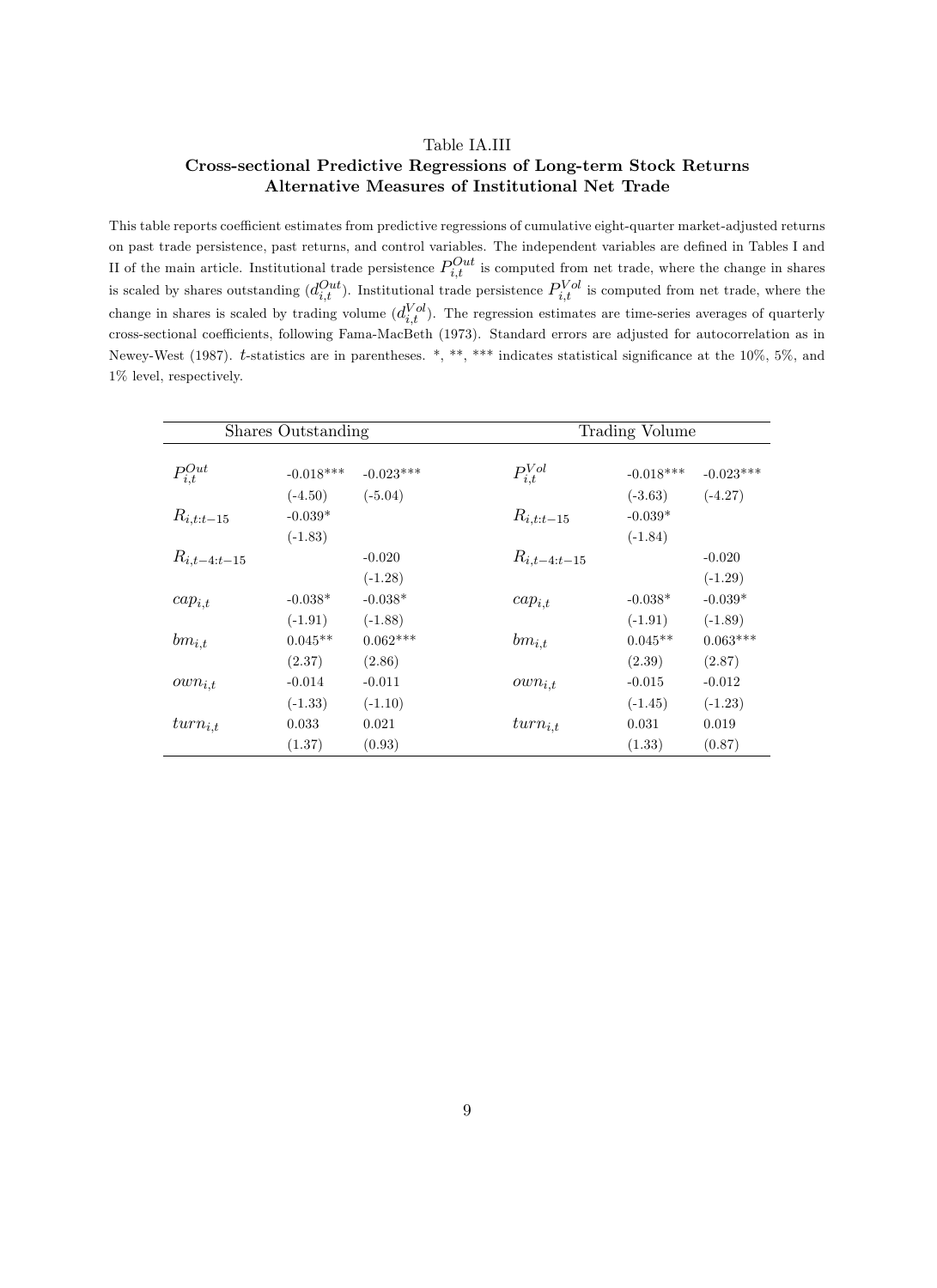Table IA.III

**Cross-sectional Predictive Regressions of Long-term Stock Returns**
**Alternative Measures of Institutional Net Trade**

This table reports coefficient estimates from predictive regressions of cumulative eight-quarter market-adjusted returns on past trade persistence, past returns, and control variables. The independent variables are defined in Tables I and II of the main article. Institutional trade persistence $P_{i,t}^{Out}$ is computed from net trade, where the change in shares is scaled by shares outstanding ($d_{i,t}^{Out}$). Institutional trade persistence $P_{i,t}^{Vol}$ is computed from net trade, where the change in shares is scaled by trading volume ($d_{i,t}^{Vol}$). The regression estimates are time-series averages of quarterly cross-sectional coefficients, following Fama-MacBeth (1973). Standard errors are adjusted for autocorrelation as in Newey-West (1987). $t$-statistics are in parentheses. *, **, *** indicates statistical significance at the 10%, 5%, and 1% level, respectively.

| Shares Outstanding | | | Trading Volume | | |
|---|---|---|---|---|---|
| $P_{i,t}^{Out}$ | -0.018*** | -0.023*** | $P_{i,t}^{Vol}$ | -0.018*** | -0.023*** |
| | (-4.50) | (-5.04) | | (-3.63) | (-4.27) |
| $R_{i,t:t-15}$ | -0.039* | | $R_{i,t:t-15}$ | -0.039* | |
| | (-1.83) | | | (-1.84) | |
| $R_{i,t-4:t-15}$ | | -0.020 | $R_{i,t-4:t-15}$ | | -0.020 |
| | | (-1.28) | | | (-1.29) |
| $cap_{i,t}$ | -0.038* | -0.038* | $cap_{i,t}$ | -0.038* | -0.039* |
| | (-1.91) | (-1.88) | | (-1.91) | (-1.89) |
| $bm_{i,t}$ | 0.045** | 0.062*** | $bm_{i,t}$ | 0.045** | 0.063*** |
| | (2.37) | (2.86) | | (2.39) | (2.87) |
| $own_{i,t}$ | -0.014 | -0.011 | $own_{i,t}$ | -0.015 | -0.012 |
| | (-1.33) | (-1.10) | | (-1.45) | (-1.23) |
| $turn_{i,t}$ | 0.033 | 0.021 | $turn_{i,t}$ | 0.031 | 0.019 |
| | (1.37) | (0.93) | | (1.33) | (0.87) |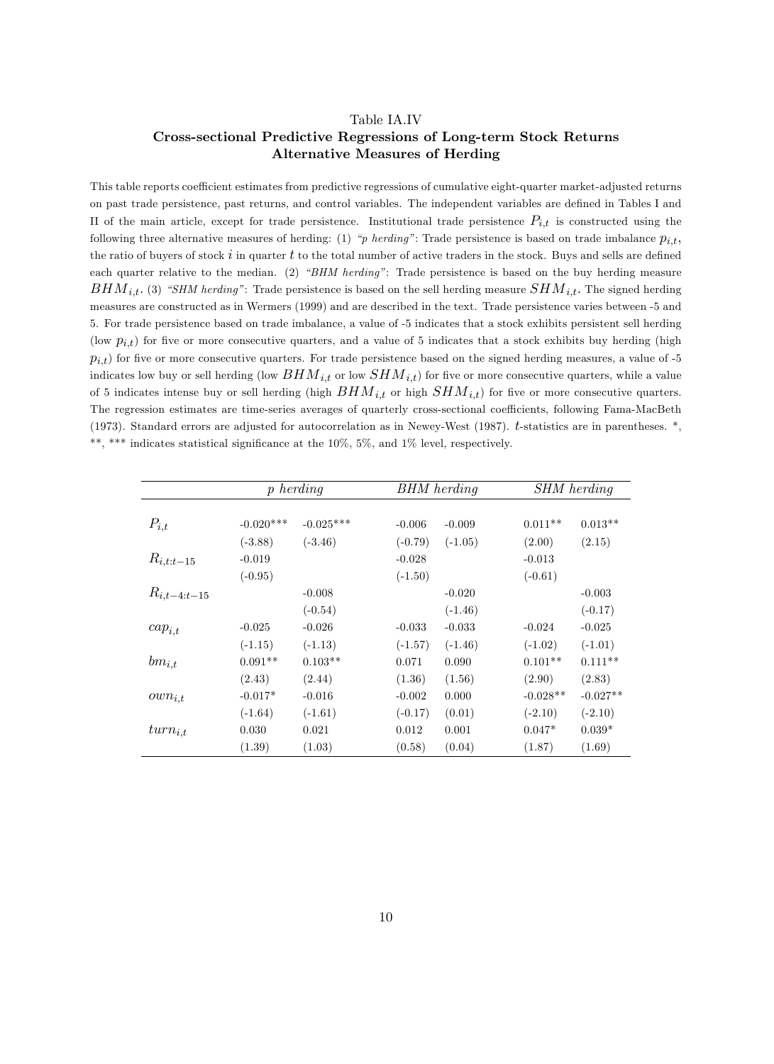Table IA.IV

**Cross-sectional Predictive Regressions of Long-term Stock Returns Alternative Measures of Herding**

This table reports coefficient estimates from predictive regressions of cumulative eight-quarter market-adjusted returns on past trade persistence, past returns, and control variables. The independent variables are defined in Tables I and II of the main article, except for trade persistence. Institutional trade persistence $P_{i,t}$ is constructed using the following three alternative measures of herding: (1) *"p herding"*: Trade persistence is based on trade imbalance $p_{i,t}$, the ratio of buyers of stock $i$ in quarter $t$ to the total number of active traders in the stock. Buys and sells are defined each quarter relative to the median. (2) *"BHM herding"*: Trade persistence is based on the buy herding measure $BHM_{i,t}$. (3) *"SHM herding"*: Trade persistence is based on the sell herding measure $SHM_{i,t}$. The signed herding measures are constructed as in Wermers (1999) and are described in the text. Trade persistence varies between -5 and 5. For trade persistence based on trade imbalance, a value of -5 indicates that a stock exhibits persistent sell herding (low $p_{i,t}$) for five or more consecutive quarters, and a value of 5 indicates that a stock exhibits buy herding (high $p_{i,t}$) for five or more consecutive quarters. For trade persistence based on the signed herding measures, a value of -5 indicates low buy or sell herding (low $BHM_{i,t}$ or low $SHM_{i,t}$) for five or more consecutive quarters, while a value of 5 indicates intense buy or sell herding (high $BHM_{i,t}$ or high $SHM_{i,t}$) for five or more consecutive quarters. The regression estimates are time-series averages of quarterly cross-sectional coefficients, following Fama-MacBeth (1973). Standard errors are adjusted for autocorrelation as in Newey-West (1987). $t$-statistics are in parentheses. *, **, *** indicates statistical significance at the 10%, 5%, and 1% level, respectively.

| | *p herding* | | *BHM herding* | | *SHM herding* | |
|---|---|---|---|---|---|---|
| $P_{i,t}$ | -0.020*** | -0.025*** | -0.006 | -0.009 | 0.011** | 0.013** |
| | (-3.88) | (-3.46) | (-0.79) | (-1.05) | (2.00) | (2.15) |
| $R_{i,t:t-15}$ | -0.019 | | -0.028 | | -0.013 | |
| | (-0.95) | | (-1.50) | | (-0.61) | |
| $R_{i,t-4:t-15}$ | | -0.008 | | -0.020 | | -0.003 |
| | | (-0.54) | | (-1.46) | | (-0.17) |
| $cap_{i,t}$ | -0.025 | -0.026 | -0.033 | -0.033 | -0.024 | -0.025 |
| | (-1.15) | (-1.13) | (-1.57) | (-1.46) | (-1.02) | (-1.01) |
| $bm_{i,t}$ | 0.091** | 0.103** | 0.071 | 0.090 | 0.101** | 0.111** |
| | (2.43) | (2.44) | (1.36) | (1.56) | (2.90) | (2.83) |
| $own_{i,t}$ | -0.017* | -0.016 | -0.002 | 0.000 | -0.028** | -0.027** |
| | (-1.64) | (-1.61) | (-0.17) | (0.01) | (-2.10) | (-2.10) |
| $turn_{i,t}$ | 0.030 | 0.021 | 0.012 | 0.001 | 0.047* | 0.039* |
| | (1.39) | (1.03) | (0.58) | (0.04) | (1.87) | (1.69) |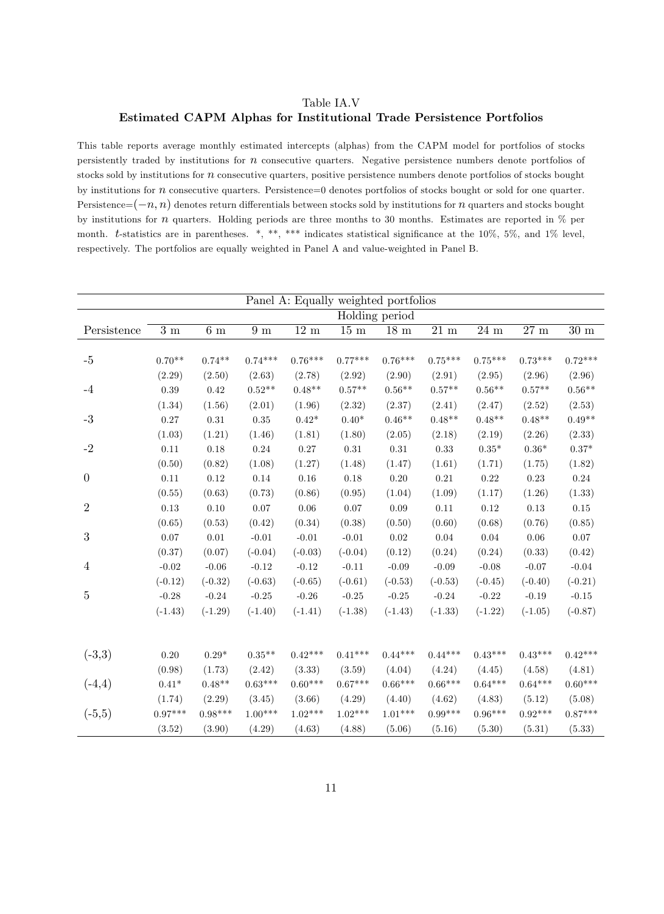Table IA.V

**Estimated CAPM Alphas for Institutional Trade Persistence Portfolios**

This table reports average monthly estimated intercepts (alphas) from the CAPM model for portfolios of stocks persistently traded by institutions for $n$ consecutive quarters. Negative persistence numbers denote portfolios of stocks sold by institutions for $n$ consecutive quarters, positive persistence numbers denote portfolios of stocks bought by institutions for $n$ consecutive quarters. Persistence=0 denotes portfolios of stocks bought or sold for one quarter. Persistence=$(-n, n)$ denotes return differentials between stocks sold by institutions for $n$ quarters and stocks bought by institutions for $n$ quarters. Holding periods are three months to 30 months. Estimates are reported in % per month. $t$-statistics are in parentheses. *, **, *** indicates statistical significance at the 10%, 5%, and 1% level, respectively. The portfolios are equally weighted in Panel A and value-weighted in Panel B.

| Panel A: Equally weighted portfolios | | | | | | | | | | |
|---|---|---|---|---|---|---|---|---|---|---|
| | Holding period | | | | | | | | | |
| Persistence | 3 m | 6 m | 9 m | 12 m | 15 m | 18 m | 21 m | 24 m | 27 m | 30 m |
| -5 | 0.70** | 0.74** | 0.74*** | 0.76*** | 0.77*** | 0.76*** | 0.75*** | 0.75*** | 0.73*** | 0.72*** |
| | (2.29) | (2.50) | (2.63) | (2.78) | (2.92) | (2.90) | (2.91) | (2.95) | (2.96) | (2.96) |
| -4 | 0.39 | 0.42 | 0.52** | 0.48** | 0.57** | 0.56** | 0.57** | 0.56** | 0.57** | 0.56** |
| | (1.34) | (1.56) | (2.01) | (1.96) | (2.32) | (2.37) | (2.41) | (2.47) | (2.52) | (2.53) |
| -3 | 0.27 | 0.31 | 0.35 | 0.42* | 0.40* | 0.46** | 0.48** | 0.48** | 0.48** | 0.49** |
| | (1.03) | (1.21) | (1.46) | (1.81) | (1.80) | (2.05) | (2.18) | (2.19) | (2.26) | (2.33) |
| -2 | 0.11 | 0.18 | 0.24 | 0.27 | 0.31 | 0.31 | 0.33 | 0.35* | 0.36* | 0.37* |
| | (0.50) | (0.82) | (1.08) | (1.27) | (1.48) | (1.47) | (1.61) | (1.71) | (1.75) | (1.82) |
| 0 | 0.11 | 0.12 | 0.14 | 0.16 | 0.18 | 0.20 | 0.21 | 0.22 | 0.23 | 0.24 |
| | (0.55) | (0.63) | (0.73) | (0.86) | (0.95) | (1.04) | (1.09) | (1.17) | (1.26) | (1.33) |
| 2 | 0.13 | 0.10 | 0.07 | 0.06 | 0.07 | 0.09 | 0.11 | 0.12 | 0.13 | 0.15 |
| | (0.65) | (0.53) | (0.42) | (0.34) | (0.38) | (0.50) | (0.60) | (0.68) | (0.76) | (0.85) |
| 3 | 0.07 | 0.01 | -0.01 | -0.01 | -0.01 | 0.02 | 0.04 | 0.04 | 0.06 | 0.07 |
| | (0.37) | (0.07) | (-0.04) | (-0.03) | (-0.04) | (0.12) | (0.24) | (0.24) | (0.33) | (0.42) |
| 4 | -0.02 | -0.06 | -0.12 | -0.12 | -0.11 | -0.09 | -0.09 | -0.08 | -0.07 | -0.04 |
| | (-0.12) | (-0.32) | (-0.63) | (-0.65) | (-0.61) | (-0.53) | (-0.53) | (-0.45) | (-0.40) | (-0.21) |
| 5 | -0.28 | -0.24 | -0.25 | -0.26 | -0.25 | -0.25 | -0.24 | -0.22 | -0.19 | -0.15 |
| | (-1.43) | (-1.29) | (-1.40) | (-1.41) | (-1.38) | (-1.43) | (-1.33) | (-1.22) | (-1.05) | (-0.87) |
| (-3,3) | 0.20 | 0.29* | 0.35** | 0.42*** | 0.41*** | 0.44*** | 0.44*** | 0.43*** | 0.43*** | 0.42*** |
| | (0.98) | (1.73) | (2.42) | (3.33) | (3.59) | (4.04) | (4.24) | (4.45) | (4.58) | (4.81) |
| (-4,4) | 0.41* | 0.48** | 0.63*** | 0.60*** | 0.67*** | 0.66*** | 0.66*** | 0.64*** | 0.64*** | 0.60*** |
| | (1.74) | (2.29) | (3.45) | (3.66) | (4.29) | (4.40) | (4.62) | (4.83) | (5.12) | (5.08) |
| (-5,5) | 0.97*** | 0.98*** | 1.00*** | 1.02*** | 1.02*** | 1.01*** | 0.99*** | 0.96*** | 0.92*** | 0.87*** |
| | (3.52) | (3.90) | (4.29) | (4.63) | (4.88) | (5.06) | (5.16) | (5.30) | (5.31) | (5.33) |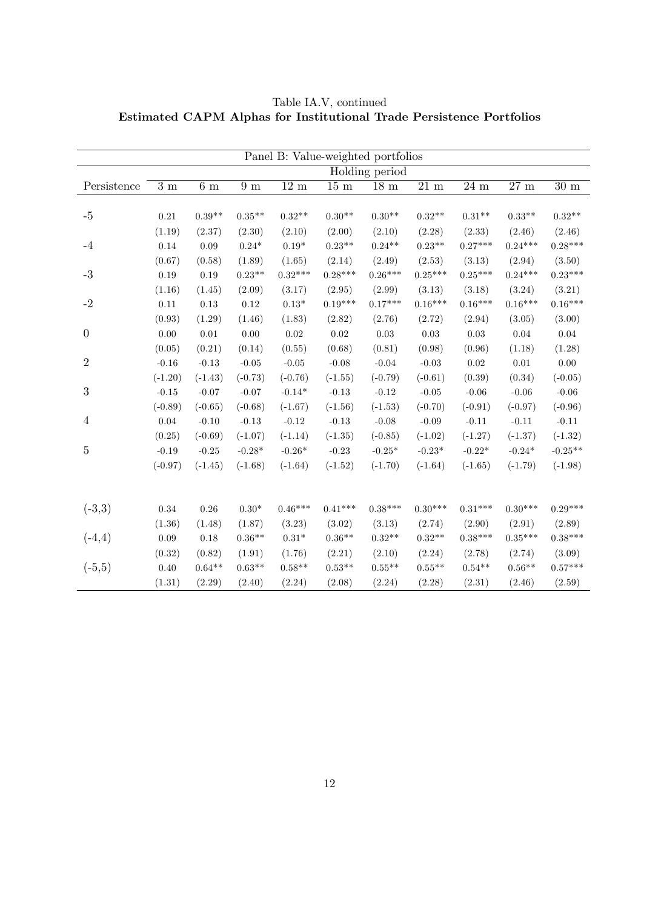Table IA.V, continued

**Estimated CAPM Alphas for Institutional Trade Persistence Portfolios**

| Panel B: Value-weighted portfolios | | | | | | | | | | |
|---|---|---|---|---|---|---|---|---|---|---|
| | Holding period | | | | | | | | | |
| Persistence | 3 m | 6 m | 9 m | 12 m | 15 m | 18 m | 21 m | 24 m | 27 m | 30 m |
| -5 | 0.21 | 0.39** | 0.35** | 0.32** | 0.30** | 0.30** | 0.32** | 0.31** | 0.33** | 0.32** |
| | (1.19) | (2.37) | (2.30) | (2.10) | (2.00) | (2.10) | (2.28) | (2.33) | (2.46) | (2.46) |
| -4 | 0.14 | 0.09 | 0.24* | 0.19* | 0.23** | 0.24** | 0.23** | 0.27*** | 0.24*** | 0.28*** |
| | (0.67) | (0.58) | (1.89) | (1.65) | (2.14) | (2.49) | (2.53) | (3.13) | (2.94) | (3.50) |
| -3 | 0.19 | 0.19 | 0.23** | 0.32*** | 0.28*** | 0.26*** | 0.25*** | 0.25*** | 0.24*** | 0.23*** |
| | (1.16) | (1.45) | (2.09) | (3.17) | (2.95) | (2.99) | (3.13) | (3.18) | (3.24) | (3.21) |
| -2 | 0.11 | 0.13 | 0.12 | 0.13* | 0.19*** | 0.17*** | 0.16*** | 0.16*** | 0.16*** | 0.16*** |
| | (0.93) | (1.29) | (1.46) | (1.83) | (2.82) | (2.76) | (2.72) | (2.94) | (3.05) | (3.00) |
| 0 | 0.00 | 0.01 | 0.00 | 0.02 | 0.02 | 0.03 | 0.03 | 0.03 | 0.04 | 0.04 |
| | (0.05) | (0.21) | (0.14) | (0.55) | (0.68) | (0.81) | (0.98) | (0.96) | (1.18) | (1.28) |
| 2 | -0.16 | -0.13 | -0.05 | -0.05 | -0.08 | -0.04 | -0.03 | 0.02 | 0.01 | 0.00 |
| | (-1.20) | (-1.43) | (-0.73) | (-0.76) | (-1.55) | (-0.79) | (-0.61) | (0.39) | (0.34) | (-0.05) |
| 3 | -0.15 | -0.07 | -0.07 | -0.14* | -0.13 | -0.12 | -0.05 | -0.06 | -0.06 | -0.06 |
| | (-0.89) | (-0.65) | (-0.68) | (-1.67) | (-1.56) | (-1.53) | (-0.70) | (-0.91) | (-0.97) | (-0.96) |
| 4 | 0.04 | -0.10 | -0.13 | -0.12 | -0.13 | -0.08 | -0.09 | -0.11 | -0.11 | -0.11 |
| | (0.25) | (-0.69) | (-1.07) | (-1.14) | (-1.35) | (-0.85) | (-1.02) | (-1.27) | (-1.37) | (-1.32) |
| 5 | -0.19 | -0.25 | -0.28* | -0.26* | -0.23 | -0.25* | -0.23* | -0.22* | -0.24* | -0.25** |
| | (-0.97) | (-1.45) | (-1.68) | (-1.64) | (-1.52) | (-1.70) | (-1.64) | (-1.65) | (-1.79) | (-1.98) |
| (-3,3) | 0.34 | 0.26 | 0.30* | 0.46*** | 0.41*** | 0.38*** | 0.30*** | 0.31*** | 0.30*** | 0.29*** |
| | (1.36) | (1.48) | (1.87) | (3.23) | (3.02) | (3.13) | (2.74) | (2.90) | (2.91) | (2.89) |
| (-4,4) | 0.09 | 0.18 | 0.36** | 0.31* | 0.36** | 0.32** | 0.32** | 0.38*** | 0.35*** | 0.38*** |
| | (0.32) | (0.82) | (1.91) | (1.76) | (2.21) | (2.10) | (2.24) | (2.78) | (2.74) | (3.09) |
| (-5,5) | 0.40 | 0.64** | 0.63** | 0.58** | 0.53** | 0.55** | 0.55** | 0.54** | 0.56** | 0.57*** |
| | (1.31) | (2.29) | (2.40) | (2.24) | (2.08) | (2.24) | (2.28) | (2.31) | (2.46) | (2.59) |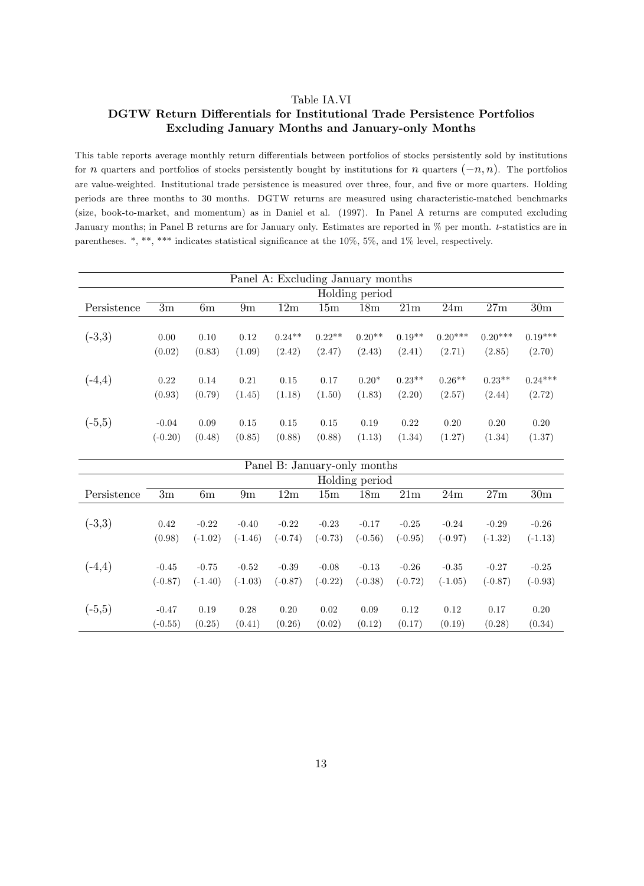Table IA.VI

**DGTW Return Differentials for Institutional Trade Persistence Portfolios Excluding January Months and January-only Months**

This table reports average monthly return differentials between portfolios of stocks persistently sold by institutions for $n$ quarters and portfolios of stocks persistently bought by institutions for $n$ quarters $(-n, n)$. The portfolios are value-weighted. Institutional trade persistence is measured over three, four, and five or more quarters. Holding periods are three months to 30 months. DGTW returns are measured using characteristic-matched benchmarks (size, book-to-market, and momentum) as in Daniel et al. (1997). In Panel A returns are computed excluding January months; in Panel B returns are for January only. Estimates are reported in % per month. $t$-statistics are in parentheses. *, **, *** indicates statistical significance at the 10%, 5%, and 1% level, respectively.

| Panel A: Excluding January months | | | | | | | | | | |
|---|---|---|---|---|---|---|---|---|---|---|
| | Holding period | | | | | | | | | |
| Persistence | 3m | 6m | 9m | 12m | 15m | 18m | 21m | 24m | 27m | 30m |
| (-3,3) | 0.00 | 0.10 | 0.12 | 0.24** | 0.22** | 0.20** | 0.19** | 0.20*** | 0.20*** | 0.19*** |
| | (0.02) | (0.83) | (1.09) | (2.42) | (2.47) | (2.43) | (2.41) | (2.71) | (2.85) | (2.70) |
| (-4,4) | 0.22 | 0.14 | 0.21 | 0.15 | 0.17 | 0.20* | 0.23** | 0.26** | 0.23** | 0.24*** |
| | (0.93) | (0.79) | (1.45) | (1.18) | (1.50) | (1.83) | (2.20) | (2.57) | (2.44) | (2.72) |
| (-5,5) | -0.04 | 0.09 | 0.15 | 0.15 | 0.15 | 0.19 | 0.22 | 0.20 | 0.20 | 0.20 |
| | (-0.20) | (0.48) | (0.85) | (0.88) | (0.88) | (1.13) | (1.34) | (1.27) | (1.34) | (1.37) |

| Panel B: January-only months | | | | | | | | | | |
|---|---|---|---|---|---|---|---|---|---|---|
| | Holding period | | | | | | | | | |
| Persistence | 3m | 6m | 9m | 12m | 15m | 18m | 21m | 24m | 27m | 30m |
| (-3,3) | 0.42 | -0.22 | -0.40 | -0.22 | -0.23 | -0.17 | -0.25 | -0.24 | -0.29 | -0.26 |
| | (0.98) | (-1.02) | (-1.46) | (-0.74) | (-0.73) | (-0.56) | (-0.95) | (-0.97) | (-1.32) | (-1.13) |
| (-4,4) | -0.45 | -0.75 | -0.52 | -0.39 | -0.08 | -0.13 | -0.26 | -0.35 | -0.27 | -0.25 |
| | (-0.87) | (-1.40) | (-1.03) | (-0.87) | (-0.22) | (-0.38) | (-0.72) | (-1.05) | (-0.87) | (-0.93) |
| (-5,5) | -0.47 | 0.19 | 0.28 | 0.20 | 0.02 | 0.09 | 0.12 | 0.12 | 0.17 | 0.20 |
| | (-0.55) | (0.25) | (0.41) | (0.26) | (0.02) | (0.12) | (0.17) | (0.19) | (0.28) | (0.34) |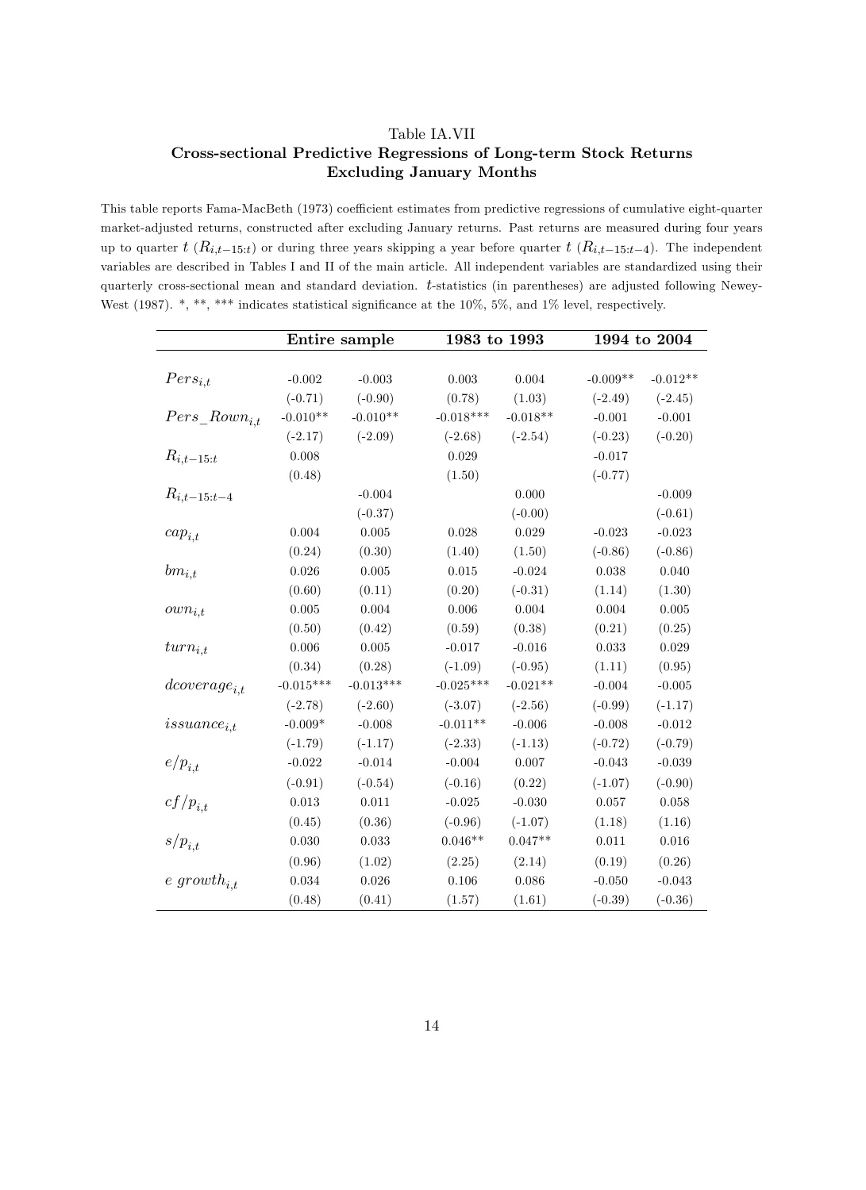Table IA.VII
**Cross-sectional Predictive Regressions of Long-term Stock Returns Excluding January Months**

This table reports Fama-MacBeth (1973) coefficient estimates from predictive regressions of cumulative eight-quarter market-adjusted returns, constructed after excluding January returns. Past returns are measured during four years up to quarter $t$ ($R_{i,t-15:t}$) or during three years skipping a year before quarter $t$ ($R_{i,t-15:t-4}$). The independent variables are described in Tables I and II of the main article. All independent variables are standardized using their quarterly cross-sectional mean and standard deviation. $t$-statistics (in parentheses) are adjusted following Newey-West (1987). *, **, *** indicates statistical significance at the 10%, 5%, and 1% level, respectively.

| | **Entire sample** | | **1983 to 1993** | | **1994 to 2004** | |
|---|---|---|---|---|---|---|
| $Pers_{i,t}$ | -0.002 | -0.003 | 0.003 | 0.004 | -0.009** | -0.012** |
| | (-0.71) | (-0.90) | (0.78) | (1.03) | (-2.49) | (-2.45) |
| $Pers\_Rown_{i,t}$ | -0.010** | -0.010** | -0.018*** | -0.018** | -0.001 | -0.001 |
| | (-2.17) | (-2.09) | (-2.68) | (-2.54) | (-0.23) | (-0.20) |
| $R_{i,t-15:t}$ | 0.008 | | 0.029 | | -0.017 | |
| | (0.48) | | (1.50) | | (-0.77) | |
| $R_{i,t-15:t-4}$ | | -0.004 | | 0.000 | | -0.009 |
| | | (-0.37) | | (-0.00) | | (-0.61) |
| $cap_{i,t}$ | 0.004 | 0.005 | 0.028 | 0.029 | -0.023 | -0.023 |
| | (0.24) | (0.30) | (1.40) | (1.50) | (-0.86) | (-0.86) |
| $bm_{i,t}$ | 0.026 | 0.005 | 0.015 | -0.024 | 0.038 | 0.040 |
| | (0.60) | (0.11) | (0.20) | (-0.31) | (1.14) | (1.30) |
| $own_{i,t}$ | 0.005 | 0.004 | 0.006 | 0.004 | 0.004 | 0.005 |
| | (0.50) | (0.42) | (0.59) | (0.38) | (0.21) | (0.25) |
| $turn_{i,t}$ | 0.006 | 0.005 | -0.017 | -0.016 | 0.033 | 0.029 |
| | (0.34) | (0.28) | (-1.09) | (-0.95) | (1.11) | (0.95) |
| $dcoverage_{i,t}$ | -0.015*** | -0.013*** | -0.025*** | -0.021** | -0.004 | -0.005 |
| | (-2.78) | (-2.60) | (-3.07) | (-2.56) | (-0.99) | (-1.17) |
| $issuance_{i,t}$ | -0.009* | -0.008 | -0.011** | -0.006 | -0.008 | -0.012 |
| | (-1.79) | (-1.17) | (-2.33) | (-1.13) | (-0.72) | (-0.79) |
| $e/p_{i,t}$ | -0.022 | -0.014 | -0.004 | 0.007 | -0.043 | -0.039 |
| | (-0.91) | (-0.54) | (-0.16) | (0.22) | (-1.07) | (-0.90) |
| $cf/p_{i,t}$ | 0.013 | 0.011 | -0.025 | -0.030 | 0.057 | 0.058 |
| | (0.45) | (0.36) | (-0.96) | (-1.07) | (1.18) | (1.16) |
| $s/p_{i,t}$ | 0.030 | 0.033 | 0.046** | 0.047** | 0.011 | 0.016 |
| | (0.96) | (1.02) | (2.25) | (2.14) | (0.19) | (0.26) |
| $e\ growth_{i,t}$ | 0.034 | 0.026 | 0.106 | 0.086 | -0.050 | -0.043 |
| | (0.48) | (0.41) | (1.57) | (1.61) | (-0.39) | (-0.36) |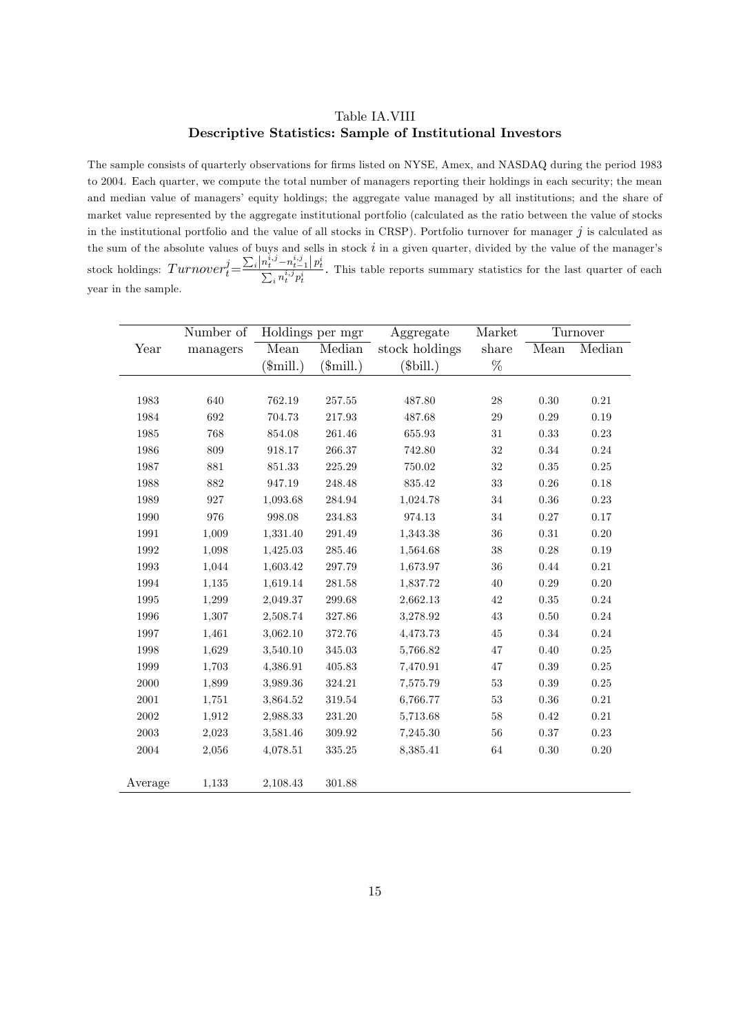Table IA.VIII
**Descriptive Statistics: Sample of Institutional Investors**

The sample consists of quarterly observations for firms listed on NYSE, Amex, and NASDAQ during the period 1983 to 2004. Each quarter, we compute the total number of managers reporting their holdings in each security; the mean and median value of managers' equity holdings; the aggregate value managed by all institutions; and the share of market value represented by the aggregate institutional portfolio (calculated as the ratio between the value of stocks in the institutional portfolio and the value of all stocks in CRSP). Portfolio turnover for manager $j$ is calculated as the sum of the absolute values of buys and sells in stock $i$ in a given quarter, divided by the value of the manager's stock holdings: $Turnover_t^j = \frac{\sum_i \left| n_t^{i,j} - n_{t-1}^{i,j} \right| p_t^i}{\sum_i n_t^{i,j} p_t^i}$. This table reports summary statistics for the last quarter of each year in the sample.

| Year | Number of managers | Holdings per mgr Mean ($mill.) | Holdings per mgr Median ($mill.) | Aggregate stock holdings ($bill.) | Market share % | Turnover Mean | Turnover Median |
|---|---|---|---|---|---|---|---|
| 1983 | 640 | 762.19 | 257.55 | 487.80 | 28 | 0.30 | 0.21 |
| 1984 | 692 | 704.73 | 217.93 | 487.68 | 29 | 0.29 | 0.19 |
| 1985 | 768 | 854.08 | 261.46 | 655.93 | 31 | 0.33 | 0.23 |
| 1986 | 809 | 918.17 | 266.37 | 742.80 | 32 | 0.34 | 0.24 |
| 1987 | 881 | 851.33 | 225.29 | 750.02 | 32 | 0.35 | 0.25 |
| 1988 | 882 | 947.19 | 248.48 | 835.42 | 33 | 0.26 | 0.18 |
| 1989 | 927 | 1,093.68 | 284.94 | 1,024.78 | 34 | 0.36 | 0.23 |
| 1990 | 976 | 998.08 | 234.83 | 974.13 | 34 | 0.27 | 0.17 |
| 1991 | 1,009 | 1,331.40 | 291.49 | 1,343.38 | 36 | 0.31 | 0.20 |
| 1992 | 1,098 | 1,425.03 | 285.46 | 1,564.68 | 38 | 0.28 | 0.19 |
| 1993 | 1,044 | 1,603.42 | 297.79 | 1,673.97 | 36 | 0.44 | 0.21 |
| 1994 | 1,135 | 1,619.14 | 281.58 | 1,837.72 | 40 | 0.29 | 0.20 |
| 1995 | 1,299 | 2,049.37 | 299.68 | 2,662.13 | 42 | 0.35 | 0.24 |
| 1996 | 1,307 | 2,508.74 | 327.86 | 3,278.92 | 43 | 0.50 | 0.24 |
| 1997 | 1,461 | 3,062.10 | 372.76 | 4,473.73 | 45 | 0.34 | 0.24 |
| 1998 | 1,629 | 3,540.10 | 345.03 | 5,766.82 | 47 | 0.40 | 0.25 |
| 1999 | 1,703 | 4,386.91 | 405.83 | 7,470.91 | 47 | 0.39 | 0.25 |
| 2000 | 1,899 | 3,989.36 | 324.21 | 7,575.79 | 53 | 0.39 | 0.25 |
| 2001 | 1,751 | 3,864.52 | 319.54 | 6,766.77 | 53 | 0.36 | 0.21 |
| 2002 | 1,912 | 2,988.33 | 231.20 | 5,713.68 | 58 | 0.42 | 0.21 |
| 2003 | 2,023 | 3,581.46 | 309.92 | 7,245.30 | 56 | 0.37 | 0.23 |
| 2004 | 2,056 | 4,078.51 | 335.25 | 8,385.41 | 64 | 0.30 | 0.20 |
| Average | 1,133 | 2,108.43 | 301.88 | | | | |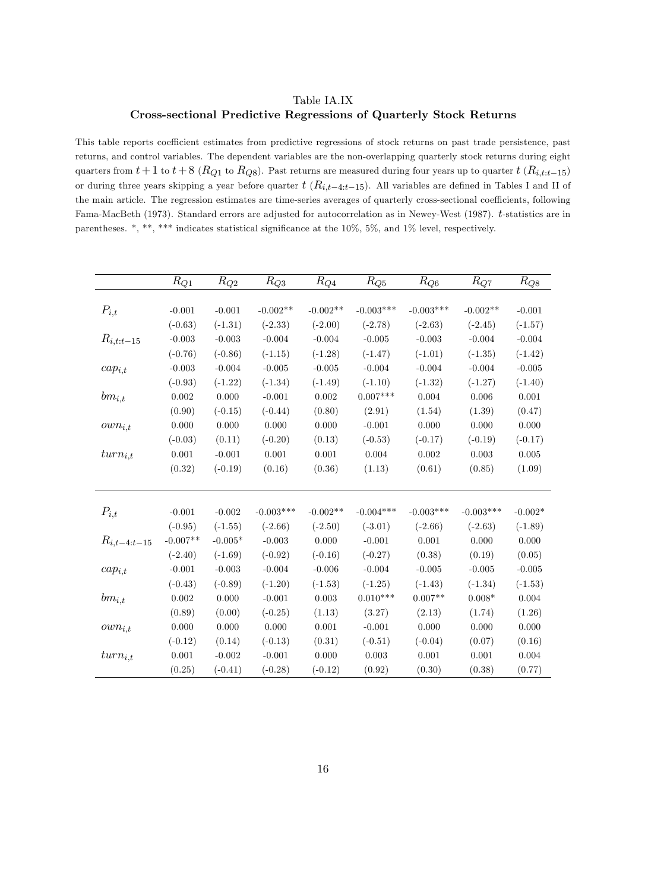Table IA.IX

**Cross-sectional Predictive Regressions of Quarterly Stock Returns**

This table reports coefficient estimates from predictive regressions of stock returns on past trade persistence, past returns, and control variables. The dependent variables are the non-overlapping quarterly stock returns during eight quarters from $t+1$ to $t+8$ ($R_{Q1}$ to $R_{Q8}$). Past returns are measured during four years up to quarter $t$ ($R_{i,t:t-15}$) or during three years skipping a year before quarter $t$ ($R_{i,t-4:t-15}$). All variables are defined in Tables I and II of the main article. The regression estimates are time-series averages of quarterly cross-sectional coefficients, following Fama-MacBeth (1973). Standard errors are adjusted for autocorrelation as in Newey-West (1987). $t$-statistics are in parentheses. *, **, *** indicates statistical significance at the 10%, 5%, and 1% level, respectively.

| | $R_{Q1}$ | $R_{Q2}$ | $R_{Q3}$ | $R_{Q4}$ | $R_{Q5}$ | $R_{Q6}$ | $R_{Q7}$ | $R_{Q8}$ |
|---|---|---|---|---|---|---|---|---|
| $P_{i,t}$ | -0.001 | -0.001 | -0.002** | -0.002** | -0.003*** | -0.003*** | -0.002** | -0.001 |
| | (-0.63) | (-1.31) | (-2.33) | (-2.00) | (-2.78) | (-2.63) | (-2.45) | (-1.57) |
| $R_{i,t:t-15}$ | -0.003 | -0.003 | -0.004 | -0.004 | -0.005 | -0.003 | -0.004 | -0.004 |
| | (-0.76) | (-0.86) | (-1.15) | (-1.28) | (-1.47) | (-1.01) | (-1.35) | (-1.42) |
| $cap_{i,t}$ | -0.003 | -0.004 | -0.005 | -0.005 | -0.004 | -0.004 | -0.004 | -0.005 |
| | (-0.93) | (-1.22) | (-1.34) | (-1.49) | (-1.10) | (-1.32) | (-1.27) | (-1.40) |
| $bm_{i,t}$ | 0.002 | 0.000 | -0.001 | 0.002 | 0.007*** | 0.004 | 0.006 | 0.001 |
| | (0.90) | (-0.15) | (-0.44) | (0.80) | (2.91) | (1.54) | (1.39) | (0.47) |
| $own_{i,t}$ | 0.000 | 0.000 | 0.000 | 0.000 | -0.001 | 0.000 | 0.000 | 0.000 |
| | (-0.03) | (0.11) | (-0.20) | (0.13) | (-0.53) | (-0.17) | (-0.19) | (-0.17) |
| $turn_{i,t}$ | 0.001 | -0.001 | 0.001 | 0.001 | 0.004 | 0.002 | 0.003 | 0.005 |
| | (0.32) | (-0.19) | (0.16) | (0.36) | (1.13) | (0.61) | (0.85) | (1.09) |
| | | | | | | | | |
| $P_{i,t}$ | -0.001 | -0.002 | -0.003*** | -0.002** | -0.004*** | -0.003*** | -0.003*** | -0.002* |
| | (-0.95) | (-1.55) | (-2.66) | (-2.50) | (-3.01) | (-2.66) | (-2.63) | (-1.89) |
| $R_{i,t-4:t-15}$ | -0.007** | -0.005* | -0.003 | 0.000 | -0.001 | 0.001 | 0.000 | 0.000 |
| | (-2.40) | (-1.69) | (-0.92) | (-0.16) | (-0.27) | (0.38) | (0.19) | (0.05) |
| $cap_{i,t}$ | -0.001 | -0.003 | -0.004 | -0.006 | -0.004 | -0.005 | -0.005 | -0.005 |
| | (-0.43) | (-0.89) | (-1.20) | (-1.53) | (-1.25) | (-1.43) | (-1.34) | (-1.53) |
| $bm_{i,t}$ | 0.002 | 0.000 | -0.001 | 0.003 | 0.010*** | 0.007** | 0.008* | 0.004 |
| | (0.89) | (0.00) | (-0.25) | (1.13) | (3.27) | (2.13) | (1.74) | (1.26) |
| $own_{i,t}$ | 0.000 | 0.000 | 0.000 | 0.001 | -0.001 | 0.000 | 0.000 | 0.000 |
| | (-0.12) | (0.14) | (-0.13) | (0.31) | (-0.51) | (-0.04) | (0.07) | (0.16) |
| $turn_{i,t}$ | 0.001 | -0.002 | -0.001 | 0.000 | 0.003 | 0.001 | 0.001 | 0.004 |
| | (0.25) | (-0.41) | (-0.28) | (-0.12) | (0.92) | (0.30) | (0.38) | (0.77) |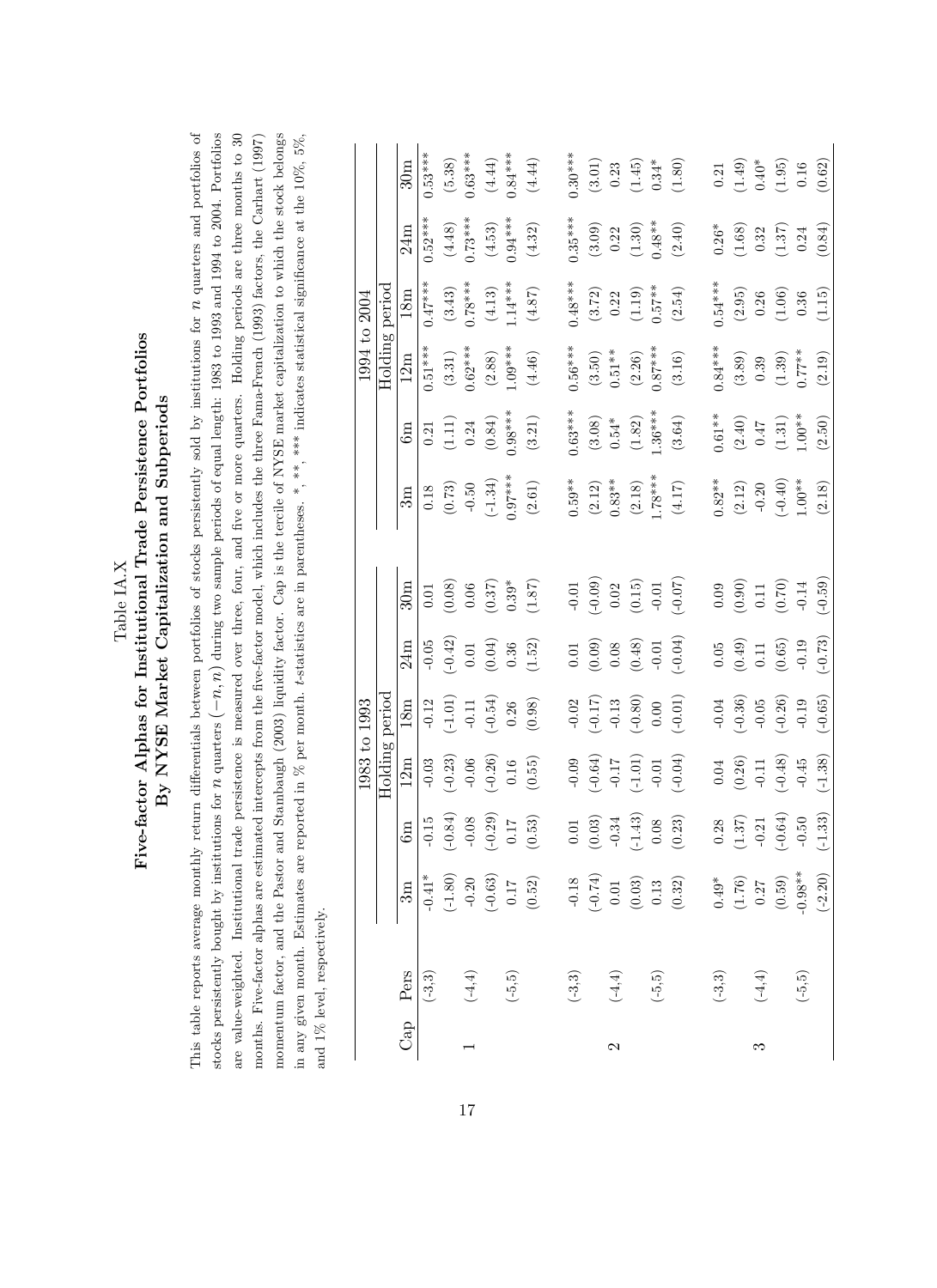Table IA.X

**Five-factor Alphas for Institutional Trade Persistence Portfolios By NYSE Market Capitalization and Subperiods**

This table reports average monthly return differentials between portfolios of stocks persistently sold by institutions for $n$ quarters and portfolios of stocks persistently bought by institutions for $n$ quarters $(-n, n)$ during two sample periods of equal length: 1983 to 1993 and 1994 to 2004. Portfolios are value-weighted. Institutional trade persistence is measured over three, four, and five or more quarters. Holding periods are three months to 30 months. Five-factor alphas are estimated intercepts from the five-factor model, which includes the three Fama-French (1993) factors, the Carhart (1997) momentum factor, and the Pastor and Stambaugh (2003) liquidity factor. Cap is the tercile of NYSE market capitalization to which the stock belongs in any given month. Estimates are reported in % per month. $t$-statistics are in parentheses. *, **, *** indicates statistical significance at the 10%, 5%, and 1% level, respectively.

| | | 1983 to 1993 | | | | | | 1994 to 2004 | | | | | |
|---|---|---|---|---|---|---|---|---|---|---|---|---|---|
| | | Holding period | | | | | | Holding period | | | | | |
| Cap | Pers | 3m | 6m | 12m | 18m | 24m | 30m | 3m | 6m | 12m | 18m | 24m | 30m |
| 1 | (-3,3) | -0.41* | -0.15 | -0.03 | -0.12 | -0.05 | 0.01 | 0.18 | 0.21 | 0.51*** | 0.47*** | 0.52*** | 0.53*** |
| | | (-1.80) | (-0.84) | (-0.23) | (-1.01) | (-0.42) | (0.08) | (0.73) | (1.11) | (3.31) | (3.43) | (4.48) | (5.38) |
| | (-4,4) | -0.20 | -0.08 | -0.06 | -0.11 | 0.01 | 0.06 | -0.50 | 0.24 | 0.62*** | 0.78*** | 0.73*** | 0.63*** |
| | | (-0.63) | (-0.29) | (-0.26) | (-0.54) | (0.04) | (0.37) | (-1.34) | (0.84) | (2.88) | (4.13) | (4.53) | (4.44) |
| | (-5,5) | 0.17 | 0.17 | 0.16 | 0.26 | 0.36 | 0.39* | 0.97*** | 0.98*** | 1.09*** | 1.14*** | 0.94*** | 0.84*** |
| | | (0.52) | (0.53) | (0.55) | (0.98) | (1.52) | (1.87) | (2.61) | (3.21) | (4.46) | (4.87) | (4.32) | (4.44) |
| 2 | (-3,3) | -0.18 | 0.01 | -0.09 | -0.02 | 0.01 | -0.01 | 0.59** | 0.63*** | 0.56*** | 0.48*** | 0.35*** | 0.30*** |
| | | (-0.74) | (0.03) | (-0.64) | (-0.17) | (0.09) | (-0.09) | (2.12) | (3.08) | (3.50) | (3.72) | (3.09) | (3.01) |
| | (-4,4) | 0.01 | -0.34 | -0.17 | -0.13 | 0.08 | 0.02 | 0.83** | 0.54* | 0.51** | 0.22 | 0.22 | 0.23 |
| | | (0.03) | (-1.43) | (-1.01) | (-0.80) | (0.48) | (0.15) | (2.18) | (1.82) | (2.26) | (1.19) | (1.30) | (1.45) |
| | (-5,5) | 0.13 | 0.08 | -0.01 | 0.00 | -0.01 | -0.01 | 1.78*** | 1.36*** | 0.87*** | 0.57** | 0.48** | 0.34* |
| | | (0.32) | (0.23) | (-0.04) | (-0.01) | (-0.04) | (-0.07) | (4.17) | (3.64) | (3.16) | (2.54) | (2.40) | (1.80) |
| 3 | (-3,3) | 0.49* | 0.28 | 0.04 | -0.04 | 0.05 | 0.09 | 0.82** | 0.61** | 0.84*** | 0.54*** | 0.26* | 0.21 |
| | | (1.76) | (1.37) | (0.26) | (-0.36) | (0.49) | (0.90) | (2.12) | (2.40) | (3.89) | (2.95) | (1.68) | (1.49) |
| | (-4,4) | 0.27 | -0.21 | -0.11 | -0.05 | 0.11 | 0.11 | -0.20 | 0.47 | 0.39 | 0.26 | 0.32 | 0.40* |
| | | (0.59) | (-0.64) | (-0.48) | (-0.26) | (0.65) | (0.70) | (-0.40) | (1.31) | (1.39) | (1.06) | (1.37) | (1.95) |
| | (-5,5) | -0.98** | -0.50 | -0.45 | -0.19 | -0.19 | -0.14 | 1.00** | 1.00** | 0.77** | 0.36 | 0.24 | 0.16 |
| | | (-2.20) | (-1.33) | (-1.38) | (-0.65) | (-0.73) | (-0.59) | (2.18) | (2.50) | (2.19) | (1.15) | (0.84) | (0.62) |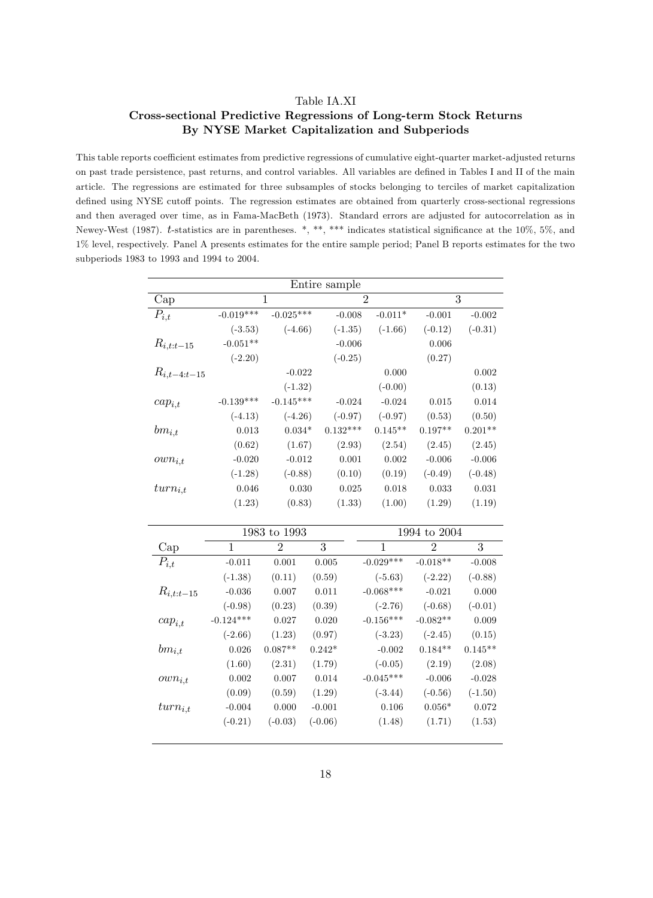Table IA.XI

**Cross-sectional Predictive Regressions of Long-term Stock Returns By NYSE Market Capitalization and Subperiods**

This table reports coefficient estimates from predictive regressions of cumulative eight-quarter market-adjusted returns on past trade persistence, past returns, and control variables. All variables are defined in Tables I and II of the main article. The regressions are estimated for three subsamples of stocks belonging to terciles of market capitalization defined using NYSE cutoff points. The regression estimates are obtained from quarterly cross-sectional regressions and then averaged over time, as in Fama-MacBeth (1973). Standard errors are adjusted for autocorrelation as in Newey-West (1987). $t$-statistics are in parentheses. \*, \*\*, \*\*\* indicates statistical significance at the 10%, 5%, and 1% level, respectively. Panel A presents estimates for the entire sample period; Panel B reports estimates for the two subperiods 1983 to 1993 and 1994 to 2004.

| | Entire sample | | | | | |
|---|---|---|---|---|---|---|
| Cap | 1 | | 2 | | 3 | |
| $P_{i,t}$ | -0.019*** | -0.025*** | -0.008 | -0.011* | -0.001 | -0.002 |
| | (-3.53) | (-4.66) | (-1.35) | (-1.66) | (-0.12) | (-0.31) |
| $R_{i,t:t-15}$ | -0.051** | | -0.006 | | 0.006 | |
| | (-2.20) | | (-0.25) | | (0.27) | |
| $R_{i,t-4:t-15}$ | | -0.022 | | 0.000 | | 0.002 |
| | | (-1.32) | | (-0.00) | | (0.13) |
| $cap_{i,t}$ | -0.139*** | -0.145*** | -0.024 | -0.024 | 0.015 | 0.014 |
| | (-4.13) | (-4.26) | (-0.97) | (-0.97) | (0.53) | (0.50) |
| $bm_{i,t}$ | 0.013 | 0.034* | 0.132*** | 0.145** | 0.197** | 0.201** |
| | (0.62) | (1.67) | (2.93) | (2.54) | (2.45) | (2.45) |
| $own_{i,t}$ | -0.020 | -0.012 | 0.001 | 0.002 | -0.006 | -0.006 |
| | (-1.28) | (-0.88) | (0.10) | (0.19) | (-0.49) | (-0.48) |
| $turn_{i,t}$ | 0.046 | 0.030 | 0.025 | 0.018 | 0.033 | 0.031 |
| | (1.23) | (0.83) | (1.33) | (1.00) | (1.29) | (1.19) |

| | 1983 to 1993 | | | 1994 to 2004 | | |
|---|---|---|---|---|---|---|
| Cap | 1 | 2 | 3 | 1 | 2 | 3 |
| $P_{i,t}$ | -0.011 | 0.001 | 0.005 | -0.029*** | -0.018** | -0.008 |
| | (-1.38) | (0.11) | (0.59) | (-5.63) | (-2.22) | (-0.88) |
| $R_{i,t:t-15}$ | -0.036 | 0.007 | 0.011 | -0.068*** | -0.021 | 0.000 |
| | (-0.98) | (0.23) | (0.39) | (-2.76) | (-0.68) | (-0.01) |
| $cap_{i,t}$ | -0.124*** | 0.027 | 0.020 | -0.156*** | -0.082** | 0.009 |
| | (-2.66) | (1.23) | (0.97) | (-3.23) | (-2.45) | (0.15) |
| $bm_{i,t}$ | 0.026 | 0.087** | 0.242* | -0.002 | 0.184** | 0.145** |
| | (1.60) | (2.31) | (1.79) | (-0.05) | (2.19) | (2.08) |
| $own_{i,t}$ | 0.002 | 0.007 | 0.014 | -0.045*** | -0.006 | -0.028 |
| | (0.09) | (0.59) | (1.29) | (-3.44) | (-0.56) | (-1.50) |
| $turn_{i,t}$ | -0.004 | 0.000 | -0.001 | 0.106 | 0.056* | 0.072 |
| | (-0.21) | (-0.03) | (-0.06) | (1.48) | (1.71) | (1.53) |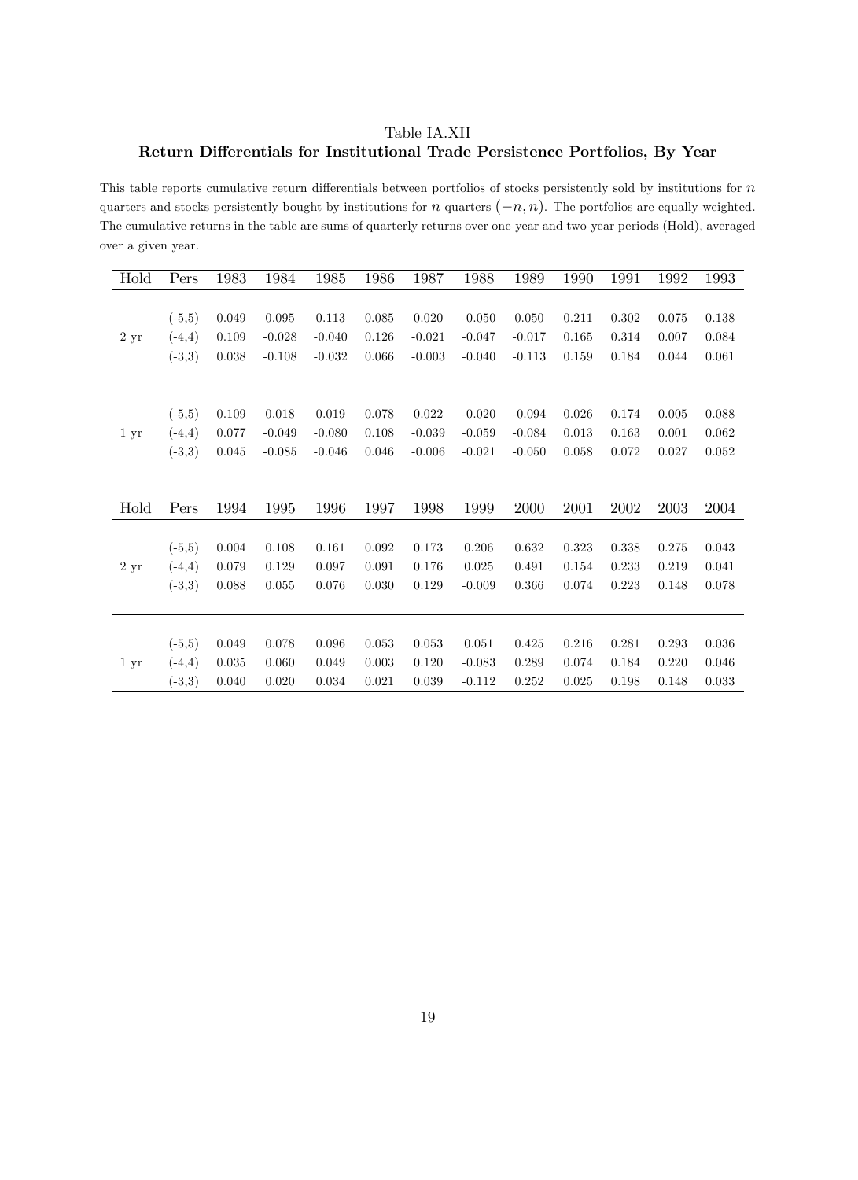Table IA.XII

**Return Differentials for Institutional Trade Persistence Portfolios, By Year**

This table reports cumulative return differentials between portfolios of stocks persistently sold by institutions for $n$ quarters and stocks persistently bought by institutions for $n$ quarters $(-n, n)$. The portfolios are equally weighted. The cumulative returns in the table are sums of quarterly returns over one-year and two-year periods (Hold), averaged over a given year.

| Hold | Pers | 1983 | 1984 | 1985 | 1986 | 1987 | 1988 | 1989 | 1990 | 1991 | 1992 | 1993 |
|---|---|---|---|---|---|---|---|---|---|---|---|---|
| | (-5,5) | 0.049 | 0.095 | 0.113 | 0.085 | 0.020 | -0.050 | 0.050 | 0.211 | 0.302 | 0.075 | 0.138 |
| 2 yr | (-4,4) | 0.109 | -0.028 | -0.040 | 0.126 | -0.021 | -0.047 | -0.017 | 0.165 | 0.314 | 0.007 | 0.084 |
| | (-3,3) | 0.038 | -0.108 | -0.032 | 0.066 | -0.003 | -0.040 | -0.113 | 0.159 | 0.184 | 0.044 | 0.061 |
| | (-5,5) | 0.109 | 0.018 | 0.019 | 0.078 | 0.022 | -0.020 | -0.094 | 0.026 | 0.174 | 0.005 | 0.088 |
| 1 yr | (-4,4) | 0.077 | -0.049 | -0.080 | 0.108 | -0.039 | -0.059 | -0.084 | 0.013 | 0.163 | 0.001 | 0.062 |
| | (-3,3) | 0.045 | -0.085 | -0.046 | 0.046 | -0.006 | -0.021 | -0.050 | 0.058 | 0.072 | 0.027 | 0.052 |

| Hold | Pers | 1994 | 1995 | 1996 | 1997 | 1998 | 1999 | 2000 | 2001 | 2002 | 2003 | 2004 |
|---|---|---|---|---|---|---|---|---|---|---|---|---|
| | (-5,5) | 0.004 | 0.108 | 0.161 | 0.092 | 0.173 | 0.206 | 0.632 | 0.323 | 0.338 | 0.275 | 0.043 |
| 2 yr | (-4,4) | 0.079 | 0.129 | 0.097 | 0.091 | 0.176 | 0.025 | 0.491 | 0.154 | 0.233 | 0.219 | 0.041 |
| | (-3,3) | 0.088 | 0.055 | 0.076 | 0.030 | 0.129 | -0.009 | 0.366 | 0.074 | 0.223 | 0.148 | 0.078 |
| | (-5,5) | 0.049 | 0.078 | 0.096 | 0.053 | 0.053 | 0.051 | 0.425 | 0.216 | 0.281 | 0.293 | 0.036 |
| 1 yr | (-4,4) | 0.035 | 0.060 | 0.049 | 0.003 | 0.120 | -0.083 | 0.289 | 0.074 | 0.184 | 0.220 | 0.046 |
| | (-3,3) | 0.040 | 0.020 | 0.034 | 0.021 | 0.039 | -0.112 | 0.252 | 0.025 | 0.198 | 0.148 | 0.033 |